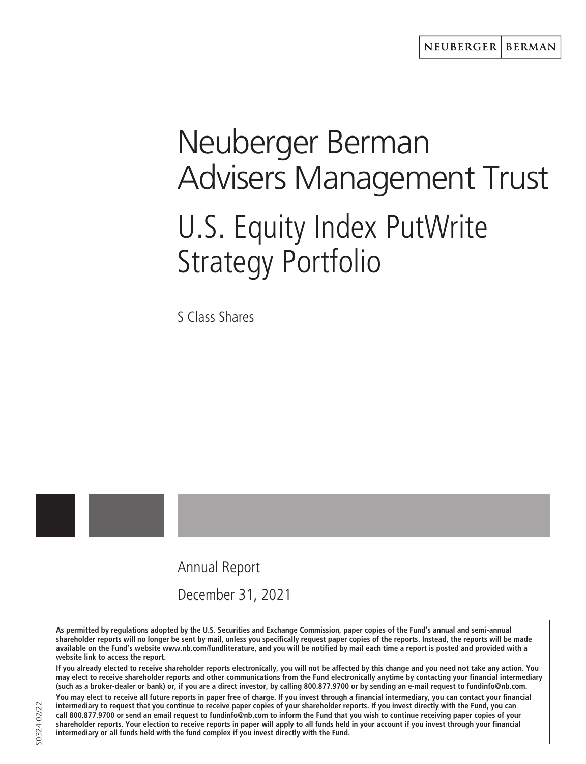NEUBERGER | BERMAN

# Neuberger Berman Advisers Management Trust

# U.S. Equity Index PutWrite Strategy Portfolio

S Class Shares

Annual Report

December 31, 2021

**As permitted by regulations adopted by the U.S. Securities and Exchange Commission, paper copies of the Fund's annual and semi-annual shareholder reports will no longer be sent by mail, unless you specifically request paper copies of the reports. Instead, the reports will be made available on the Fund's website www.nb.com/fundliterature, and you will be notified by mail each time a report is posted and provided with a website link to access the report.**

**If you already elected to receive shareholder reports electronically, you will not be affected by this change and you need not take any action. You may elect to receive shareholder reports and other communications from the Fund electronically anytime by contacting your financial intermediary (such as a broker-dealer or bank) or, if you are a direct investor, by calling 800.877.9700 or by sending an e-mail request to fundinfo@nb.com.**

**You may elect to receive all future reports in paper free of charge. If you invest through a financial intermediary, you can contact your financial intermediary to request that you continue to receive paper copies of your shareholder reports. If you invest directly with the Fund, you can call 800.877.9700 or send an email request to fundinfo@nb.com to inform the Fund that you wish to continue receiving paper copies of your shareholder reports. Your election to receive reports in paper will apply to all funds held in your account if you invest through your financial intermediary or all funds held with the fund complex if you invest directly with the Fund.**

S0324 02/22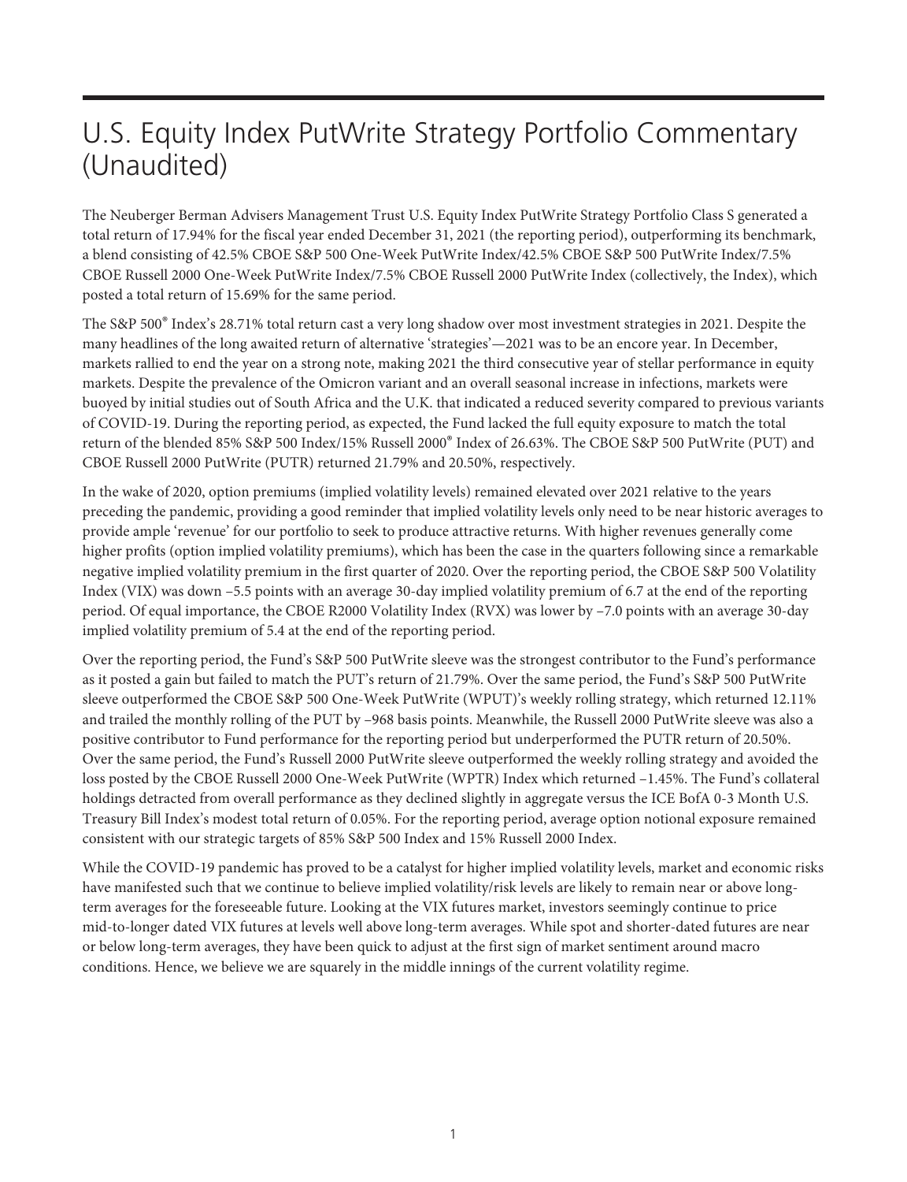# U.S. Equity Index PutWrite Strategy Portfolio Commentary (Unaudited)

The Neuberger Berman Advisers Management Trust U.S. Equity Index PutWrite Strategy Portfolio Class S generated a total return of 17.94% for the fiscal year ended December 31, 2021 (the reporting period), outperforming its benchmark, a blend consisting of 42.5% CBOE S&P 500 One-Week PutWrite Index/42.5% CBOE S&P 500 PutWrite Index/7.5% CBOE Russell 2000 One-Week PutWrite Index/7.5% CBOE Russell 2000 PutWrite Index (collectively, the Index), which posted a total return of 15.69% for the same period.

The S&P 500® Index's 28.71% total return cast a very long shadow over most investment strategies in 2021. Despite the many headlines of the long awaited return of alternative 'strategies'—2021 was to be an encore year. In December, markets rallied to end the year on a strong note, making 2021 the third consecutive year of stellar performance in equity markets. Despite the prevalence of the Omicron variant and an overall seasonal increase in infections, markets were buoyed by initial studies out of South Africa and the U.K. that indicated a reduced severity compared to previous variants of COVID-19. During the reporting period, as expected, the Fund lacked the full equity exposure to match the total return of the blended 85% S&P 500 Index/15% Russell 2000® Index of 26.63%. The CBOE S&P 500 PutWrite (PUT) and CBOE Russell 2000 PutWrite (PUTR) returned 21.79% and 20.50%, respectively.

In the wake of 2020, option premiums (implied volatility levels) remained elevated over 2021 relative to the years preceding the pandemic, providing a good reminder that implied volatility levels only need to be near historic averages to provide ample 'revenue' for our portfolio to seek to produce attractive returns. With higher revenues generally come higher profits (option implied volatility premiums), which has been the case in the quarters following since a remarkable negative implied volatility premium in the first quarter of 2020. Over the reporting period, the CBOE S&P 500 Volatility Index (VIX) was down –5.5 points with an average 30-day implied volatility premium of 6.7 at the end of the reporting period. Of equal importance, the CBOE R2000 Volatility Index (RVX) was lower by –7.0 points with an average 30-day implied volatility premium of 5.4 at the end of the reporting period.

Over the reporting period, the Fund's S&P 500 PutWrite sleeve was the strongest contributor to the Fund's performance as it posted a gain but failed to match the PUT's return of 21.79%. Over the same period, the Fund's S&P 500 PutWrite sleeve outperformed the CBOE S&P 500 One-Week PutWrite (WPUT)'s weekly rolling strategy, which returned 12.11% and trailed the monthly rolling of the PUT by –968 basis points. Meanwhile, the Russell 2000 PutWrite sleeve was also a positive contributor to Fund performance for the reporting period but underperformed the PUTR return of 20.50%. Over the same period, the Fund's Russell 2000 PutWrite sleeve outperformed the weekly rolling strategy and avoided the loss posted by the CBOE Russell 2000 One-Week PutWrite (WPTR) Index which returned –1.45%. The Fund's collateral holdings detracted from overall performance as they declined slightly in aggregate versus the ICE BofA 0-3 Month U.S. Treasury Bill Index's modest total return of 0.05%. For the reporting period, average option notional exposure remained consistent with our strategic targets of 85% S&P 500 Index and 15% Russell 2000 Index.

While the COVID-19 pandemic has proved to be a catalyst for higher implied volatility levels, market and economic risks have manifested such that we continue to believe implied volatility/risk levels are likely to remain near or above long-term averages for the foreseeable future. Looking at the VIX futures market, investors seemingly continue to price mid-to-longer dated VIX futures at levels well above long-term averages. While spot and shorter-dated futures are near or below long-term averages, they have been quick to adjust at the first sign of market sentiment around macro conditions. Hence, we believe we are squarely in the middle innings of the current volatility regime.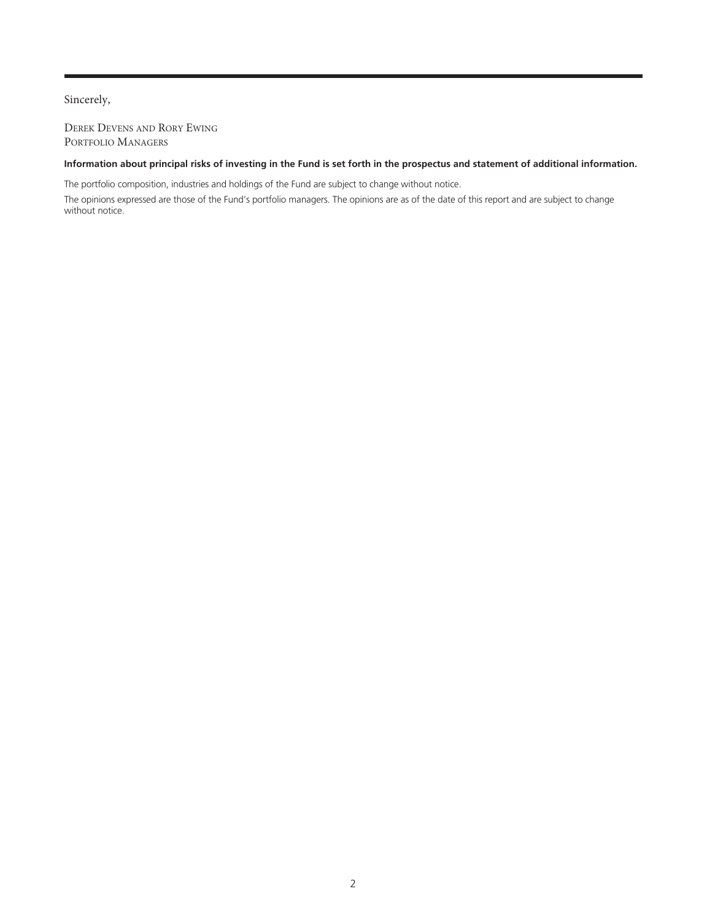Sincerely,

Derek Devens and Rory Ewing
Portfolio Managers

**Information about principal risks of investing in the Fund is set forth in the prospectus and statement of additional information.**

The portfolio composition, industries and holdings of the Fund are subject to change without notice.

The opinions expressed are those of the Fund's portfolio managers. The opinions are as of the date of this report and are subject to change without notice.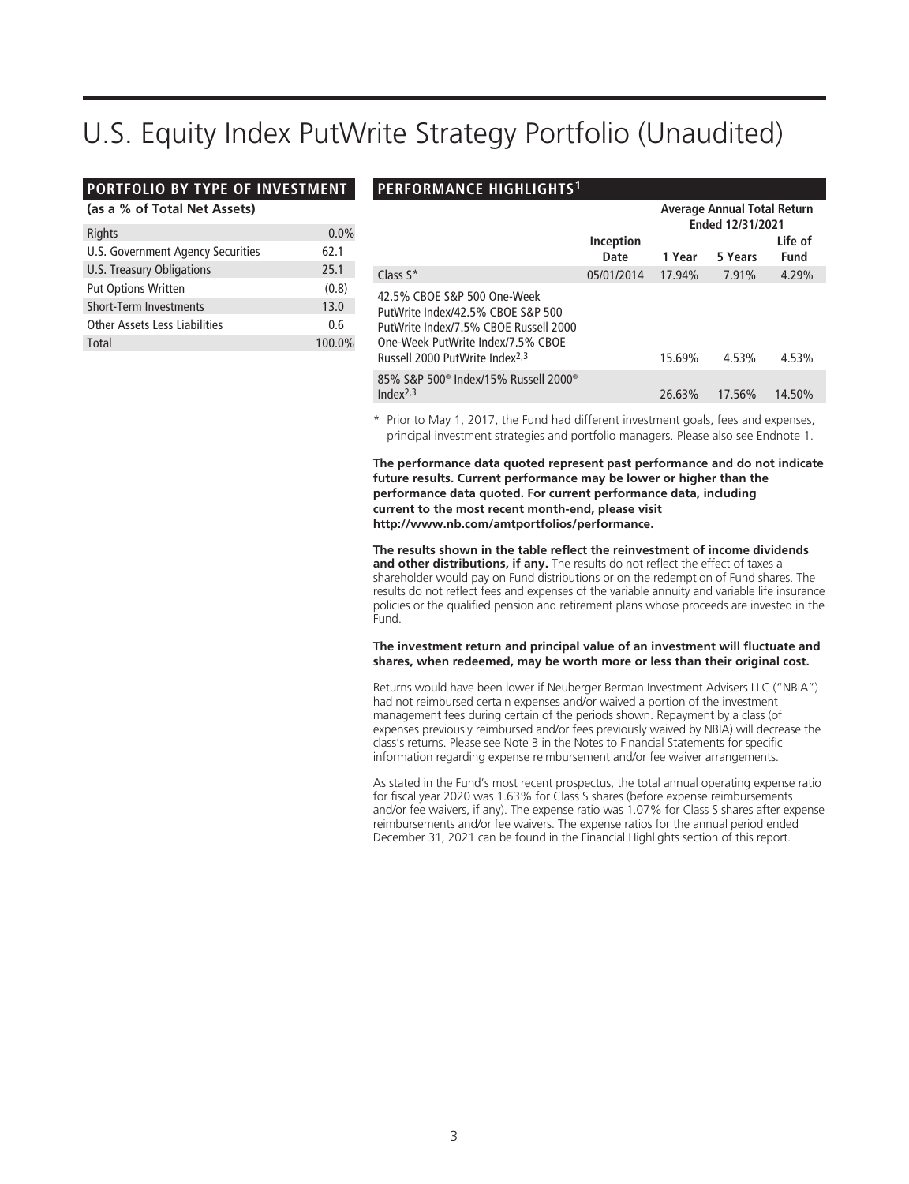# U.S. Equity Index PutWrite Strategy Portfolio (Unaudited)

## PORTFOLIO BY TYPE OF INVESTMENT

**(as a % of Total Net Assets)**

| | |
|---|---|
| Rights | 0.0% |
| U.S. Government Agency Securities | 62.1 |
| U.S. Treasury Obligations | 25.1 |
| Put Options Written | (0.8) |
| Short-Term Investments | 13.0 |
| Other Assets Less Liabilities | 0.6 |
| Total | 100.0% |

## PERFORMANCE HIGHLIGHTS[1]

| | Inception Date | Average Annual Total Return Ended 12/31/2021 | | |
|---|---|---|---|---|
| | | 1 Year | 5 Years | Life of Fund |
| Class S* | 05/01/2014 | 17.94% | 7.91% | 4.29% |
| 42.5% CBOE S&P 500 One-Week PutWrite Index/42.5% CBOE S&P 500 PutWrite Index/7.5% CBOE Russell 2000 One-Week PutWrite Index/7.5% CBOE Russell 2000 PutWrite Index[2,3] | | 15.69% | 4.53% | 4.53% |
| 85% S&P 500® Index/15% Russell 2000® Index[2,3] | | 26.63% | 17.56% | 14.50% |

\* Prior to May 1, 2017, the Fund had different investment goals, fees and expenses, principal investment strategies and portfolio managers. Please also see Endnote 1.

**The performance data quoted represent past performance and do not indicate future results. Current performance may be lower or higher than the performance data quoted. For current performance data, including current to the most recent month-end, please visit http://www.nb.com/amtportfolios/performance.**

**The results shown in the table reflect the reinvestment of income dividends and other distributions, if any.** The results do not reflect the effect of taxes a shareholder would pay on Fund distributions or on the redemption of Fund shares. The results do not reflect fees and expenses of the variable annuity and variable life insurance policies or the qualified pension and retirement plans whose proceeds are invested in the Fund.

**The investment return and principal value of an investment will fluctuate and shares, when redeemed, may be worth more or less than their original cost.**

Returns would have been lower if Neuberger Berman Investment Advisers LLC ("NBIA") had not reimbursed certain expenses and/or waived a portion of the investment management fees during certain of the periods shown. Repayment by a class (of expenses previously reimbursed and/or fees previously waived by NBIA) will decrease the class's returns. Please see Note B in the Notes to Financial Statements for specific information regarding expense reimbursement and/or fee waiver arrangements.

As stated in the Fund's most recent prospectus, the total annual operating expense ratio for fiscal year 2020 was 1.63% for Class S shares (before expense reimbursements and/or fee waivers, if any). The expense ratio was 1.07% for Class S shares after expense reimbursements and/or fee waivers. The expense ratios for the annual period ended December 31, 2021 can be found in the Financial Highlights section of this report.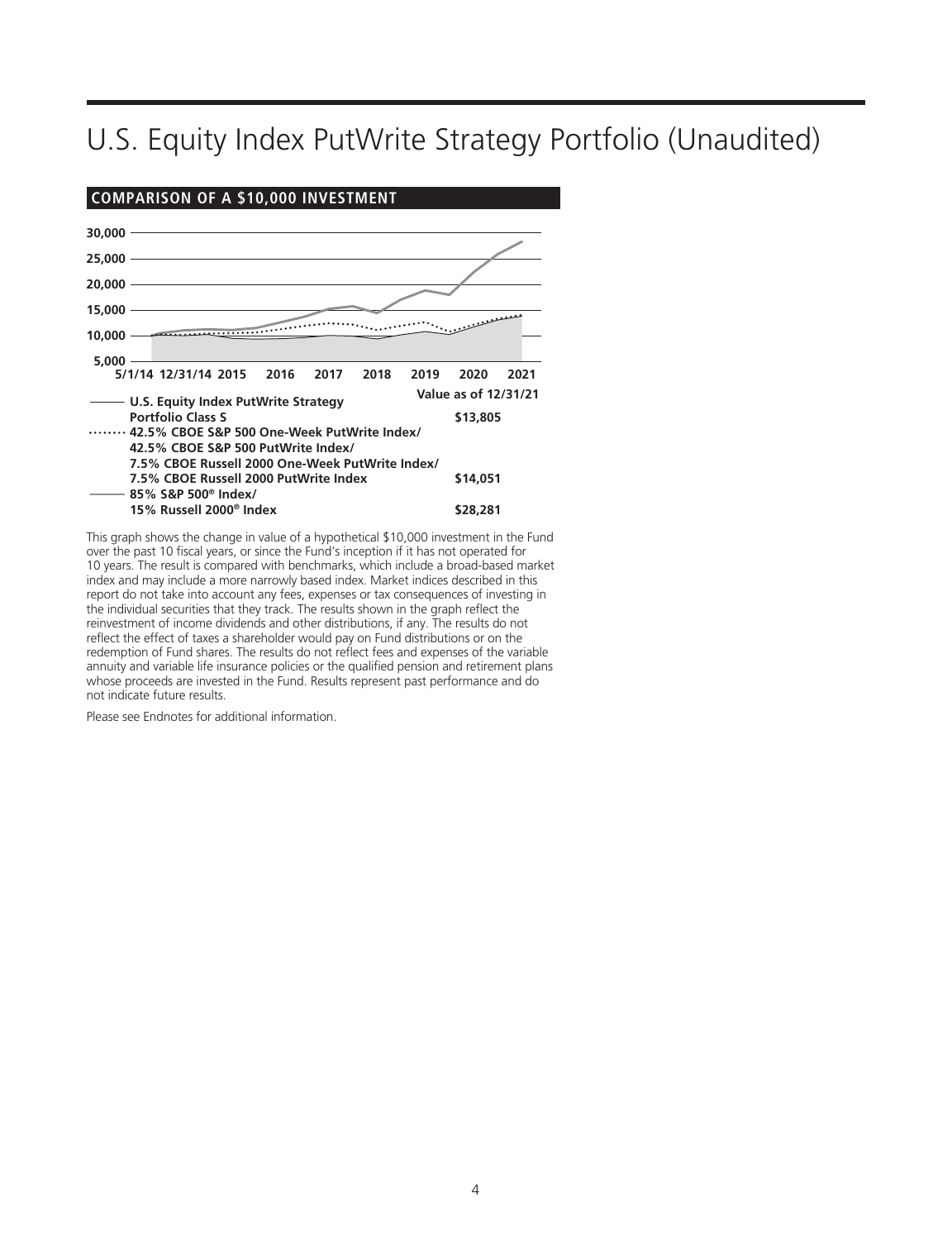# U.S. Equity Index PutWrite Strategy Portfolio (Unaudited)

## COMPARISON OF A $10,000 INVESTMENT

| | Value as of 12/31/21 |
|---|---|
| U.S. Equity Index PutWrite Strategy Portfolio Class S | $13,805 |
| 42.5% CBOE S&P 500 One-Week PutWrite Index/ 42.5% CBOE S&P 500 PutWrite Index/ 7.5% CBOE Russell 2000 One-Week PutWrite Index/ 7.5% CBOE Russell 2000 PutWrite Index | $14,051 |
| 85% S&P 500® Index/ 15% Russell 2000® Index | $28,281 |

This graph shows the change in value of a hypothetical $10,000 investment in the Fund over the past 10 fiscal years, or since the Fund's inception if it has not operated for 10 years. The result is compared with benchmarks, which include a broad-based market index and may include a more narrowly based index. Market indices described in this report do not take into account any fees, expenses or tax consequences of investing in the individual securities that they track. The results shown in the graph reflect the reinvestment of income dividends and other distributions, if any. The results do not reflect the effect of taxes a shareholder would pay on Fund distributions or on the redemption of Fund shares. The results do not reflect fees and expenses of the variable annuity and variable life insurance policies or the qualified pension and retirement plans whose proceeds are invested in the Fund. Results represent past performance and do not indicate future results.

Please see Endnotes for additional information.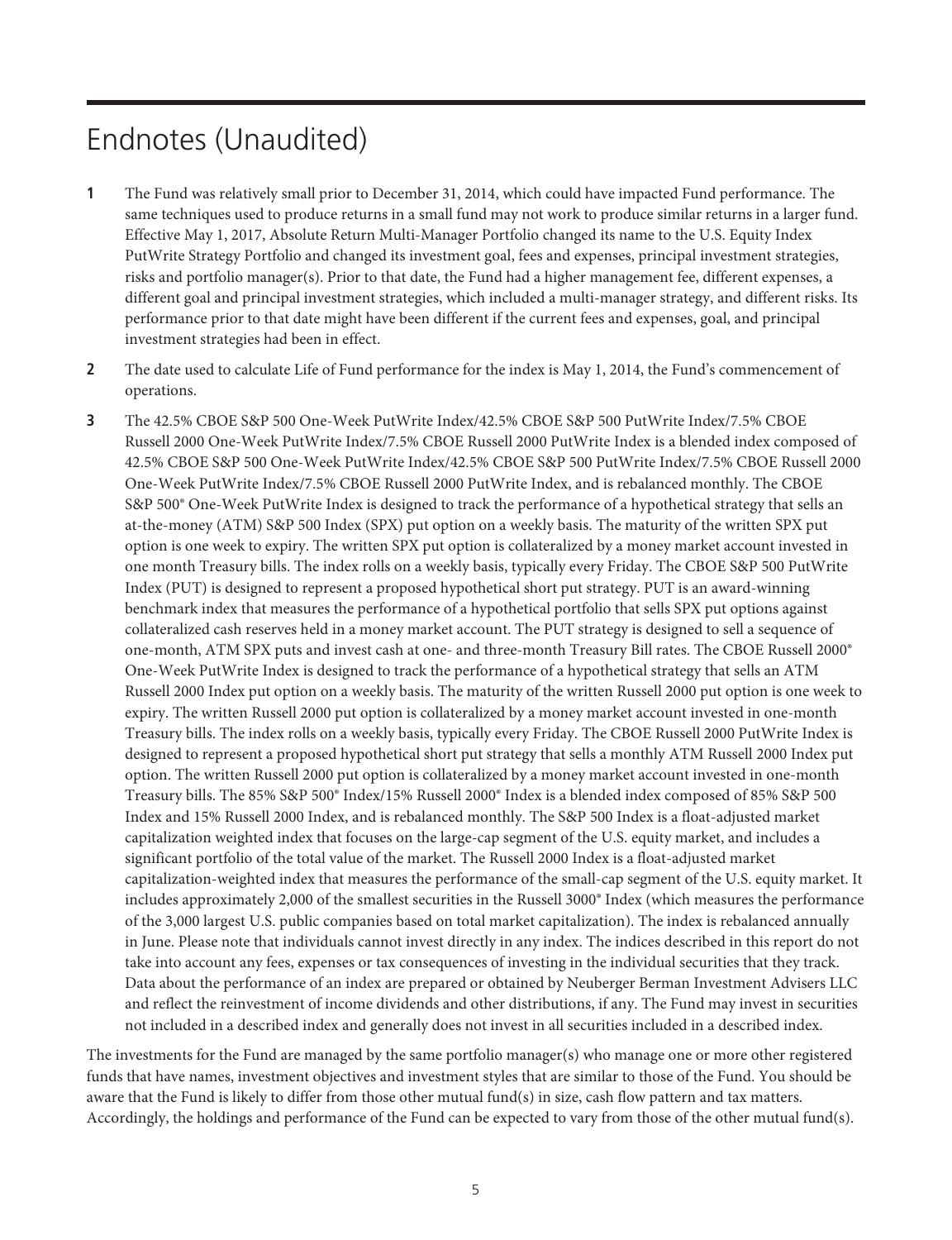# Endnotes (Unaudited)

**1** The Fund was relatively small prior to December 31, 2014, which could have impacted Fund performance. The same techniques used to produce returns in a small fund may not work to produce similar returns in a larger fund. Effective May 1, 2017, Absolute Return Multi-Manager Portfolio changed its name to the U.S. Equity Index PutWrite Strategy Portfolio and changed its investment goal, fees and expenses, principal investment strategies, risks and portfolio manager(s). Prior to that date, the Fund had a higher management fee, different expenses, a different goal and principal investment strategies, which included a multi-manager strategy, and different risks. Its performance prior to that date might have been different if the current fees and expenses, goal, and principal investment strategies had been in effect.

**2** The date used to calculate Life of Fund performance for the index is May 1, 2014, the Fund's commencement of operations.

**3** The 42.5% CBOE S&P 500 One-Week PutWrite Index/42.5% CBOE S&P 500 PutWrite Index/7.5% CBOE Russell 2000 One-Week PutWrite Index/7.5% CBOE Russell 2000 PutWrite Index is a blended index composed of 42.5% CBOE S&P 500 One-Week PutWrite Index/42.5% CBOE S&P 500 PutWrite Index/7.5% CBOE Russell 2000 One-Week PutWrite Index/7.5% CBOE Russell 2000 PutWrite Index, and is rebalanced monthly. The CBOE S&P 500® One-Week PutWrite Index is designed to track the performance of a hypothetical strategy that sells an at-the-money (ATM) S&P 500 Index (SPX) put option on a weekly basis. The maturity of the written SPX put option is one week to expiry. The written SPX put option is collateralized by a money market account invested in one month Treasury bills. The index rolls on a weekly basis, typically every Friday. The CBOE S&P 500 PutWrite Index (PUT) is designed to represent a proposed hypothetical short put strategy. PUT is an award-winning benchmark index that measures the performance of a hypothetical portfolio that sells SPX put options against collateralized cash reserves held in a money market account. The PUT strategy is designed to sell a sequence of one-month, ATM SPX puts and invest cash at one- and three-month Treasury Bill rates. The CBOE Russell 2000® One-Week PutWrite Index is designed to track the performance of a hypothetical strategy that sells an ATM Russell 2000 Index put option on a weekly basis. The maturity of the written Russell 2000 put option is one week to expiry. The written Russell 2000 put option is collateralized by a money market account invested in one-month Treasury bills. The index rolls on a weekly basis, typically every Friday. The CBOE Russell 2000 PutWrite Index is designed to represent a proposed hypothetical short put strategy that sells a monthly ATM Russell 2000 Index put option. The written Russell 2000 put option is collateralized by a money market account invested in one-month Treasury bills. The 85% S&P 500® Index/15% Russell 2000® Index is a blended index composed of 85% S&P 500 Index and 15% Russell 2000 Index, and is rebalanced monthly. The S&P 500 Index is a float-adjusted market capitalization weighted index that focuses on the large-cap segment of the U.S. equity market, and includes a significant portfolio of the total value of the market. The Russell 2000 Index is a float-adjusted market capitalization-weighted index that measures the performance of the small-cap segment of the U.S. equity market. It includes approximately 2,000 of the smallest securities in the Russell 3000® Index (which measures the performance of the 3,000 largest U.S. public companies based on total market capitalization). The index is rebalanced annually in June. Please note that individuals cannot invest directly in any index. The indices described in this report do not take into account any fees, expenses or tax consequences of investing in the individual securities that they track. Data about the performance of an index are prepared or obtained by Neuberger Berman Investment Advisers LLC and reflect the reinvestment of income dividends and other distributions, if any. The Fund may invest in securities not included in a described index and generally does not invest in all securities included in a described index.

The investments for the Fund are managed by the same portfolio manager(s) who manage one or more other registered funds that have names, investment objectives and investment styles that are similar to those of the Fund. You should be aware that the Fund is likely to differ from those other mutual fund(s) in size, cash flow pattern and tax matters. Accordingly, the holdings and performance of the Fund can be expected to vary from those of the other mutual fund(s).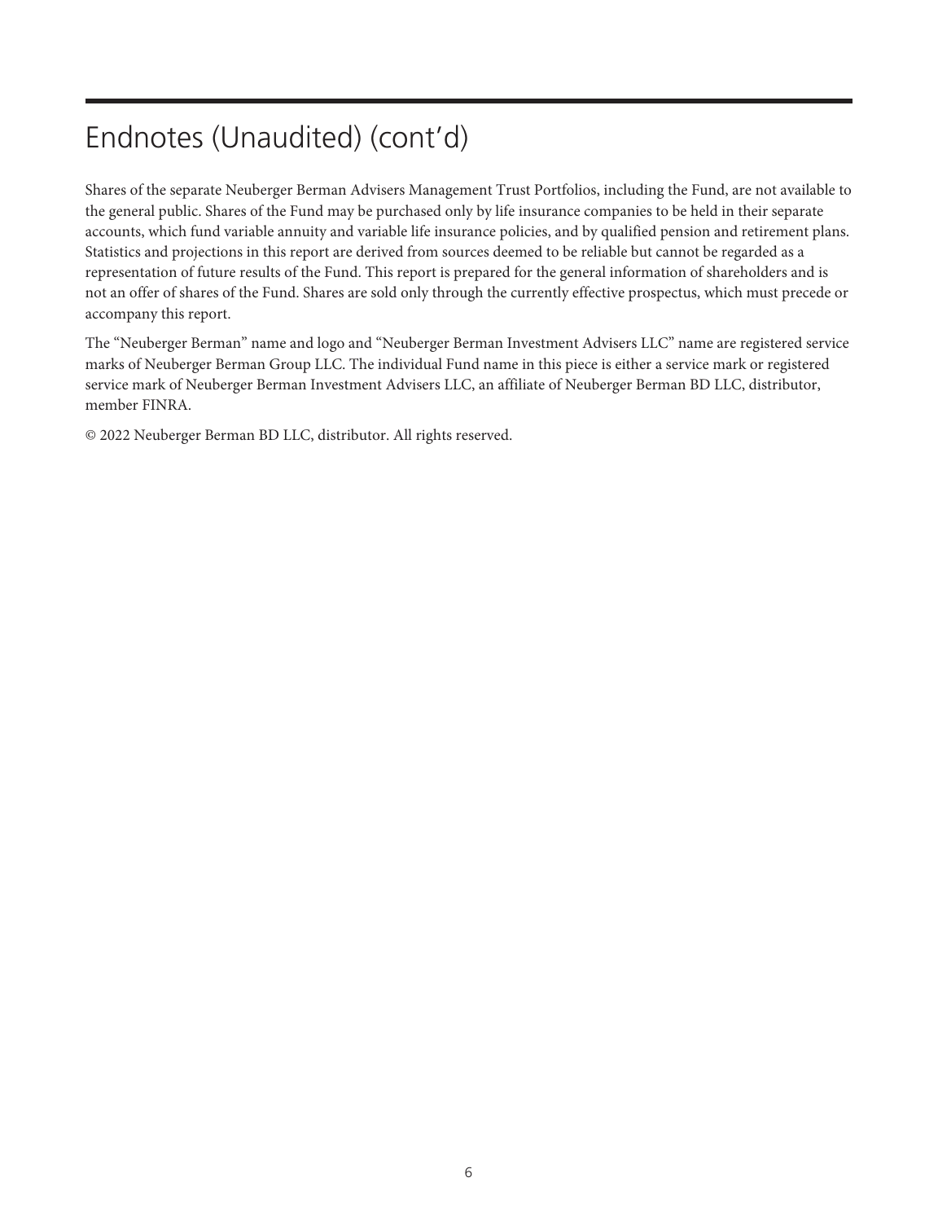# Endnotes (Unaudited) (cont'd)

Shares of the separate Neuberger Berman Advisers Management Trust Portfolios, including the Fund, are not available to the general public. Shares of the Fund may be purchased only by life insurance companies to be held in their separate accounts, which fund variable annuity and variable life insurance policies, and by qualified pension and retirement plans. Statistics and projections in this report are derived from sources deemed to be reliable but cannot be regarded as a representation of future results of the Fund. This report is prepared for the general information of shareholders and is not an offer of shares of the Fund. Shares are sold only through the currently effective prospectus, which must precede or accompany this report.

The "Neuberger Berman" name and logo and "Neuberger Berman Investment Advisers LLC" name are registered service marks of Neuberger Berman Group LLC. The individual Fund name in this piece is either a service mark or registered service mark of Neuberger Berman Investment Advisers LLC, an affiliate of Neuberger Berman BD LLC, distributor, member FINRA.

© 2022 Neuberger Berman BD LLC, distributor. All rights reserved.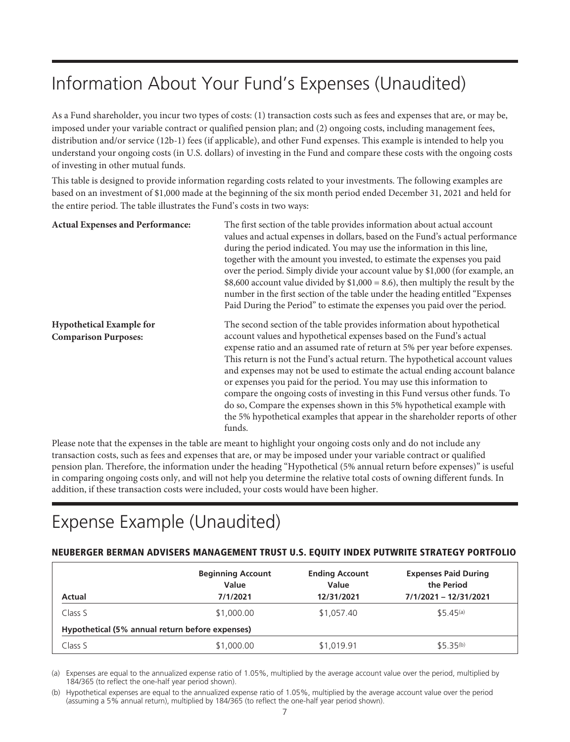# Information About Your Fund's Expenses (Unaudited)

As a Fund shareholder, you incur two types of costs: (1) transaction costs such as fees and expenses that are, or may be, imposed under your variable contract or qualified pension plan; and (2) ongoing costs, including management fees, distribution and/or service (12b-1) fees (if applicable), and other Fund expenses. This example is intended to help you understand your ongoing costs (in U.S. dollars) of investing in the Fund and compare these costs with the ongoing costs of investing in other mutual funds.

This table is designed to provide information regarding costs related to your investments. The following examples are based on an investment of $1,000 made at the beginning of the six month period ended December 31, 2021 and held for the entire period. The table illustrates the Fund's costs in two ways:

**Actual Expenses and Performance:** The first section of the table provides information about actual account values and actual expenses in dollars, based on the Fund's actual performance during the period indicated. You may use the information in this line, together with the amount you invested, to estimate the expenses you paid over the period. Simply divide your account value by $1,000 (for example, an $8,600 account value divided by $1,000 = 8.6), then multiply the result by the number in the first section of the table under the heading entitled "Expenses Paid During the Period" to estimate the expenses you paid over the period.

**Hypothetical Example for Comparison Purposes:** The second section of the table provides information about hypothetical account values and hypothetical expenses based on the Fund's actual expense ratio and an assumed rate of return at 5% per year before expenses. This return is not the Fund's actual return. The hypothetical account values and expenses may not be used to estimate the actual ending account balance or expenses you paid for the period. You may use this information to compare the ongoing costs of investing in this Fund versus other funds. To do so, Compare the expenses shown in this 5% hypothetical example with the 5% hypothetical examples that appear in the shareholder reports of other funds.

Please note that the expenses in the table are meant to highlight your ongoing costs only and do not include any transaction costs, such as fees and expenses that are, or may be imposed under your variable contract or qualified pension plan. Therefore, the information under the heading "Hypothetical (5% annual return before expenses)" is useful in comparing ongoing costs only, and will not help you determine the relative total costs of owning different funds. In addition, if these transaction costs were included, your costs would have been higher.

# Expense Example (Unaudited)

### NEUBERGER BERMAN ADVISERS MANAGEMENT TRUST U.S. EQUITY INDEX PUTWRITE STRATEGY PORTFOLIO

| Actual | Beginning Account Value 7/1/2021 | Ending Account Value 12/31/2021 | Expenses Paid During the Period 7/1/2021 – 12/31/2021 |
|---|---|---|---|
| Class S | $1,000.00 | $1,057.40 | $5.45[(a)] |
| **Hypothetical (5% annual return before expenses)** | | | |
| Class S | $1,000.00 | $1,019.91 | $5.35[(b)] |

(a) Expenses are equal to the annualized expense ratio of 1.05%, multiplied by the average account value over the period, multiplied by 184/365 (to reflect the one-half year period shown).

(b) Hypothetical expenses are equal to the annualized expense ratio of 1.05%, multiplied by the average account value over the period (assuming a 5% annual return), multiplied by 184/365 (to reflect the one-half year period shown).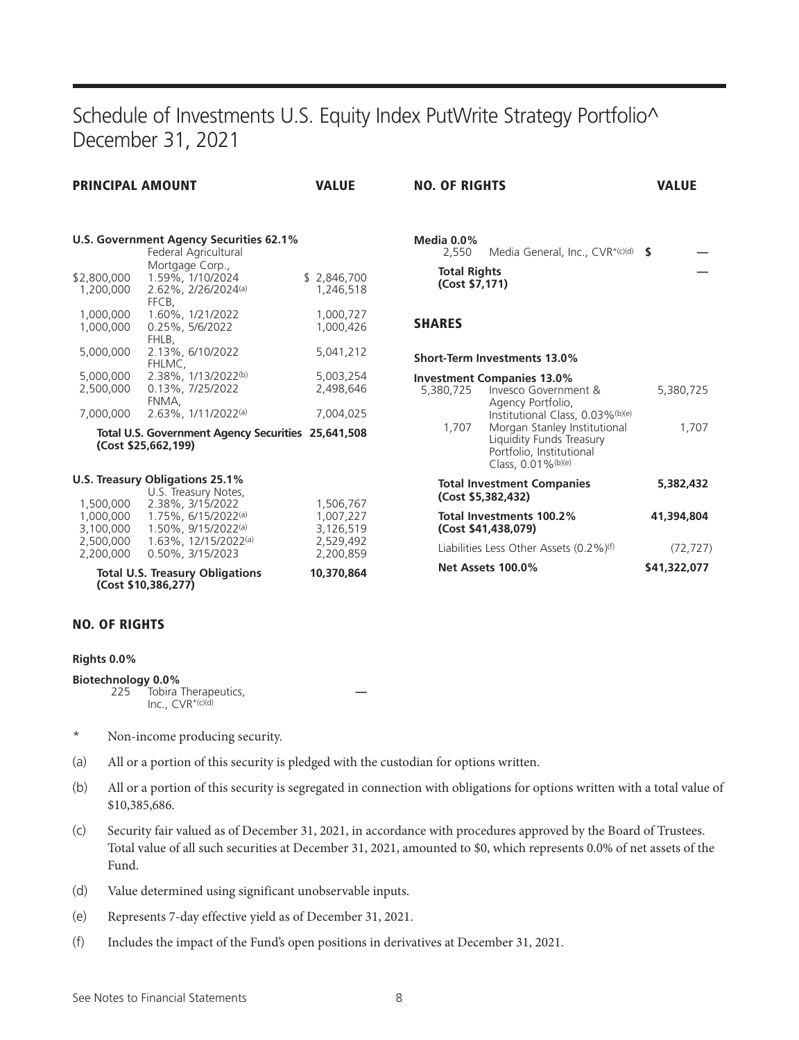# Schedule of Investments U.S. Equity Index PutWrite Strategy Portfolio^ December 31, 2021

| PRINCIPAL AMOUNT | | VALUE |
|---|---|---|
| **U.S. Government Agency Securities 62.1%** | | |
| | Federal Agricultural Mortgage Corp., | |
| $2,800,000 | 1.59%, 1/10/2024 | $ 2,846,700 |
| 1,200,000 | 2.62%, 2/26/2024[(a)] | 1,246,518 |
| | FFCB, | |
| 1,000,000 | 1.60%, 1/21/2022 | 1,000,727 |
| 1,000,000 | 0.25%, 5/6/2022 | 1,000,426 |
| | FHLB, | |
| 5,000,000 | 2.13%, 6/10/2022 | 5,041,212 |
| | FHLMC, | |
| 5,000,000 | 2.38%, 1/13/2022[(b)] | 5,003,254 |
| 2,500,000 | 0.13%, 7/25/2022 | 2,498,646 |
| | FNMA, | |
| 7,000,000 | 2.63%, 1/11/2022[(a)] | 7,004,025 |
| **Total U.S. Government Agency Securities (Cost $25,662,199)** | | **25,641,508** |
| **U.S. Treasury Obligations 25.1%** | | |
| | U.S. Treasury Notes, | |
| 1,500,000 | 2.38%, 3/15/2022 | 1,506,767 |
| 1,000,000 | 1.75%, 6/15/2022[(a)] | 1,007,227 |
| 3,100,000 | 1.50%, 9/15/2022[(a)] | 3,126,519 |
| 2,500,000 | 1.63%, 12/15/2022[(a)] | 2,529,492 |
| 2,200,000 | 0.50%, 3/15/2023 | 2,200,859 |
| **Total U.S. Treasury Obligations (Cost $10,386,277)** | | **10,370,864** |

| NO. OF RIGHTS | | VALUE |
|---|---|---|
| **Rights 0.0%** | | |
| **Biotechnology 0.0%** | | |
| 225 | Tobira Therapeutics, Inc., CVR*[(c)(d)] | — |
| **Media 0.0%** | | |
| 2,550 | Media General, Inc., CVR*[(c)(d)] | $ — |
| **Total Rights (Cost $7,171)** | | — |

| SHARES | | VALUE |
|---|---|---|
| **Short-Term Investments 13.0%** | | |
| **Investment Companies 13.0%** | | |
| 5,380,725 | Invesco Government & Agency Portfolio, Institutional Class, 0.03%[(b)(e)] | 5,380,725 |
| 1,707 | Morgan Stanley Institutional Liquidity Funds Treasury Portfolio, Institutional Class, 0.01%[(b)(e)] | 1,707 |
| **Total Investment Companies (Cost $5,382,432)** | | **5,382,432** |
| **Total Investments 100.2% (Cost $41,438,079)** | | **41,394,804** |
| Liabilities Less Other Assets (0.2%)[(f)] | | (72,727) |
| **Net Assets 100.0%** | | **$41,322,077** |

\* Non-income producing security.

(a) All or a portion of this security is pledged with the custodian for options written.

(b) All or a portion of this security is segregated in connection with obligations for options written with a total value of $10,385,686.

(c) Security fair valued as of December 31, 2021, in accordance with procedures approved by the Board of Trustees. Total value of all such securities at December 31, 2021, amounted to $0, which represents 0.0% of net assets of the Fund.

(d) Value determined using significant unobservable inputs.

(e) Represents 7-day effective yield as of December 31, 2021.

(f) Includes the impact of the Fund's open positions in derivatives at December 31, 2021.

See Notes to Financial Statements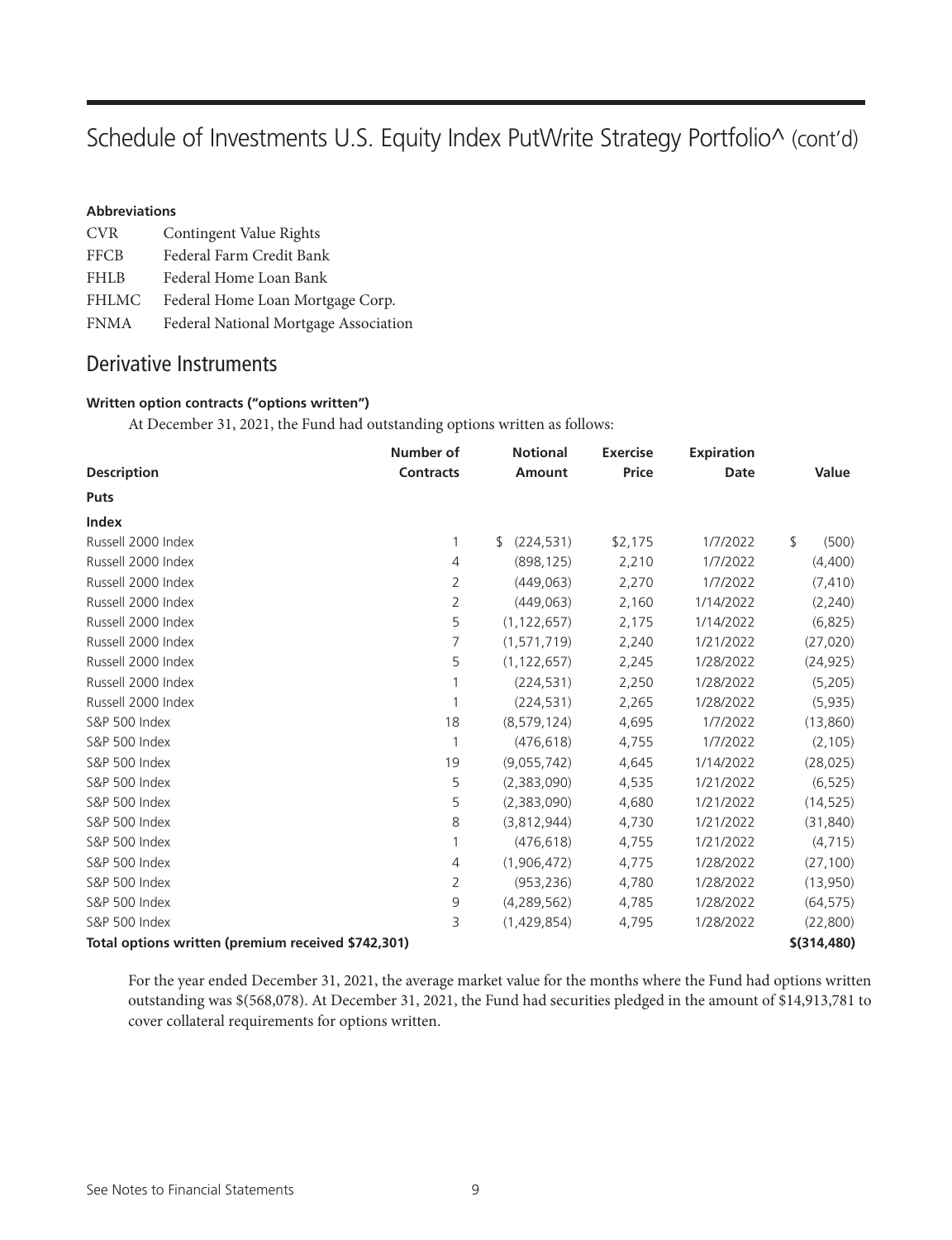# Schedule of Investments U.S. Equity Index PutWrite Strategy Portfolio^ (cont'd)

**Abbreviations**

| | |
|---|---|
| CVR | Contingent Value Rights |
| FFCB | Federal Farm Credit Bank |
| FHLB | Federal Home Loan Bank |
| FHLMC | Federal Home Loan Mortgage Corp. |
| FNMA | Federal National Mortgage Association |

## Derivative Instruments

**Written option contracts ("options written")**

At December 31, 2021, the Fund had outstanding options written as follows:

| Description | Number of Contracts | Notional Amount | Exercise Price | Expiration Date | Value |
|---|---|---|---|---|---|
| **Puts** | | | | | |
| **Index** | | | | | |
| Russell 2000 Index | 1 | $ (224,531) | $2,175 | 1/7/2022 | $ (500) |
| Russell 2000 Index | 4 | (898,125) | 2,210 | 1/7/2022 | (4,400) |
| Russell 2000 Index | 2 | (449,063) | 2,270 | 1/7/2022 | (7,410) |
| Russell 2000 Index | 2 | (449,063) | 2,160 | 1/14/2022 | (2,240) |
| Russell 2000 Index | 5 | (1,122,657) | 2,175 | 1/14/2022 | (6,825) |
| Russell 2000 Index | 7 | (1,571,719) | 2,240 | 1/21/2022 | (27,020) |
| Russell 2000 Index | 5 | (1,122,657) | 2,245 | 1/28/2022 | (24,925) |
| Russell 2000 Index | 1 | (224,531) | 2,250 | 1/28/2022 | (5,205) |
| Russell 2000 Index | 1 | (224,531) | 2,265 | 1/28/2022 | (5,935) |
| S&P 500 Index | 18 | (8,579,124) | 4,695 | 1/7/2022 | (13,860) |
| S&P 500 Index | 1 | (476,618) | 4,755 | 1/7/2022 | (2,105) |
| S&P 500 Index | 19 | (9,055,742) | 4,645 | 1/14/2022 | (28,025) |
| S&P 500 Index | 5 | (2,383,090) | 4,535 | 1/21/2022 | (6,525) |
| S&P 500 Index | 5 | (2,383,090) | 4,680 | 1/21/2022 | (14,525) |
| S&P 500 Index | 8 | (3,812,944) | 4,730 | 1/21/2022 | (31,840) |
| S&P 500 Index | 1 | (476,618) | 4,755 | 1/21/2022 | (4,715) |
| S&P 500 Index | 4 | (1,906,472) | 4,775 | 1/28/2022 | (27,100) |
| S&P 500 Index | 2 | (953,236) | 4,780 | 1/28/2022 | (13,950) |
| S&P 500 Index | 9 | (4,289,562) | 4,785 | 1/28/2022 | (64,575) |
| S&P 500 Index | 3 | (1,429,854) | 4,795 | 1/28/2022 | (22,800) |
| **Total options written (premium received $742,301)** | | | | | **$(314,480)** |

For the year ended December 31, 2021, the average market value for the months where the Fund had options written outstanding was $(568,078). At December 31, 2021, the Fund had securities pledged in the amount of $14,913,781 to cover collateral requirements for options written.

See Notes to Financial Statements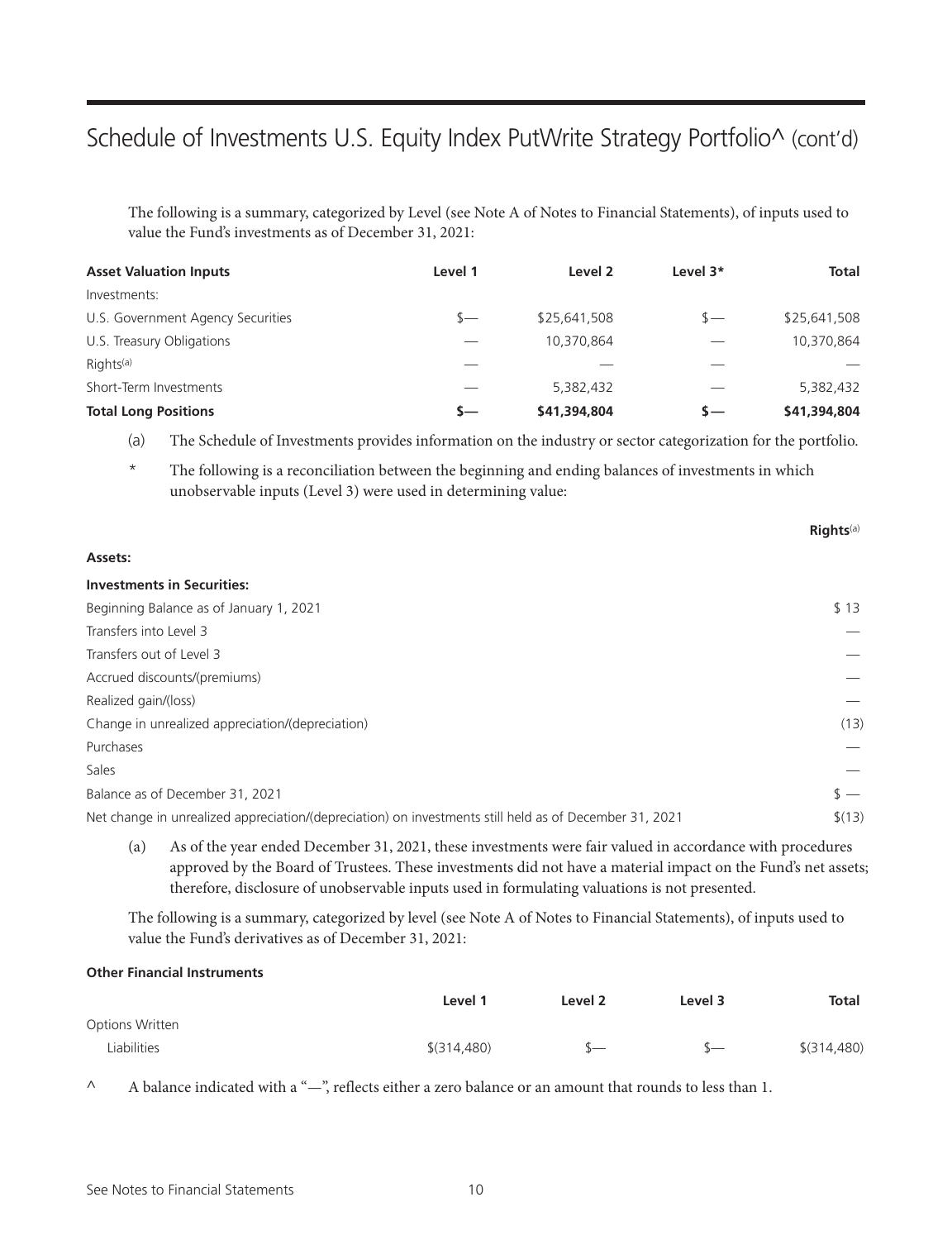# Schedule of Investments U.S. Equity Index PutWrite Strategy Portfolio^ (cont'd)

The following is a summary, categorized by Level (see Note A of Notes to Financial Statements), of inputs used to value the Fund's investments as of December 31, 2021:

| Asset Valuation Inputs | Level 1 | Level 2 | Level 3* | Total |
|---|---|---|---|---|
| Investments: | | | | |
| U.S. Government Agency Securities | $— | $25,641,508 | $— | $25,641,508 |
| U.S. Treasury Obligations | — | 10,370,864 | — | 10,370,864 |
| Rights[(a)] | — | — | — | — |
| Short-Term Investments | — | 5,382,432 | — | 5,382,432 |
| **Total Long Positions** | **$—** | **$41,394,804** | **$—** | **$41,394,804** |

(a) The Schedule of Investments provides information on the industry or sector categorization for the portfolio.

\* The following is a reconciliation between the beginning and ending balances of investments in which unobservable inputs (Level 3) were used in determining value:

| | Rights[(a)] |
|---|---|
| **Assets:** | |
| **Investments in Securities:** | |
| Beginning Balance as of January 1, 2021 | $ 13 |
| Transfers into Level 3 | — |
| Transfers out of Level 3 | — |
| Accrued discounts/(premiums) | — |
| Realized gain/(loss) | — |
| Change in unrealized appreciation/(depreciation) | (13) |
| Purchases | — |
| Sales | — |
| Balance as of December 31, 2021 | $ — |
| Net change in unrealized appreciation/(depreciation) on investments still held as of December 31, 2021 | $(13) |

(a) As of the year ended December 31, 2021, these investments were fair valued in accordance with procedures approved by the Board of Trustees. These investments did not have a material impact on the Fund's net assets; therefore, disclosure of unobservable inputs used in formulating valuations is not presented.

The following is a summary, categorized by level (see Note A of Notes to Financial Statements), of inputs used to value the Fund's derivatives as of December 31, 2021:

**Other Financial Instruments**

| | Level 1 | Level 2 | Level 3 | Total |
|---|---|---|---|---|
| Options Written | | | | |
| Liabilities | $(314,480) | $— | $— | $(314,480) |

^ A balance indicated with a "—", reflects either a zero balance or an amount that rounds to less than 1.

See Notes to Financial Statements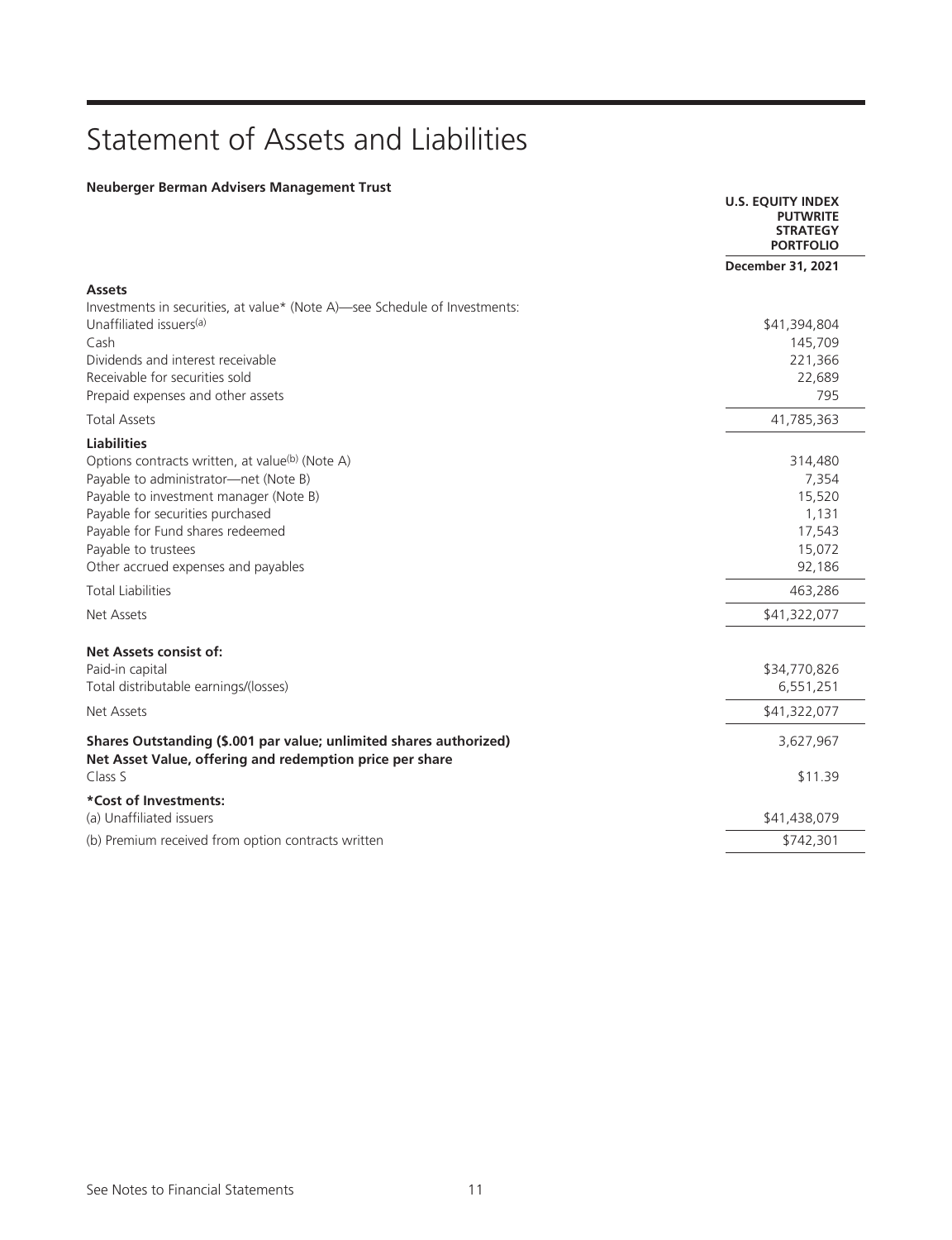# Statement of Assets and Liabilities

**Neuberger Berman Advisers Management Trust**

| | **U.S. EQUITY INDEX PUTWRITE STRATEGY PORTFOLIO** |
|---|---|
| | **December 31, 2021** |
| **Assets** | |
| Investments in securities, at value* (Note A)—see Schedule of Investments: | |
| Unaffiliated issuers[(a)] | $41,394,804 |
| Cash | 145,709 |
| Dividends and interest receivable | 221,366 |
| Receivable for securities sold | 22,689 |
| Prepaid expenses and other assets | 795 |
| Total Assets | 41,785,363 |
| **Liabilities** | |
| Options contracts written, at value[(b)] (Note A) | 314,480 |
| Payable to administrator—net (Note B) | 7,354 |
| Payable to investment manager (Note B) | 15,520 |
| Payable for securities purchased | 1,131 |
| Payable for Fund shares redeemed | 17,543 |
| Payable to trustees | 15,072 |
| Other accrued expenses and payables | 92,186 |
| Total Liabilities | 463,286 |
| Net Assets | $41,322,077 |
| **Net Assets consist of:** | |
| Paid-in capital | $34,770,826 |
| Total distributable earnings/(losses) | 6,551,251 |
| Net Assets | $41,322,077 |
| **Shares Outstanding ($.001 par value; unlimited shares authorized)** | 3,627,967 |
| **Net Asset Value, offering and redemption price per share** | |
| Class S | $11.39 |
| ***Cost of Investments:** | |
| (a) Unaffiliated issuers | $41,438,079 |
| (b) Premium received from option contracts written | $742,301 |

See Notes to Financial Statements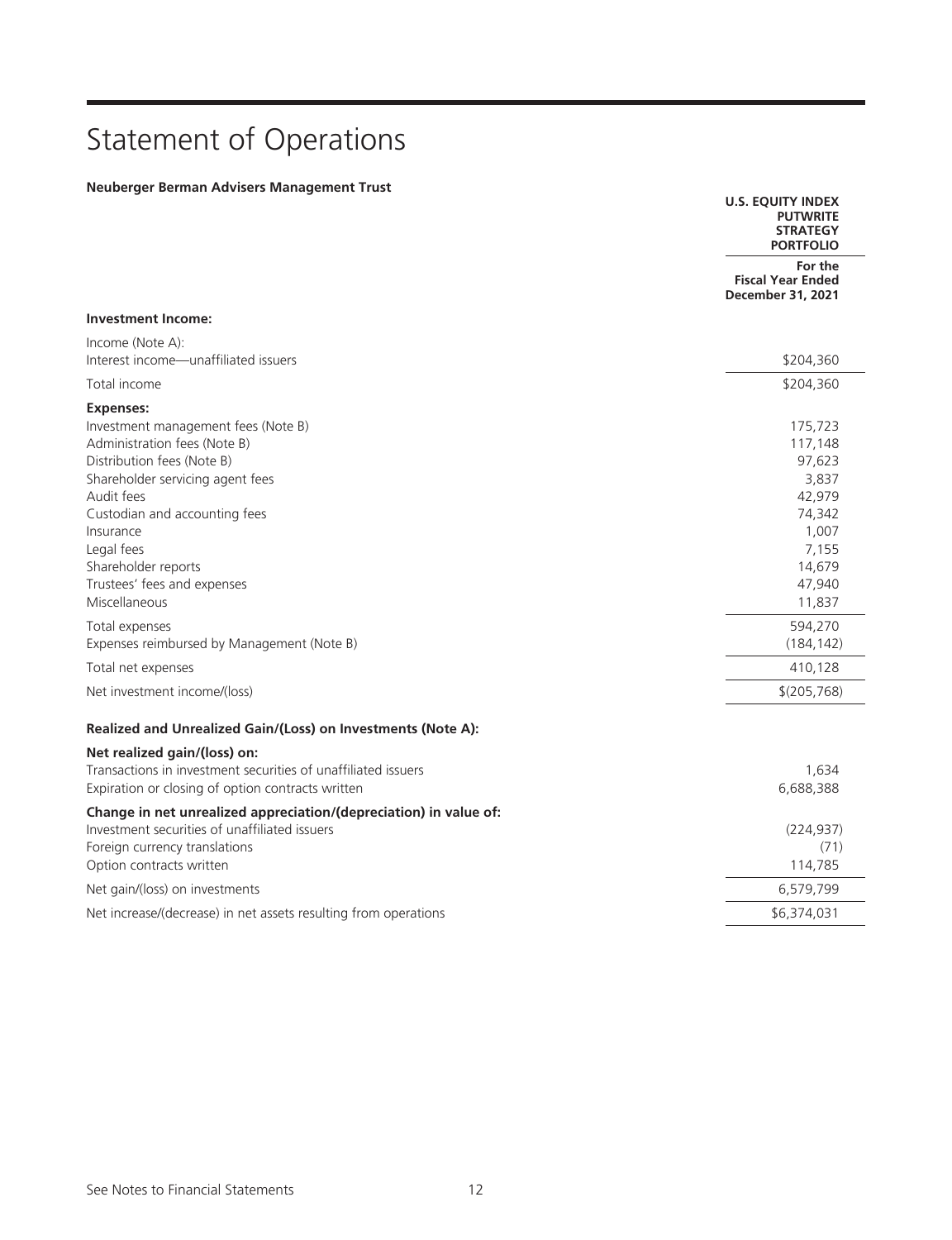# Statement of Operations

**Neuberger Berman Advisers Management Trust**

| | **U.S. EQUITY INDEX PUTWRITE STRATEGY PORTFOLIO** |
|---|---|
| | **For the Fiscal Year Ended December 31, 2021** |
| **Investment Income:** | |
| Income (Note A): | |
| Interest income—unaffiliated issuers | $204,360 |
| Total income | $204,360 |
| **Expenses:** | |
| Investment management fees (Note B) | 175,723 |
| Administration fees (Note B) | 117,148 |
| Distribution fees (Note B) | 97,623 |
| Shareholder servicing agent fees | 3,837 |
| Audit fees | 42,979 |
| Custodian and accounting fees | 74,342 |
| Insurance | 1,007 |
| Legal fees | 7,155 |
| Shareholder reports | 14,679 |
| Trustees' fees and expenses | 47,940 |
| Miscellaneous | 11,837 |
| Total expenses | 594,270 |
| Expenses reimbursed by Management (Note B) | (184,142) |
| Total net expenses | 410,128 |
| Net investment income/(loss) | $(205,768) |
| **Realized and Unrealized Gain/(Loss) on Investments (Note A):** | |
| **Net realized gain/(loss) on:** | |
| Transactions in investment securities of unaffiliated issuers | 1,634 |
| Expiration or closing of option contracts written | 6,688,388 |
| **Change in net unrealized appreciation/(depreciation) in value of:** | |
| Investment securities of unaffiliated issuers | (224,937) |
| Foreign currency translations | (71) |
| Option contracts written | 114,785 |
| Net gain/(loss) on investments | 6,579,799 |
| Net increase/(decrease) in net assets resulting from operations | $6,374,031 |

See Notes to Financial Statements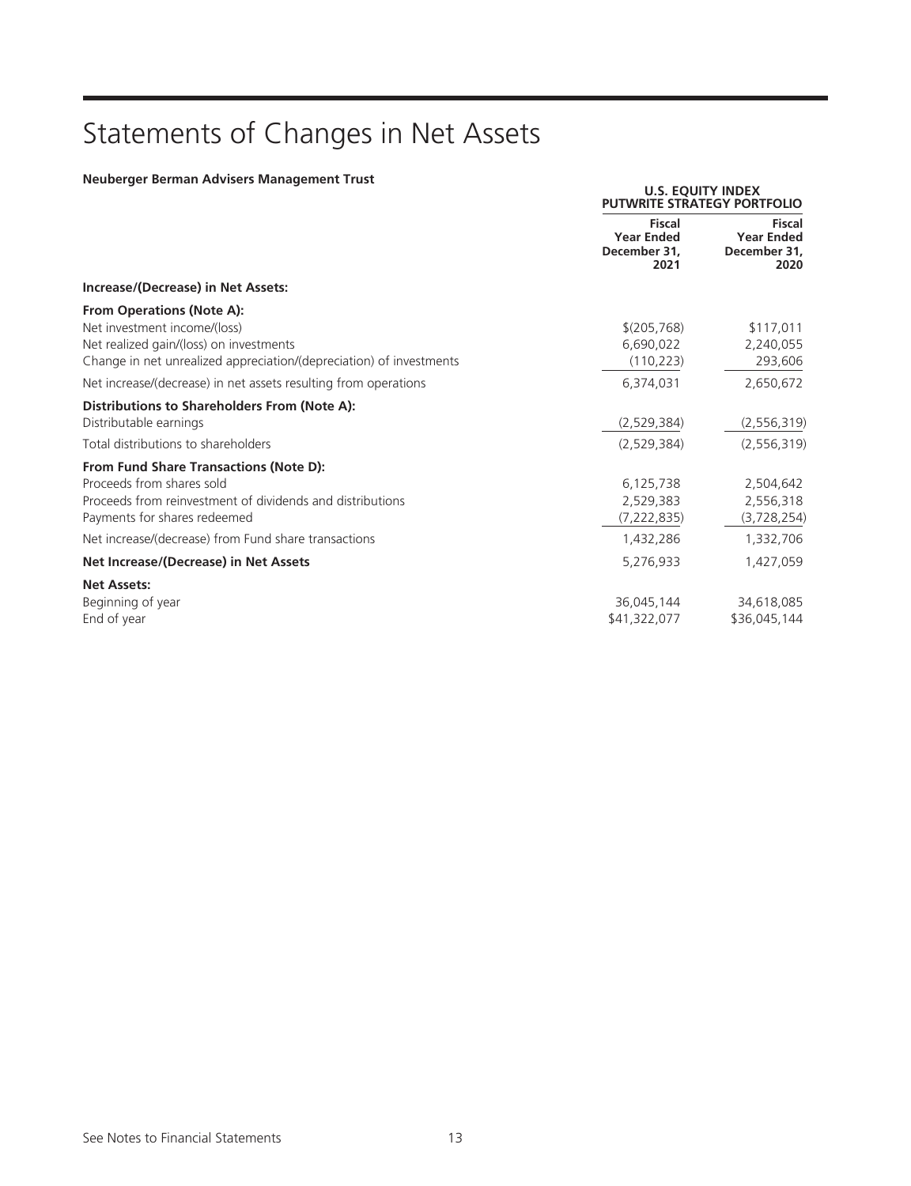# Statements of Changes in Net Assets

**Neuberger Berman Advisers Management Trust**

| | U.S. EQUITY INDEX PUTWRITE STRATEGY PORTFOLIO | |
|---|---|---|
| | **Fiscal Year Ended December 31, 2021** | **Fiscal Year Ended December 31, 2020** |
| **Increase/(Decrease) in Net Assets:** | | |
| **From Operations (Note A):** | | |
| Net investment income/(loss) | $(205,768) | $117,011 |
| Net realized gain/(loss) on investments | 6,690,022 | 2,240,055 |
| Change in net unrealized appreciation/(depreciation) of investments | (110,223) | 293,606 |
| Net increase/(decrease) in net assets resulting from operations | 6,374,031 | 2,650,672 |
| **Distributions to Shareholders From (Note A):** | | |
| Distributable earnings | (2,529,384) | (2,556,319) |
| Total distributions to shareholders | (2,529,384) | (2,556,319) |
| **From Fund Share Transactions (Note D):** | | |
| Proceeds from shares sold | 6,125,738 | 2,504,642 |
| Proceeds from reinvestment of dividends and distributions | 2,529,383 | 2,556,318 |
| Payments for shares redeemed | (7,222,835) | (3,728,254) |
| Net increase/(decrease) from Fund share transactions | 1,432,286 | 1,332,706 |
| **Net Increase/(Decrease) in Net Assets** | 5,276,933 | 1,427,059 |
| **Net Assets:** | | |
| Beginning of year | 36,045,144 | 34,618,085 |
| End of year | $41,322,077 | $36,045,144 |

See Notes to Financial Statements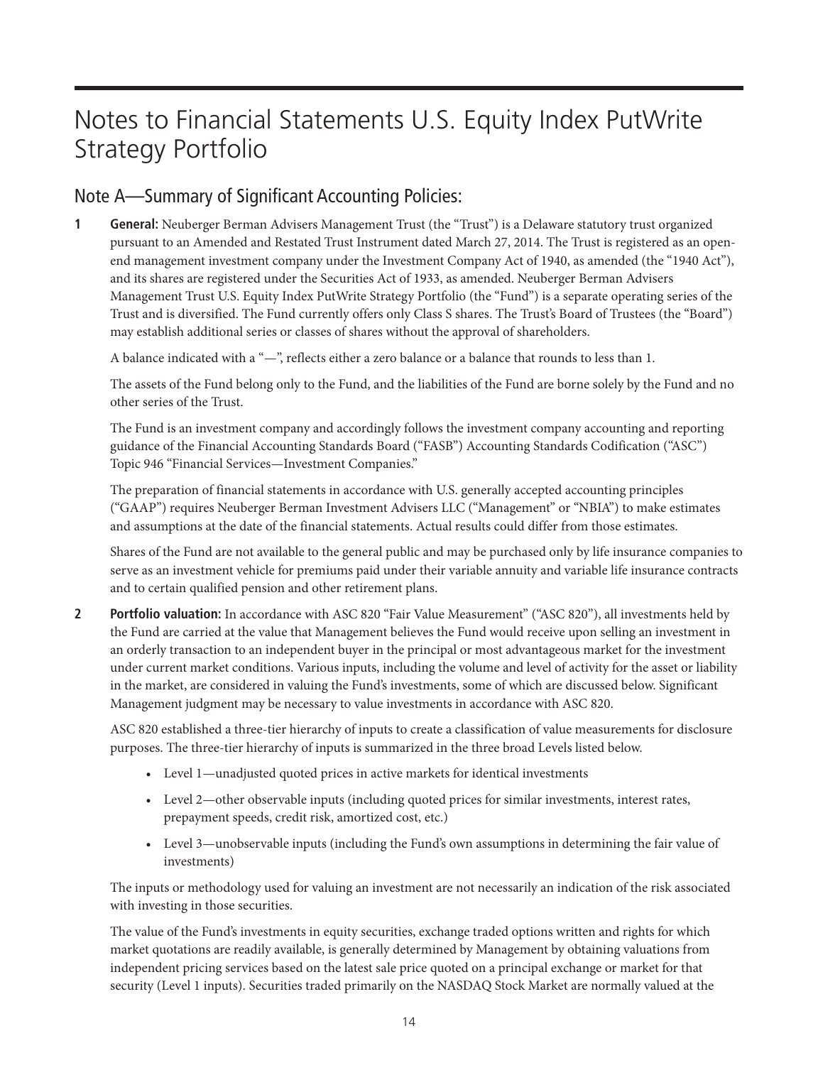# Notes to Financial Statements U.S. Equity Index PutWrite Strategy Portfolio

## Note A—Summary of Significant Accounting Policies:

**1 General:** Neuberger Berman Advisers Management Trust (the "Trust") is a Delaware statutory trust organized pursuant to an Amended and Restated Trust Instrument dated March 27, 2014. The Trust is registered as an open-end management investment company under the Investment Company Act of 1940, as amended (the "1940 Act"), and its shares are registered under the Securities Act of 1933, as amended. Neuberger Berman Advisers Management Trust U.S. Equity Index PutWrite Strategy Portfolio (the "Fund") is a separate operating series of the Trust and is diversified. The Fund currently offers only Class S shares. The Trust's Board of Trustees (the "Board") may establish additional series or classes of shares without the approval of shareholders.

A balance indicated with a "—", reflects either a zero balance or a balance that rounds to less than 1.

The assets of the Fund belong only to the Fund, and the liabilities of the Fund are borne solely by the Fund and no other series of the Trust.

The Fund is an investment company and accordingly follows the investment company accounting and reporting guidance of the Financial Accounting Standards Board ("FASB") Accounting Standards Codification ("ASC") Topic 946 "Financial Services—Investment Companies."

The preparation of financial statements in accordance with U.S. generally accepted accounting principles ("GAAP") requires Neuberger Berman Investment Advisers LLC ("Management" or "NBIA") to make estimates and assumptions at the date of the financial statements. Actual results could differ from those estimates.

Shares of the Fund are not available to the general public and may be purchased only by life insurance companies to serve as an investment vehicle for premiums paid under their variable annuity and variable life insurance contracts and to certain qualified pension and other retirement plans.

**2 Portfolio valuation:** In accordance with ASC 820 "Fair Value Measurement" ("ASC 820"), all investments held by the Fund are carried at the value that Management believes the Fund would receive upon selling an investment in an orderly transaction to an independent buyer in the principal or most advantageous market for the investment under current market conditions. Various inputs, including the volume and level of activity for the asset or liability in the market, are considered in valuing the Fund's investments, some of which are discussed below. Significant Management judgment may be necessary to value investments in accordance with ASC 820.

ASC 820 established a three-tier hierarchy of inputs to create a classification of value measurements for disclosure purposes. The three-tier hierarchy of inputs is summarized in the three broad Levels listed below.

- Level 1—unadjusted quoted prices in active markets for identical investments
- Level 2—other observable inputs (including quoted prices for similar investments, interest rates, prepayment speeds, credit risk, amortized cost, etc.)
- Level 3—unobservable inputs (including the Fund's own assumptions in determining the fair value of investments)

The inputs or methodology used for valuing an investment are not necessarily an indication of the risk associated with investing in those securities.

The value of the Fund's investments in equity securities, exchange traded options written and rights for which market quotations are readily available, is generally determined by Management by obtaining valuations from independent pricing services based on the latest sale price quoted on a principal exchange or market for that security (Level 1 inputs). Securities traded primarily on the NASDAQ Stock Market are normally valued at the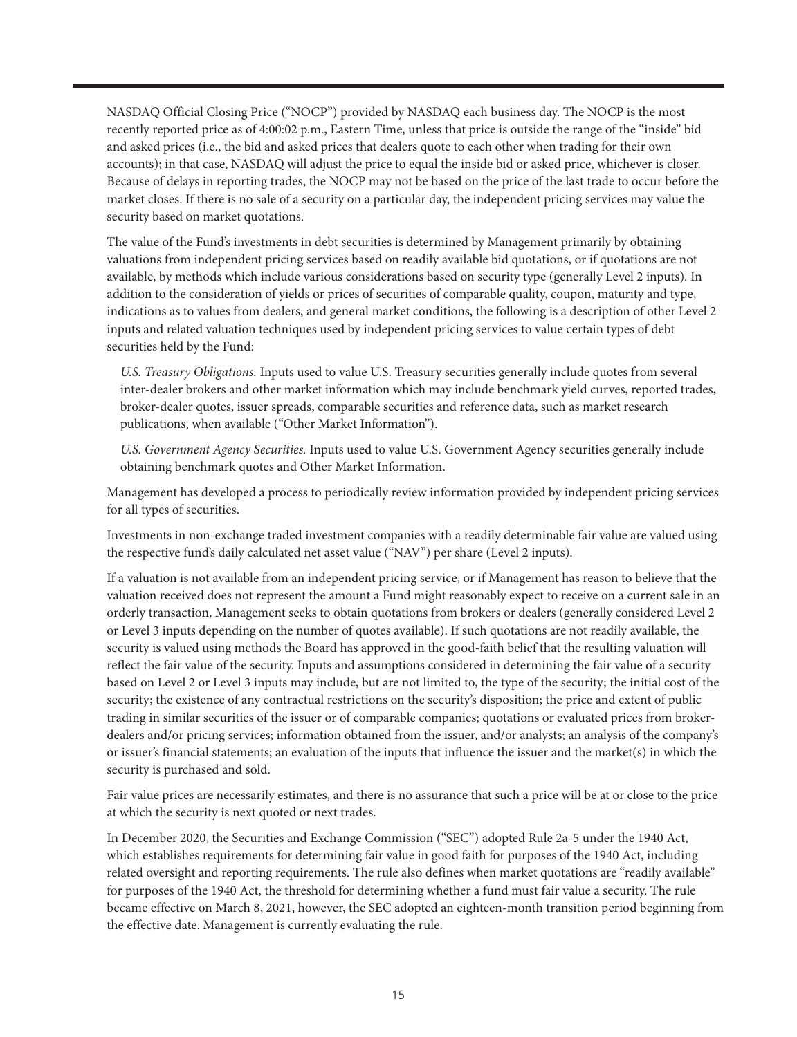NASDAQ Official Closing Price ("NOCP") provided by NASDAQ each business day. The NOCP is the most recently reported price as of 4:00:02 p.m., Eastern Time, unless that price is outside the range of the "inside" bid and asked prices (i.e., the bid and asked prices that dealers quote to each other when trading for their own accounts); in that case, NASDAQ will adjust the price to equal the inside bid or asked price, whichever is closer. Because of delays in reporting trades, the NOCP may not be based on the price of the last trade to occur before the market closes. If there is no sale of a security on a particular day, the independent pricing services may value the security based on market quotations.

The value of the Fund's investments in debt securities is determined by Management primarily by obtaining valuations from independent pricing services based on readily available bid quotations, or if quotations are not available, by methods which include various considerations based on security type (generally Level 2 inputs). In addition to the consideration of yields or prices of securities of comparable quality, coupon, maturity and type, indications as to values from dealers, and general market conditions, the following is a description of other Level 2 inputs and related valuation techniques used by independent pricing services to value certain types of debt securities held by the Fund:

*U.S. Treasury Obligations.* Inputs used to value U.S. Treasury securities generally include quotes from several inter-dealer brokers and other market information which may include benchmark yield curves, reported trades, broker-dealer quotes, issuer spreads, comparable securities and reference data, such as market research publications, when available ("Other Market Information").

*U.S. Government Agency Securities.* Inputs used to value U.S. Government Agency securities generally include obtaining benchmark quotes and Other Market Information.

Management has developed a process to periodically review information provided by independent pricing services for all types of securities.

Investments in non-exchange traded investment companies with a readily determinable fair value are valued using the respective fund's daily calculated net asset value ("NAV") per share (Level 2 inputs).

If a valuation is not available from an independent pricing service, or if Management has reason to believe that the valuation received does not represent the amount a Fund might reasonably expect to receive on a current sale in an orderly transaction, Management seeks to obtain quotations from brokers or dealers (generally considered Level 2 or Level 3 inputs depending on the number of quotes available). If such quotations are not readily available, the security is valued using methods the Board has approved in the good-faith belief that the resulting valuation will reflect the fair value of the security. Inputs and assumptions considered in determining the fair value of a security based on Level 2 or Level 3 inputs may include, but are not limited to, the type of the security; the initial cost of the security; the existence of any contractual restrictions on the security's disposition; the price and extent of public trading in similar securities of the issuer or of comparable companies; quotations or evaluated prices from broker-dealers and/or pricing services; information obtained from the issuer, and/or analysts; an analysis of the company's or issuer's financial statements; an evaluation of the inputs that influence the issuer and the market(s) in which the security is purchased and sold.

Fair value prices are necessarily estimates, and there is no assurance that such a price will be at or close to the price at which the security is next quoted or next trades.

In December 2020, the Securities and Exchange Commission ("SEC") adopted Rule 2a-5 under the 1940 Act, which establishes requirements for determining fair value in good faith for purposes of the 1940 Act, including related oversight and reporting requirements. The rule also defines when market quotations are "readily available" for purposes of the 1940 Act, the threshold for determining whether a fund must fair value a security. The rule became effective on March 8, 2021, however, the SEC adopted an eighteen-month transition period beginning from the effective date. Management is currently evaluating the rule.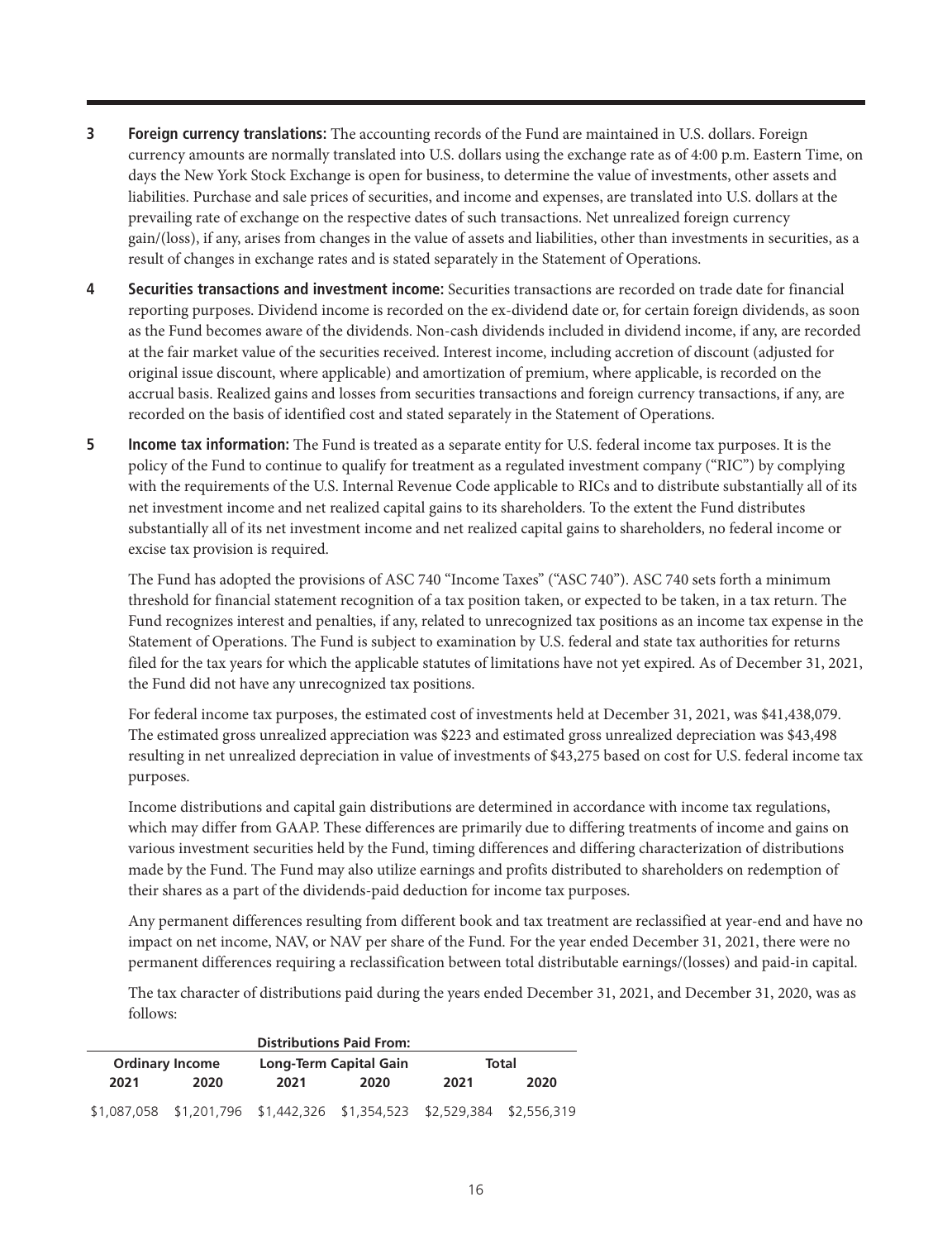3 **Foreign currency translations:** The accounting records of the Fund are maintained in U.S. dollars. Foreign currency amounts are normally translated into U.S. dollars using the exchange rate as of 4:00 p.m. Eastern Time, on days the New York Stock Exchange is open for business, to determine the value of investments, other assets and liabilities. Purchase and sale prices of securities, and income and expenses, are translated into U.S. dollars at the prevailing rate of exchange on the respective dates of such transactions. Net unrealized foreign currency gain/(loss), if any, arises from changes in the value of assets and liabilities, other than investments in securities, as a result of changes in exchange rates and is stated separately in the Statement of Operations.

4 **Securities transactions and investment income:** Securities transactions are recorded on trade date for financial reporting purposes. Dividend income is recorded on the ex-dividend date or, for certain foreign dividends, as soon as the Fund becomes aware of the dividends. Non-cash dividends included in dividend income, if any, are recorded at the fair market value of the securities received. Interest income, including accretion of discount (adjusted for original issue discount, where applicable) and amortization of premium, where applicable, is recorded on the accrual basis. Realized gains and losses from securities transactions and foreign currency transactions, if any, are recorded on the basis of identified cost and stated separately in the Statement of Operations.

5 **Income tax information:** The Fund is treated as a separate entity for U.S. federal income tax purposes. It is the policy of the Fund to continue to qualify for treatment as a regulated investment company ("RIC") by complying with the requirements of the U.S. Internal Revenue Code applicable to RICs and to distribute substantially all of its net investment income and net realized capital gains to its shareholders. To the extent the Fund distributes substantially all of its net investment income and net realized capital gains to shareholders, no federal income or excise tax provision is required.

The Fund has adopted the provisions of ASC 740 "Income Taxes" ("ASC 740"). ASC 740 sets forth a minimum threshold for financial statement recognition of a tax position taken, or expected to be taken, in a tax return. The Fund recognizes interest and penalties, if any, related to unrecognized tax positions as an income tax expense in the Statement of Operations. The Fund is subject to examination by U.S. federal and state tax authorities for returns filed for the tax years for which the applicable statutes of limitations have not yet expired. As of December 31, 2021, the Fund did not have any unrecognized tax positions.

For federal income tax purposes, the estimated cost of investments held at December 31, 2021, was $41,438,079. The estimated gross unrealized appreciation was $223 and estimated gross unrealized depreciation was $43,498 resulting in net unrealized depreciation in value of investments of $43,275 based on cost for U.S. federal income tax purposes.

Income distributions and capital gain distributions are determined in accordance with income tax regulations, which may differ from GAAP. These differences are primarily due to differing treatments of income and gains on various investment securities held by the Fund, timing differences and differing characterization of distributions made by the Fund. The Fund may also utilize earnings and profits distributed to shareholders on redemption of their shares as a part of the dividends-paid deduction for income tax purposes.

Any permanent differences resulting from different book and tax treatment are reclassified at year-end and have no impact on net income, NAV, or NAV per share of the Fund. For the year ended December 31, 2021, there were no permanent differences requiring a reclassification between total distributable earnings/(losses) and paid-in capital.

The tax character of distributions paid during the years ended December 31, 2021, and December 31, 2020, was as follows:

| Distributions Paid From: | | | | | |
|---|---|---|---|---|---|
| Ordinary Income | | Long-Term Capital Gain | | Total | |
| 2021 | 2020 | 2021 | 2020 | 2021 | 2020 |
| $1,087,058 | $1,201,796 | $1,442,326 | $1,354,523 | $2,529,384 | $2,556,319 |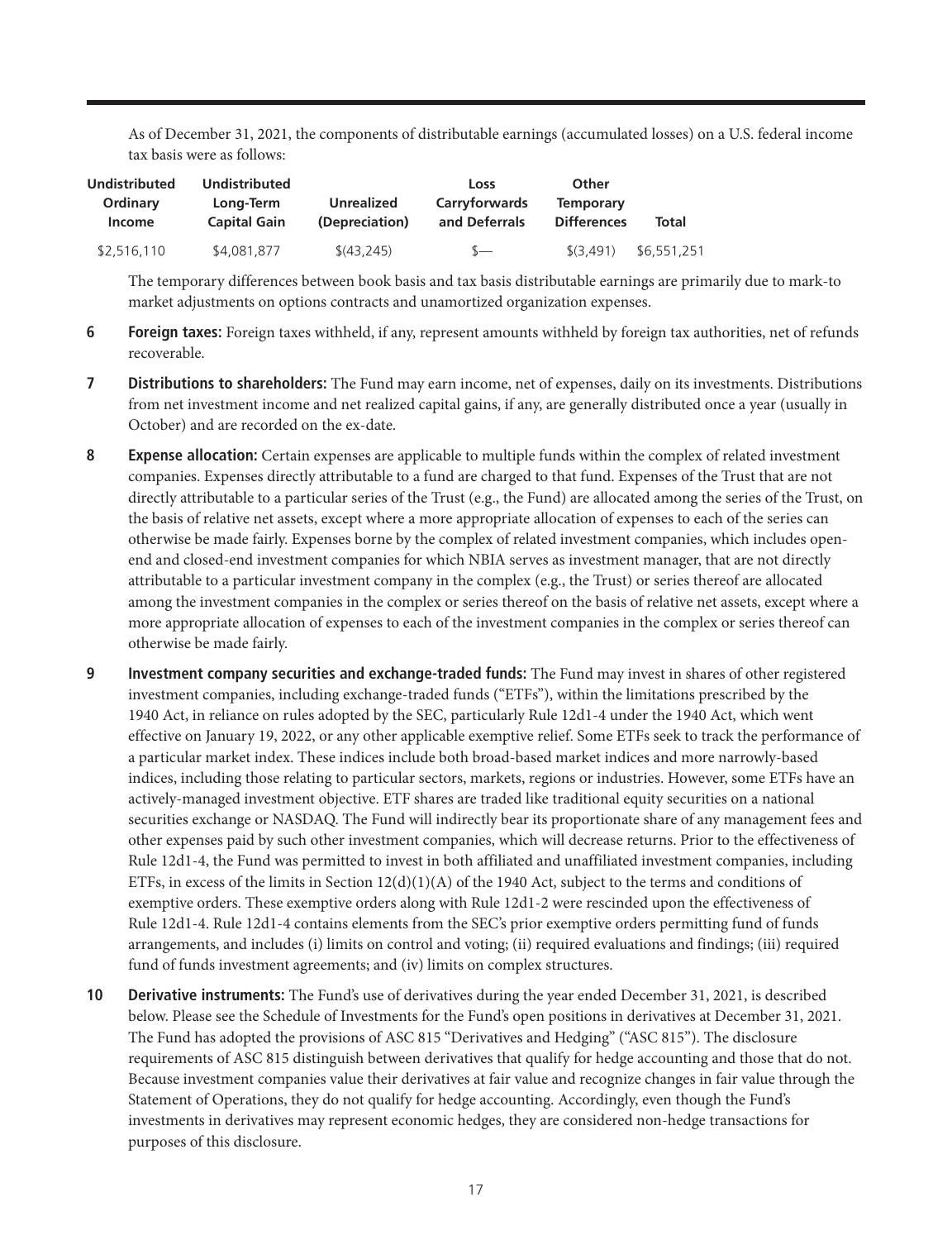As of December 31, 2021, the components of distributable earnings (accumulated losses) on a U.S. federal income tax basis were as follows:

| Undistributed Ordinary Income | Undistributed Long-Term Capital Gain | Unrealized (Depreciation) | Loss Carryforwards and Deferrals | Other Temporary Differences | Total |
|---|---|---|---|---|---|
| $2,516,110 | $4,081,877 | $(43,245) | $— | $(3,491) | $6,551,251 |

The temporary differences between book basis and tax basis distributable earnings are primarily due to mark-to market adjustments on options contracts and unamortized organization expenses.

**6 Foreign taxes:** Foreign taxes withheld, if any, represent amounts withheld by foreign tax authorities, net of refunds recoverable.

**7 Distributions to shareholders:** The Fund may earn income, net of expenses, daily on its investments. Distributions from net investment income and net realized capital gains, if any, are generally distributed once a year (usually in October) and are recorded on the ex-date.

**8 Expense allocation:** Certain expenses are applicable to multiple funds within the complex of related investment companies. Expenses directly attributable to a fund are charged to that fund. Expenses of the Trust that are not directly attributable to a particular series of the Trust (e.g., the Fund) are allocated among the series of the Trust, on the basis of relative net assets, except where a more appropriate allocation of expenses to each of the series can otherwise be made fairly. Expenses borne by the complex of related investment companies, which includes open-end and closed-end investment companies for which NBIA serves as investment manager, that are not directly attributable to a particular investment company in the complex (e.g., the Trust) or series thereof are allocated among the investment companies in the complex or series thereof on the basis of relative net assets, except where a more appropriate allocation of expenses to each of the investment companies in the complex or series thereof can otherwise be made fairly.

**9 Investment company securities and exchange-traded funds:** The Fund may invest in shares of other registered investment companies, including exchange-traded funds ("ETFs"), within the limitations prescribed by the 1940 Act, in reliance on rules adopted by the SEC, particularly Rule 12d1-4 under the 1940 Act, which went effective on January 19, 2022, or any other applicable exemptive relief. Some ETFs seek to track the performance of a particular market index. These indices include both broad-based market indices and more narrowly-based indices, including those relating to particular sectors, markets, regions or industries. However, some ETFs have an actively-managed investment objective. ETF shares are traded like traditional equity securities on a national securities exchange or NASDAQ. The Fund will indirectly bear its proportionate share of any management fees and other expenses paid by such other investment companies, which will decrease returns. Prior to the effectiveness of Rule 12d1-4, the Fund was permitted to invest in both affiliated and unaffiliated investment companies, including ETFs, in excess of the limits in Section 12(d)(1)(A) of the 1940 Act, subject to the terms and conditions of exemptive orders. These exemptive orders along with Rule 12d1-2 were rescinded upon the effectiveness of Rule 12d1-4. Rule 12d1-4 contains elements from the SEC's prior exemptive orders permitting fund of funds arrangements, and includes (i) limits on control and voting; (ii) required evaluations and findings; (iii) required fund of funds investment agreements; and (iv) limits on complex structures.

**10 Derivative instruments:** The Fund's use of derivatives during the year ended December 31, 2021, is described below. Please see the Schedule of Investments for the Fund's open positions in derivatives at December 31, 2021. The Fund has adopted the provisions of ASC 815 "Derivatives and Hedging" ("ASC 815"). The disclosure requirements of ASC 815 distinguish between derivatives that qualify for hedge accounting and those that do not. Because investment companies value their derivatives at fair value and recognize changes in fair value through the Statement of Operations, they do not qualify for hedge accounting. Accordingly, even though the Fund's investments in derivatives may represent economic hedges, they are considered non-hedge transactions for purposes of this disclosure.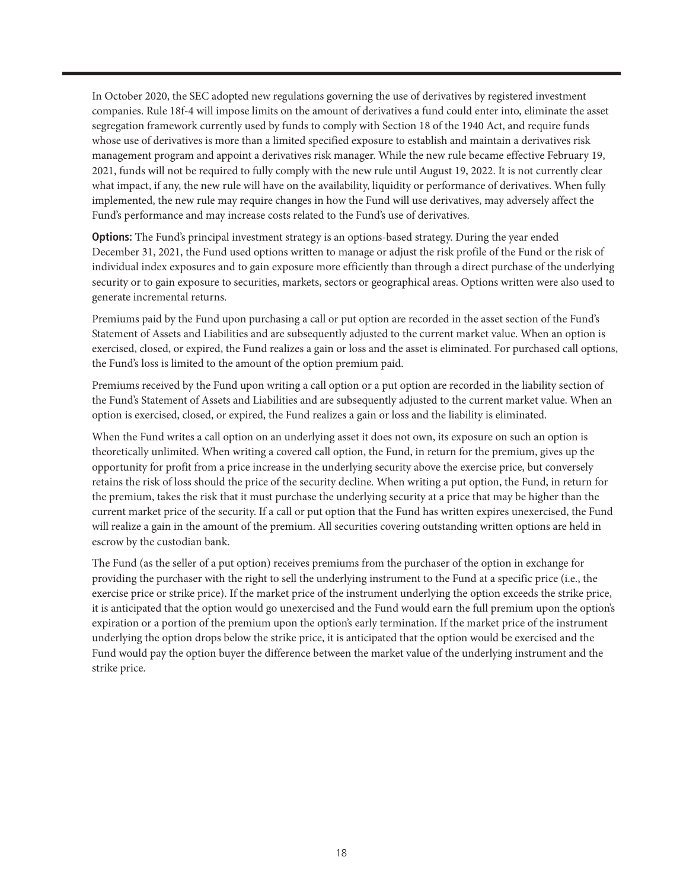In October 2020, the SEC adopted new regulations governing the use of derivatives by registered investment companies. Rule 18f-4 will impose limits on the amount of derivatives a fund could enter into, eliminate the asset segregation framework currently used by funds to comply with Section 18 of the 1940 Act, and require funds whose use of derivatives is more than a limited specified exposure to establish and maintain a derivatives risk management program and appoint a derivatives risk manager. While the new rule became effective February 19, 2021, funds will not be required to fully comply with the new rule until August 19, 2022. It is not currently clear what impact, if any, the new rule will have on the availability, liquidity or performance of derivatives. When fully implemented, the new rule may require changes in how the Fund will use derivatives, may adversely affect the Fund's performance and may increase costs related to the Fund's use of derivatives.

**Options:** The Fund's principal investment strategy is an options-based strategy. During the year ended December 31, 2021, the Fund used options written to manage or adjust the risk profile of the Fund or the risk of individual index exposures and to gain exposure more efficiently than through a direct purchase of the underlying security or to gain exposure to securities, markets, sectors or geographical areas. Options written were also used to generate incremental returns.

Premiums paid by the Fund upon purchasing a call or put option are recorded in the asset section of the Fund's Statement of Assets and Liabilities and are subsequently adjusted to the current market value. When an option is exercised, closed, or expired, the Fund realizes a gain or loss and the asset is eliminated. For purchased call options, the Fund's loss is limited to the amount of the option premium paid.

Premiums received by the Fund upon writing a call option or a put option are recorded in the liability section of the Fund's Statement of Assets and Liabilities and are subsequently adjusted to the current market value. When an option is exercised, closed, or expired, the Fund realizes a gain or loss and the liability is eliminated.

When the Fund writes a call option on an underlying asset it does not own, its exposure on such an option is theoretically unlimited. When writing a covered call option, the Fund, in return for the premium, gives up the opportunity for profit from a price increase in the underlying security above the exercise price, but conversely retains the risk of loss should the price of the security decline. When writing a put option, the Fund, in return for the premium, takes the risk that it must purchase the underlying security at a price that may be higher than the current market price of the security. If a call or put option that the Fund has written expires unexercised, the Fund will realize a gain in the amount of the premium. All securities covering outstanding written options are held in escrow by the custodian bank.

The Fund (as the seller of a put option) receives premiums from the purchaser of the option in exchange for providing the purchaser with the right to sell the underlying instrument to the Fund at a specific price (i.e., the exercise price or strike price). If the market price of the instrument underlying the option exceeds the strike price, it is anticipated that the option would go unexercised and the Fund would earn the full premium upon the option's expiration or a portion of the premium upon the option's early termination. If the market price of the instrument underlying the option drops below the strike price, it is anticipated that the option would be exercised and the Fund would pay the option buyer the difference between the market value of the underlying instrument and the strike price.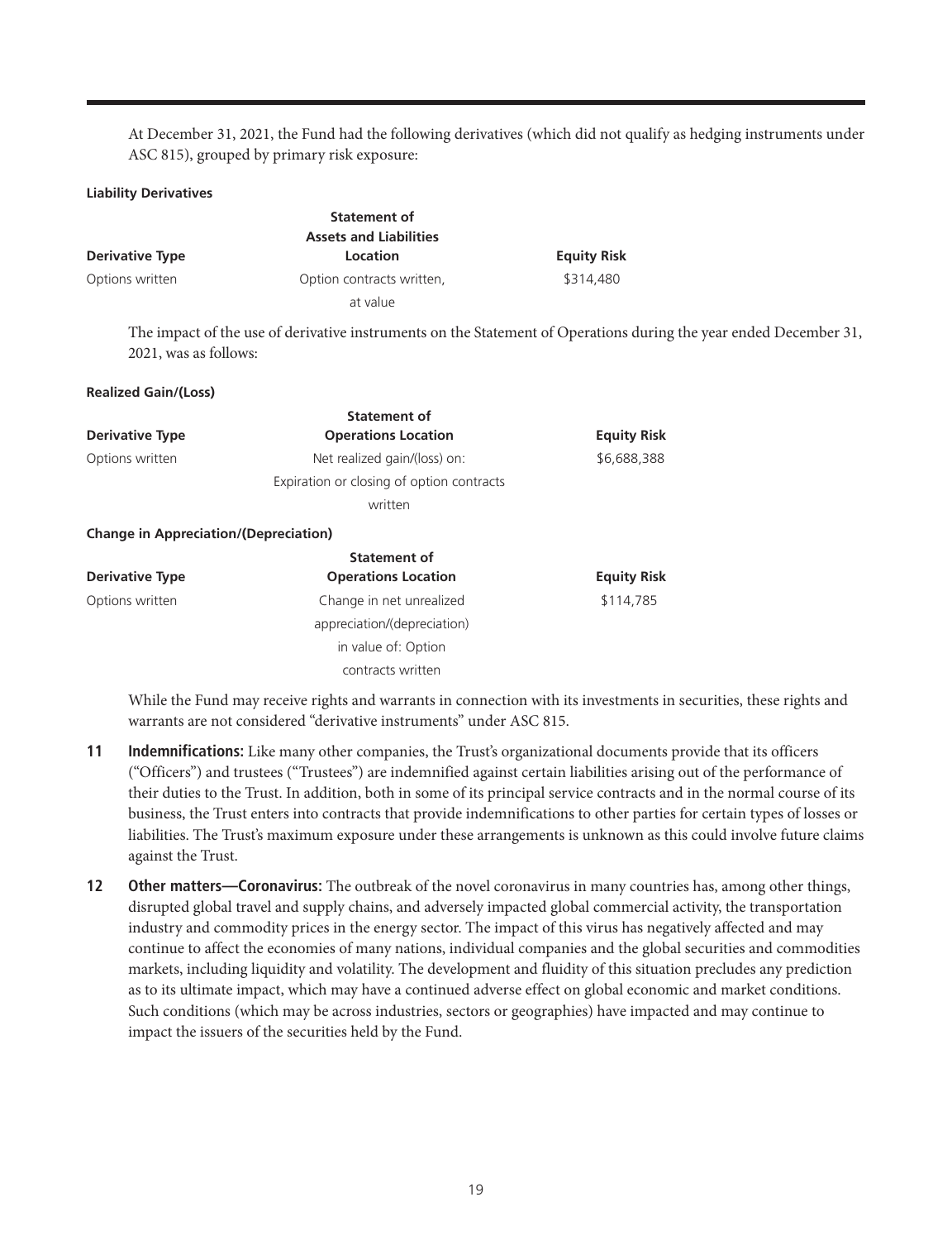At December 31, 2021, the Fund had the following derivatives (which did not qualify as hedging instruments under ASC 815), grouped by primary risk exposure:

**Liability Derivatives**

| Derivative Type | Statement of Assets and Liabilities Location | Equity Risk |
|---|---|---|
| Options written | Option contracts written, at value | $314,480 |

The impact of the use of derivative instruments on the Statement of Operations during the year ended December 31, 2021, was as follows:

**Realized Gain/(Loss)**

| Derivative Type | Statement of Operations Location | Equity Risk |
|---|---|---|
| Options written | Net realized gain/(loss) on: Expiration or closing of option contracts written | $6,688,388 |

**Change in Appreciation/(Depreciation)**

| Derivative Type | Statement of Operations Location | Equity Risk |
|---|---|---|
| Options written | Change in net unrealized appreciation/(depreciation) in value of: Option contracts written | $114,785 |

While the Fund may receive rights and warrants in connection with its investments in securities, these rights and warrants are not considered "derivative instruments" under ASC 815.

**11 Indemnifications:** Like many other companies, the Trust's organizational documents provide that its officers ("Officers") and trustees ("Trustees") are indemnified against certain liabilities arising out of the performance of their duties to the Trust. In addition, both in some of its principal service contracts and in the normal course of its business, the Trust enters into contracts that provide indemnifications to other parties for certain types of losses or liabilities. The Trust's maximum exposure under these arrangements is unknown as this could involve future claims against the Trust.

**12 Other matters—Coronavirus:** The outbreak of the novel coronavirus in many countries has, among other things, disrupted global travel and supply chains, and adversely impacted global commercial activity, the transportation industry and commodity prices in the energy sector. The impact of this virus has negatively affected and may continue to affect the economies of many nations, individual companies and the global securities and commodities markets, including liquidity and volatility. The development and fluidity of this situation precludes any prediction as to its ultimate impact, which may have a continued adverse effect on global economic and market conditions. Such conditions (which may be across industries, sectors or geographies) have impacted and may continue to impact the issuers of the securities held by the Fund.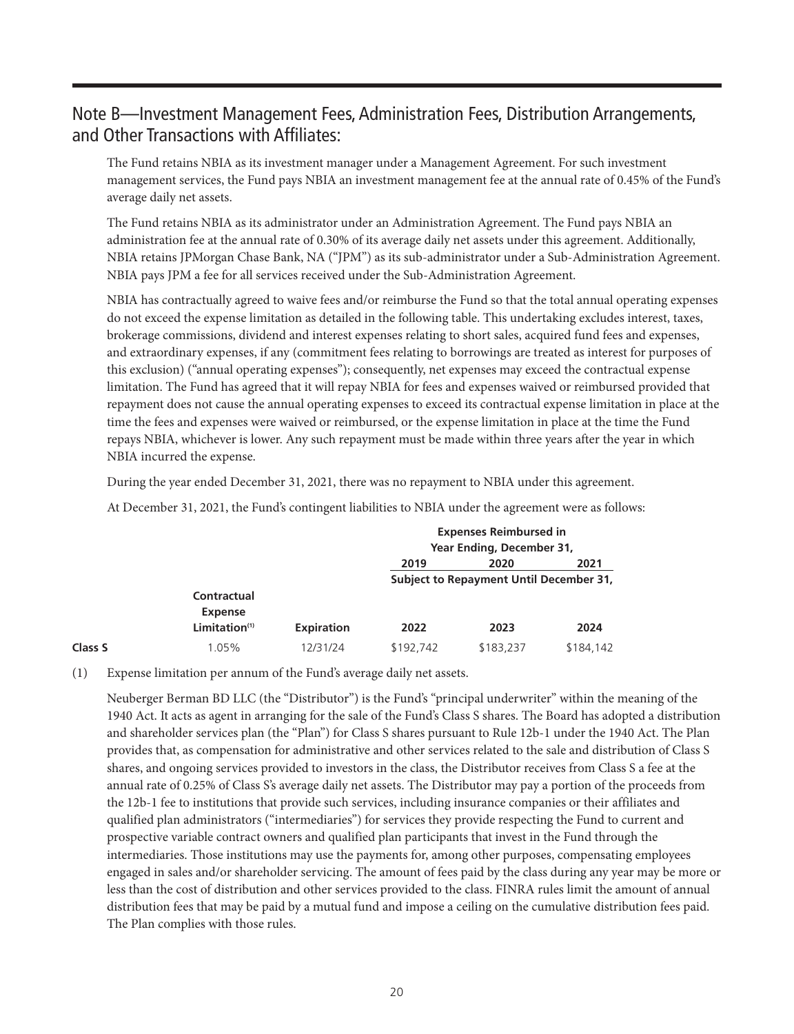## Note B—Investment Management Fees, Administration Fees, Distribution Arrangements, and Other Transactions with Affiliates:

The Fund retains NBIA as its investment manager under a Management Agreement. For such investment management services, the Fund pays NBIA an investment management fee at the annual rate of 0.45% of the Fund's average daily net assets.

The Fund retains NBIA as its administrator under an Administration Agreement. The Fund pays NBIA an administration fee at the annual rate of 0.30% of its average daily net assets under this agreement. Additionally, NBIA retains JPMorgan Chase Bank, NA ("JPM") as its sub-administrator under a Sub-Administration Agreement. NBIA pays JPM a fee for all services received under the Sub-Administration Agreement.

NBIA has contractually agreed to waive fees and/or reimburse the Fund so that the total annual operating expenses do not exceed the expense limitation as detailed in the following table. This undertaking excludes interest, taxes, brokerage commissions, dividend and interest expenses relating to short sales, acquired fund fees and expenses, and extraordinary expenses, if any (commitment fees relating to borrowings are treated as interest for purposes of this exclusion) ("annual operating expenses"); consequently, net expenses may exceed the contractual expense limitation. The Fund has agreed that it will repay NBIA for fees and expenses waived or reimbursed provided that repayment does not cause the annual operating expenses to exceed its contractual expense limitation in place at the time the fees and expenses were waived or reimbursed, or the expense limitation in place at the time the Fund repays NBIA, whichever is lower. Any such repayment must be made within three years after the year in which NBIA incurred the expense.

During the year ended December 31, 2021, there was no repayment to NBIA under this agreement.

At December 31, 2021, the Fund's contingent liabilities to NBIA under the agreement were as follows:

| | | | Expenses Reimbursed in Year Ending, December 31, | | |
|---|---|---|---|---|---|
| | | | 2019 | 2020 | 2021 |
| | | | Subject to Repayment Until December 31, | | |
| | **Contractual Expense Limitation[1]** | **Expiration** | **2022** | **2023** | **2024** |
| **Class S** | 1.05% | 12/31/24 | $192,742 | $183,237 | $184,142 |

(1) Expense limitation per annum of the Fund's average daily net assets.

Neuberger Berman BD LLC (the "Distributor") is the Fund's "principal underwriter" within the meaning of the 1940 Act. It acts as agent in arranging for the sale of the Fund's Class S shares. The Board has adopted a distribution and shareholder services plan (the "Plan") for Class S shares pursuant to Rule 12b-1 under the 1940 Act. The Plan provides that, as compensation for administrative and other services related to the sale and distribution of Class S shares, and ongoing services provided to investors in the class, the Distributor receives from Class S a fee at the annual rate of 0.25% of Class S's average daily net assets. The Distributor may pay a portion of the proceeds from the 12b-1 fee to institutions that provide such services, including insurance companies or their affiliates and qualified plan administrators ("intermediaries") for services they provide respecting the Fund to current and prospective variable contract owners and qualified plan participants that invest in the Fund through the intermediaries. Those institutions may use the payments for, among other purposes, compensating employees engaged in sales and/or shareholder servicing. The amount of fees paid by the class during any year may be more or less than the cost of distribution and other services provided to the class. FINRA rules limit the amount of annual distribution fees that may be paid by a mutual fund and impose a ceiling on the cumulative distribution fees paid. The Plan complies with those rules.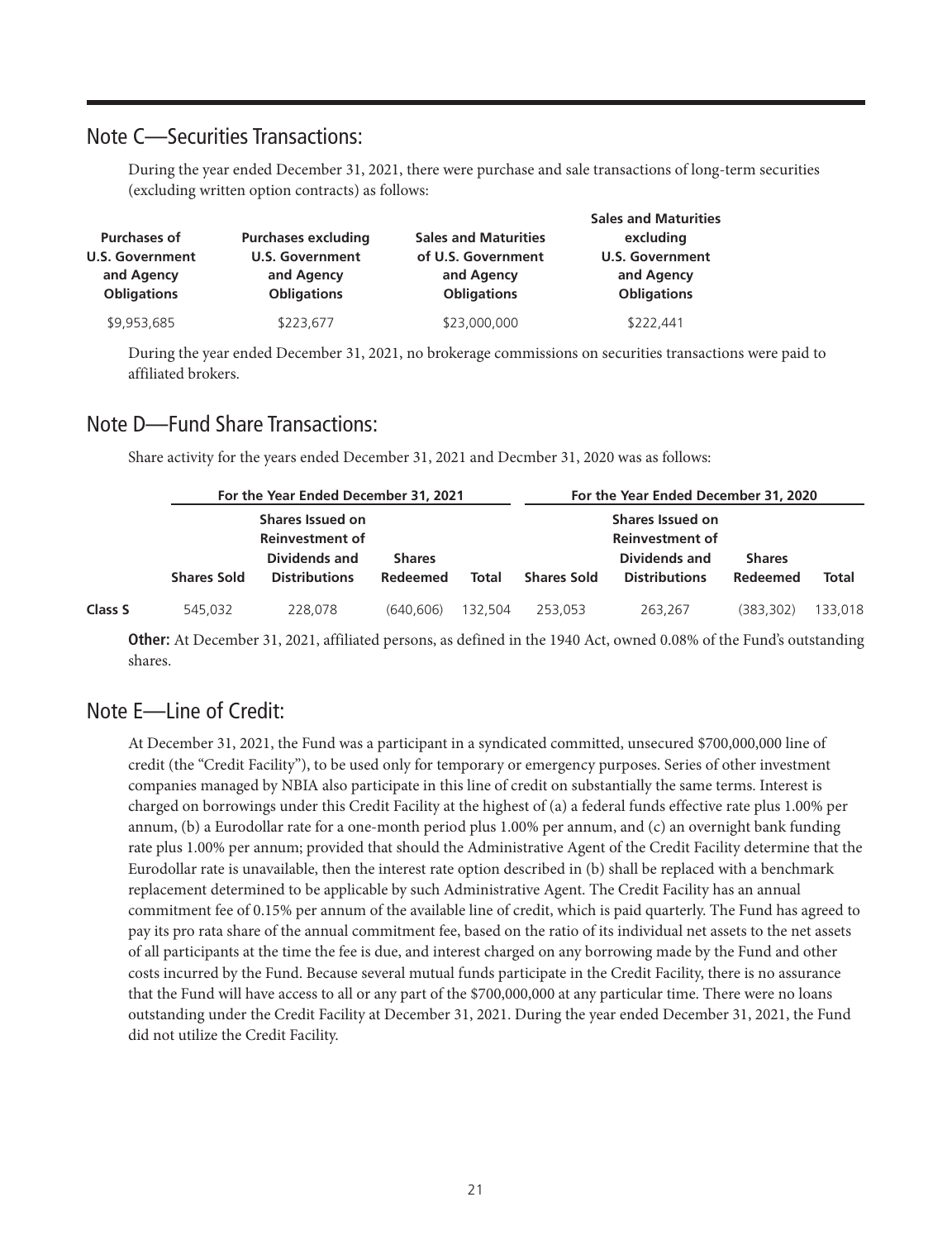## Note C—Securities Transactions:

During the year ended December 31, 2021, there were purchase and sale transactions of long-term securities (excluding written option contracts) as follows:

| Purchases of U.S. Government and Agency Obligations | Purchases excluding U.S. Government and Agency Obligations | Sales and Maturities of U.S. Government and Agency Obligations | Sales and Maturities excluding U.S. Government and Agency Obligations |
|---|---|---|---|
| $9,953,685 | $223,677 | $23,000,000 | $222,441 |

During the year ended December 31, 2021, no brokerage commissions on securities transactions were paid to affiliated brokers.

## Note D—Fund Share Transactions:

Share activity for the years ended December 31, 2021 and Decmber 31, 2020 was as follows:

| | For the Year Ended December 31, 2021 | | | | For the Year Ended December 31, 2020 | | | |
|---|---|---|---|---|---|---|---|---|
| | Shares Sold | Shares Issued on Reinvestment of Dividends and Distributions | Shares Redeemed | Total | Shares Sold | Shares Issued on Reinvestment of Dividends and Distributions | Shares Redeemed | Total |
| **Class S** | 545,032 | 228,078 | (640,606) | 132,504 | 253,053 | 263,267 | (383,302) | 133,018 |

**Other:** At December 31, 2021, affiliated persons, as defined in the 1940 Act, owned 0.08% of the Fund's outstanding shares.

## Note E—Line of Credit:

At December 31, 2021, the Fund was a participant in a syndicated committed, unsecured $700,000,000 line of credit (the "Credit Facility"), to be used only for temporary or emergency purposes. Series of other investment companies managed by NBIA also participate in this line of credit on substantially the same terms. Interest is charged on borrowings under this Credit Facility at the highest of (a) a federal funds effective rate plus 1.00% per annum, (b) a Eurodollar rate for a one-month period plus 1.00% per annum, and (c) an overnight bank funding rate plus 1.00% per annum; provided that should the Administrative Agent of the Credit Facility determine that the Eurodollar rate is unavailable, then the interest rate option described in (b) shall be replaced with a benchmark replacement determined to be applicable by such Administrative Agent. The Credit Facility has an annual commitment fee of 0.15% per annum of the available line of credit, which is paid quarterly. The Fund has agreed to pay its pro rata share of the annual commitment fee, based on the ratio of its individual net assets to the net assets of all participants at the time the fee is due, and interest charged on any borrowing made by the Fund and other costs incurred by the Fund. Because several mutual funds participate in the Credit Facility, there is no assurance that the Fund will have access to all or any part of the $700,000,000 at any particular time. There were no loans outstanding under the Credit Facility at December 31, 2021. During the year ended December 31, 2021, the Fund did not utilize the Credit Facility.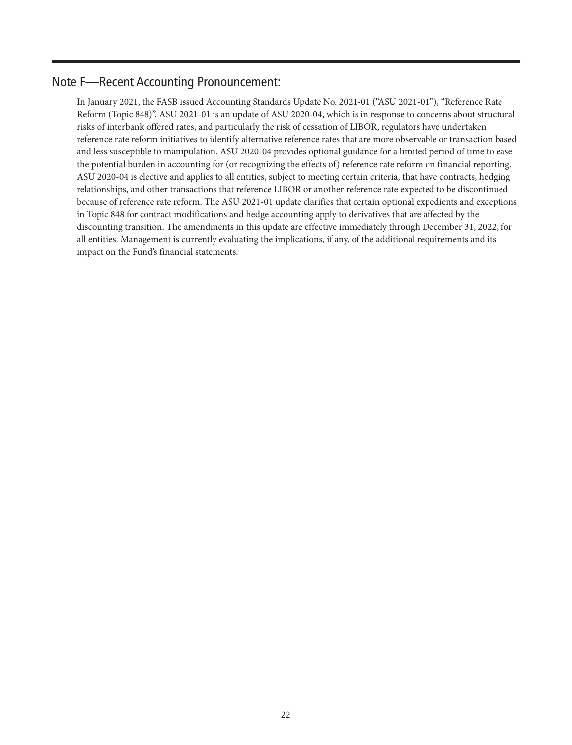## Note F—Recent Accounting Pronouncement:

In January 2021, the FASB issued Accounting Standards Update No. 2021-01 ("ASU 2021-01"), "Reference Rate Reform (Topic 848)". ASU 2021-01 is an update of ASU 2020-04, which is in response to concerns about structural risks of interbank offered rates, and particularly the risk of cessation of LIBOR, regulators have undertaken reference rate reform initiatives to identify alternative reference rates that are more observable or transaction based and less susceptible to manipulation. ASU 2020-04 provides optional guidance for a limited period of time to ease the potential burden in accounting for (or recognizing the effects of) reference rate reform on financial reporting. ASU 2020-04 is elective and applies to all entities, subject to meeting certain criteria, that have contracts, hedging relationships, and other transactions that reference LIBOR or another reference rate expected to be discontinued because of reference rate reform. The ASU 2021-01 update clarifies that certain optional expedients and exceptions in Topic 848 for contract modifications and hedge accounting apply to derivatives that are affected by the discounting transition. The amendments in this update are effective immediately through December 31, 2022, for all entities. Management is currently evaluating the implications, if any, of the additional requirements and its impact on the Fund's financial statements.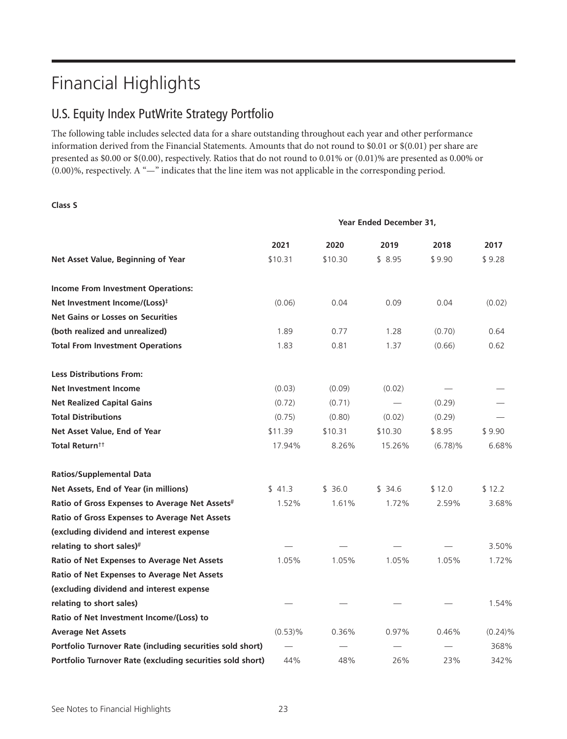# Financial Highlights

## U.S. Equity Index PutWrite Strategy Portfolio

The following table includes selected data for a share outstanding throughout each year and other performance information derived from the Financial Statements. Amounts that do not round to $0.01 or $(0.01) per share are presented as $0.00 or $(0.00), respectively. Ratios that do not round to 0.01% or (0.01)% are presented as 0.00% or (0.00)%, respectively. A "—" indicates that the line item was not applicable in the corresponding period.

**Class S**

| | Year Ended December 31, | | | | |
|---|---|---|---|---|---|
| | **2021** | **2020** | **2019** | **2018** | **2017** |
| **Net Asset Value, Beginning of Year** | $10.31 | $10.30 | $ 8.95 | $ 9.90 | $ 9.28 |
| **Income From Investment Operations:** | | | | | |
| **Net Investment Income/(Loss)‡** | (0.06) | 0.04 | 0.09 | 0.04 | (0.02) |
| **Net Gains or Losses on Securities (both realized and unrealized)** | 1.89 | 0.77 | 1.28 | (0.70) | 0.64 |
| **Total From Investment Operations** | 1.83 | 0.81 | 1.37 | (0.66) | 0.62 |
| **Less Distributions From:** | | | | | |
| **Net Investment Income** | (0.03) | (0.09) | (0.02) | — | — |
| **Net Realized Capital Gains** | (0.72) | (0.71) | — | (0.29) | — |
| **Total Distributions** | (0.75) | (0.80) | (0.02) | (0.29) | — |
| **Net Asset Value, End of Year** | $11.39 | $10.31 | $10.30 | $ 8.95 | $ 9.90 |
| **Total Return††** | 17.94% | 8.26% | 15.26% | (6.78)% | 6.68% |
| **Ratios/Supplemental Data** | | | | | |
| **Net Assets, End of Year (in millions)** | $ 41.3 | $ 36.0 | $ 34.6 | $ 12.0 | $ 12.2 |
| **Ratio of Gross Expenses to Average Net Assets#** | 1.52% | 1.61% | 1.72% | 2.59% | 3.68% |
| **Ratio of Gross Expenses to Average Net Assets (excluding dividend and interest expense relating to short sales)#** | — | — | — | — | 3.50% |
| **Ratio of Net Expenses to Average Net Assets** | 1.05% | 1.05% | 1.05% | 1.05% | 1.72% |
| **Ratio of Net Expenses to Average Net Assets (excluding dividend and interest expense relating to short sales)** | — | — | — | — | 1.54% |
| **Ratio of Net Investment Income/(Loss) to Average Net Assets** | (0.53)% | 0.36% | 0.97% | 0.46% | (0.24)% |
| **Portfolio Turnover Rate (including securities sold short)** | — | — | — | — | 368% |
| **Portfolio Turnover Rate (excluding securities sold short)** | 44% | 48% | 26% | 23% | 342% |

See Notes to Financial Highlights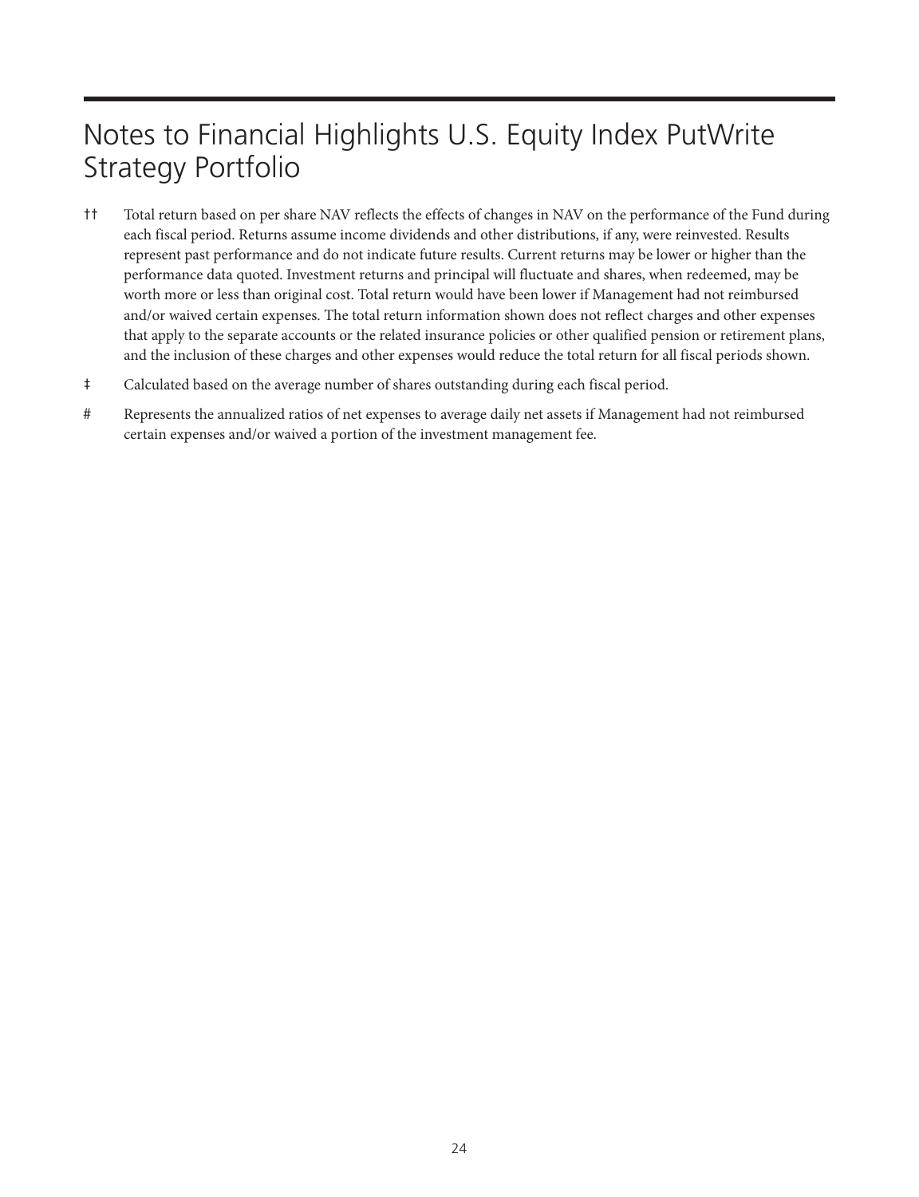# Notes to Financial Highlights U.S. Equity Index PutWrite Strategy Portfolio

†† Total return based on per share NAV reflects the effects of changes in NAV on the performance of the Fund during each fiscal period. Returns assume income dividends and other distributions, if any, were reinvested. Results represent past performance and do not indicate future results. Current returns may be lower or higher than the performance data quoted. Investment returns and principal will fluctuate and shares, when redeemed, may be worth more or less than original cost. Total return would have been lower if Management had not reimbursed and/or waived certain expenses. The total return information shown does not reflect charges and other expenses that apply to the separate accounts or the related insurance policies or other qualified pension or retirement plans, and the inclusion of these charges and other expenses would reduce the total return for all fiscal periods shown.

‡ Calculated based on the average number of shares outstanding during each fiscal period.

# Represents the annualized ratios of net expenses to average daily net assets if Management had not reimbursed certain expenses and/or waived a portion of the investment management fee.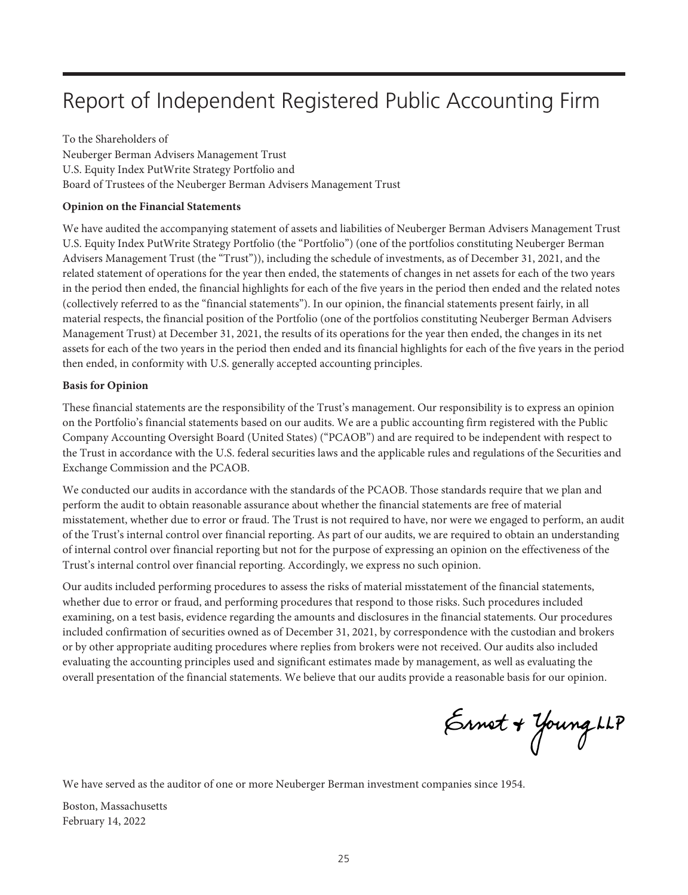# Report of Independent Registered Public Accounting Firm

To the Shareholders of
Neuberger Berman Advisers Management Trust
U.S. Equity Index PutWrite Strategy Portfolio and
Board of Trustees of the Neuberger Berman Advisers Management Trust

**Opinion on the Financial Statements**

We have audited the accompanying statement of assets and liabilities of Neuberger Berman Advisers Management Trust U.S. Equity Index PutWrite Strategy Portfolio (the "Portfolio") (one of the portfolios constituting Neuberger Berman Advisers Management Trust (the "Trust")), including the schedule of investments, as of December 31, 2021, and the related statement of operations for the year then ended, the statements of changes in net assets for each of the two years in the period then ended, the financial highlights for each of the five years in the period then ended and the related notes (collectively referred to as the "financial statements"). In our opinion, the financial statements present fairly, in all material respects, the financial position of the Portfolio (one of the portfolios constituting Neuberger Berman Advisers Management Trust) at December 31, 2021, the results of its operations for the year then ended, the changes in its net assets for each of the two years in the period then ended and its financial highlights for each of the five years in the period then ended, in conformity with U.S. generally accepted accounting principles.

**Basis for Opinion**

These financial statements are the responsibility of the Trust's management. Our responsibility is to express an opinion on the Portfolio's financial statements based on our audits. We are a public accounting firm registered with the Public Company Accounting Oversight Board (United States) ("PCAOB") and are required to be independent with respect to the Trust in accordance with the U.S. federal securities laws and the applicable rules and regulations of the Securities and Exchange Commission and the PCAOB.

We conducted our audits in accordance with the standards of the PCAOB. Those standards require that we plan and perform the audit to obtain reasonable assurance about whether the financial statements are free of material misstatement, whether due to error or fraud. The Trust is not required to have, nor were we engaged to perform, an audit of the Trust's internal control over financial reporting. As part of our audits, we are required to obtain an understanding of internal control over financial reporting but not for the purpose of expressing an opinion on the effectiveness of the Trust's internal control over financial reporting. Accordingly, we express no such opinion.

Our audits included performing procedures to assess the risks of material misstatement of the financial statements, whether due to error or fraud, and performing procedures that respond to those risks. Such procedures included examining, on a test basis, evidence regarding the amounts and disclosures in the financial statements. Our procedures included confirmation of securities owned as of December 31, 2021, by correspondence with the custodian and brokers or by other appropriate auditing procedures where replies from brokers were not received. Our audits also included evaluating the accounting principles used and significant estimates made by management, as well as evaluating the overall presentation of the financial statements. We believe that our audits provide a reasonable basis for our opinion.

Ernst & Young LLP

We have served as the auditor of one or more Neuberger Berman investment companies since 1954.

Boston, Massachusetts
February 14, 2022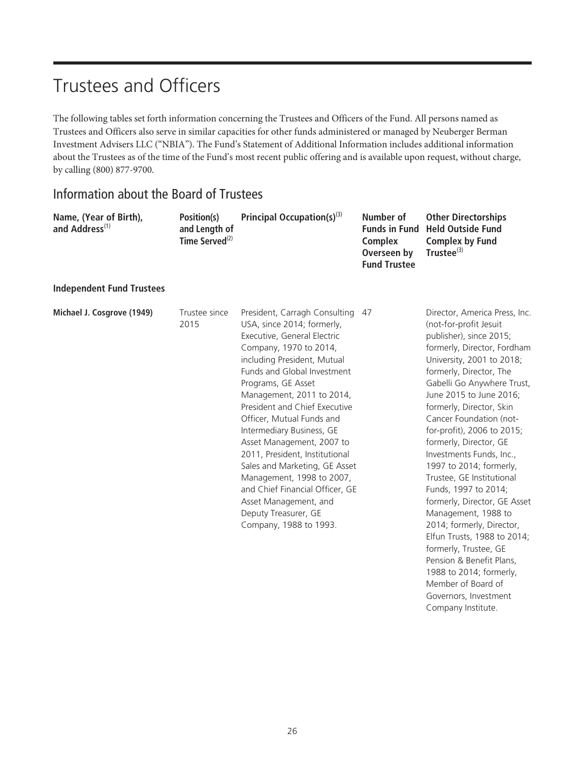# Trustees and Officers

The following tables set forth information concerning the Trustees and Officers of the Fund. All persons named as Trustees and Officers also serve in similar capacities for other funds administered or managed by Neuberger Berman Investment Advisers LLC ("NBIA"). The Fund's Statement of Additional Information includes additional information about the Trustees as of the time of the Fund's most recent public offering and is available upon request, without charge, by calling (800) 877-9700.

## Information about the Board of Trustees

| Name, (Year of Birth), and Address[1] | Position(s) and Length of Time Served[2] | Principal Occupation(s)[3] | Number of Funds in Fund Complex Overseen by Fund Trustee | Other Directorships Held Outside Fund Complex by Fund Trustee[3] |
|---|---|---|---|---|
| **Independent Fund Trustees** | | | | |
| **Michael J. Cosgrove (1949)** | Trustee since 2015 | President, Carragh Consulting USA, since 2014; formerly, Executive, General Electric Company, 1970 to 2014, including President, Mutual Funds and Global Investment Programs, GE Asset Management, 2011 to 2014, President and Chief Executive Officer, Mutual Funds and Intermediary Business, GE Asset Management, 2007 to 2011, President, Institutional Sales and Marketing, GE Asset Management, 1998 to 2007, and Chief Financial Officer, GE Asset Management, and Deputy Treasurer, GE Company, 1988 to 1993. | 47 | Director, America Press, Inc. (not-for-profit Jesuit publisher), since 2015; formerly, Director, Fordham University, 2001 to 2018; formerly, Director, The Gabelli Go Anywhere Trust, June 2015 to June 2016; formerly, Director, Skin Cancer Foundation (not-for-profit), 2006 to 2015; formerly, Director, GE Investments Funds, Inc., 1997 to 2014; formerly, Trustee, GE Institutional Funds, 1997 to 2014; formerly, Director, GE Asset Management, 1988 to 2014; formerly, Director, Elfun Trusts, 1988 to 2014; formerly, Trustee, GE Pension & Benefit Plans, 1988 to 2014; formerly, Member of Board of Governors, Investment Company Institute. |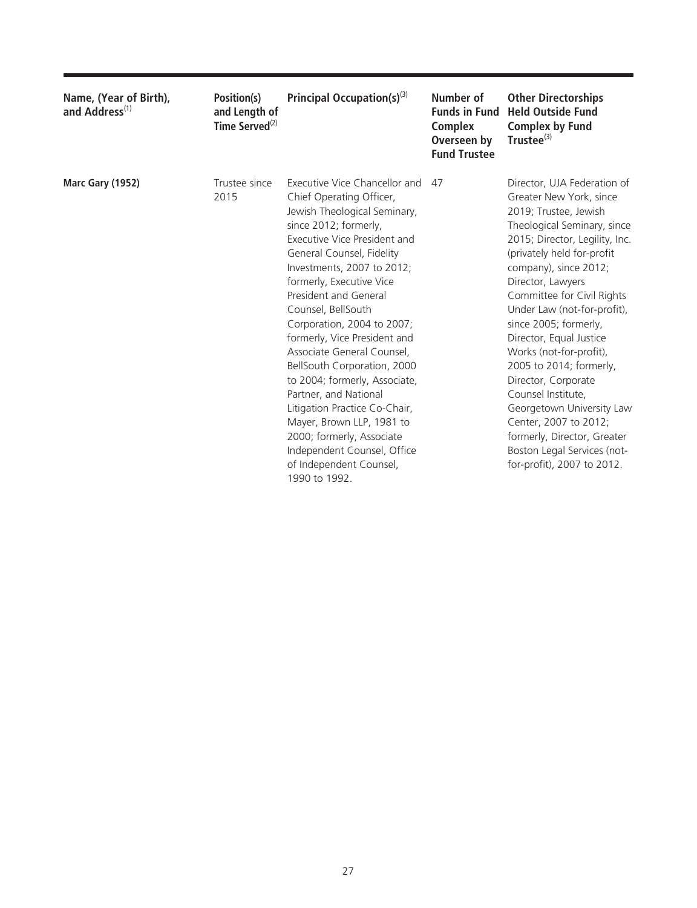| Name, (Year of Birth), and Address[(1)] | Position(s) and Length of Time Served[(2)] | Principal Occupation(s)[(3)] | Number of Funds in Fund Complex Overseen by Fund Trustee | Other Directorships Held Outside Fund Complex by Fund Trustee[(3)] |
|---|---|---|---|---|
| **Marc Gary (1952)** | Trustee since 2015 | Executive Vice Chancellor and Chief Operating Officer, Jewish Theological Seminary, since 2012; formerly, Executive Vice President and General Counsel, Fidelity Investments, 2007 to 2012; formerly, Executive Vice President and General Counsel, BellSouth Corporation, 2004 to 2007; formerly, Vice President and Associate General Counsel, BellSouth Corporation, 2000 to 2004; formerly, Associate, Partner, and National Litigation Practice Co-Chair, Mayer, Brown LLP, 1981 to 2000; formerly, Associate Independent Counsel, Office of Independent Counsel, 1990 to 1992. | 47 | Director, UJA Federation of Greater New York, since 2019; Trustee, Jewish Theological Seminary, since 2015; Director, Legility, Inc. (privately held for-profit company), since 2012; Director, Lawyers Committee for Civil Rights Under Law (not-for-profit), since 2005; formerly, Director, Equal Justice Works (not-for-profit), 2005 to 2014; formerly, Director, Corporate Counsel Institute, Georgetown University Law Center, 2007 to 2012; formerly, Director, Greater Boston Legal Services (not-for-profit), 2007 to 2012. |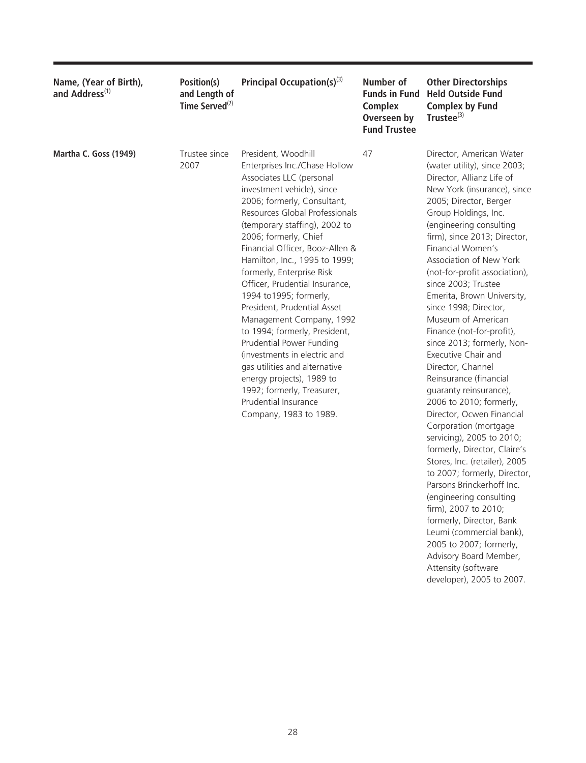| Name, (Year of Birth), and Address[1] | Position(s) and Length of Time Served[2] | Principal Occupation(s)[3] | Number of Funds in Fund Complex Overseen by Fund Trustee | Other Directorships Held Outside Fund Complex by Fund Trustee[3] |
|---|---|---|---|---|
| **Martha C. Goss (1949)** | Trustee since 2007 | President, Woodhill Enterprises Inc./Chase Hollow Associates LLC (personal investment vehicle), since 2006; formerly, Consultant, Resources Global Professionals (temporary staffing), 2002 to 2006; formerly, Chief Financial Officer, Booz-Allen & Hamilton, Inc., 1995 to 1999; formerly, Enterprise Risk Officer, Prudential Insurance, 1994 to1995; formerly, President, Prudential Asset Management Company, 1992 to 1994; formerly, President, Prudential Power Funding (investments in electric and gas utilities and alternative energy projects), 1989 to 1992; formerly, Treasurer, Prudential Insurance Company, 1983 to 1989. | 47 | Director, American Water (water utility), since 2003; Director, Allianz Life of New York (insurance), since 2005; Director, Berger Group Holdings, Inc. (engineering consulting firm), since 2013; Director, Financial Women's Association of New York (not-for-profit association), since 2003; Trustee Emerita, Brown University, since 1998; Director, Museum of American Finance (not-for-profit), since 2013; formerly, Non-Executive Chair and Director, Channel Reinsurance (financial guaranty reinsurance), 2006 to 2010; formerly, Director, Ocwen Financial Corporation (mortgage servicing), 2005 to 2010; formerly, Director, Claire's Stores, Inc. (retailer), 2005 to 2007; formerly, Director, Parsons Brinckerhoff Inc. (engineering consulting firm), 2007 to 2010; formerly, Director, Bank Leumi (commercial bank), 2005 to 2007; formerly, Advisory Board Member, Attensity (software developer), 2005 to 2007. |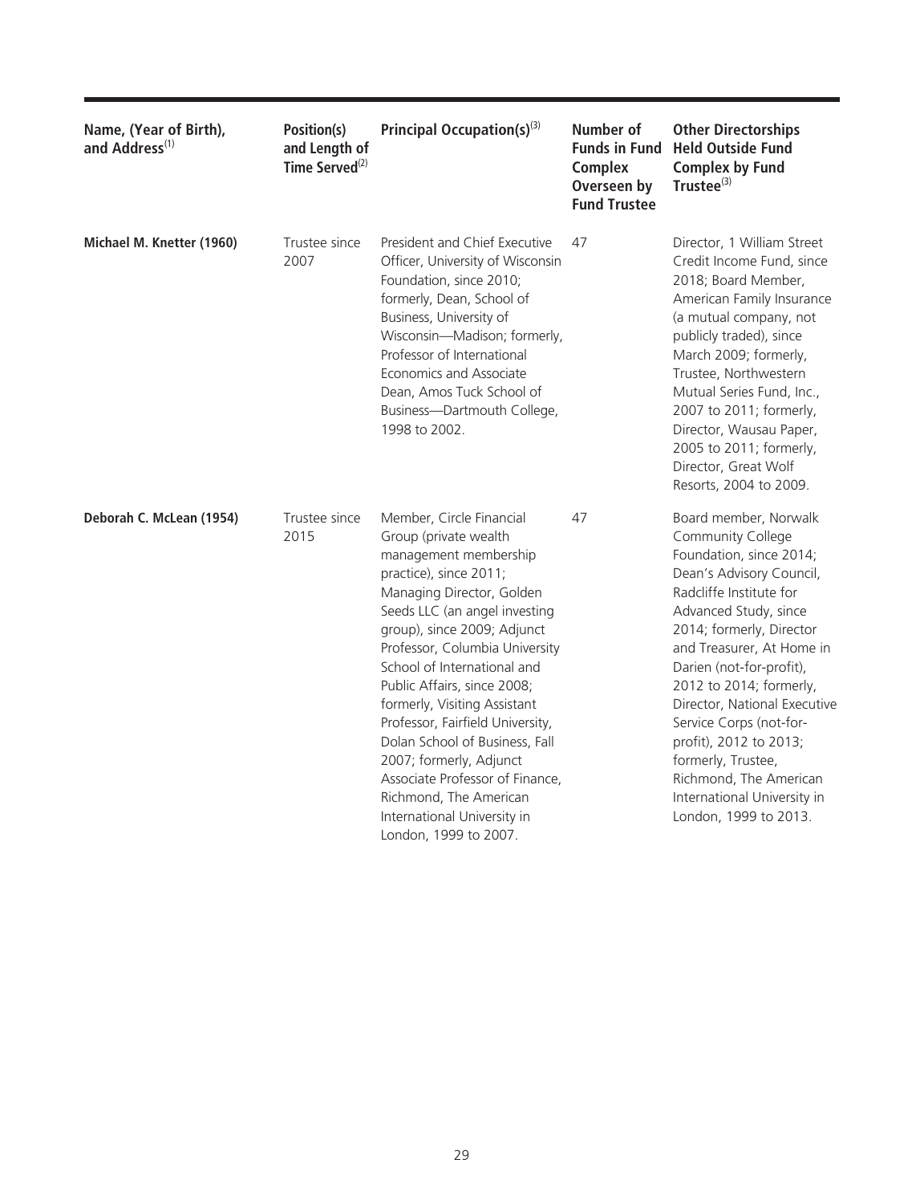| Name, (Year of Birth), and Address[1] | Position(s) and Length of Time Served[2] | Principal Occupation(s)[3] | Number of Funds in Fund Complex Overseen by Fund Trustee | Other Directorships Held Outside Fund Complex by Fund Trustee[3] |
|---|---|---|---|---|
| **Michael M. Knetter (1960)** | Trustee since 2007 | President and Chief Executive Officer, University of Wisconsin Foundation, since 2010; formerly, Dean, School of Business, University of Wisconsin—Madison; formerly, Professor of International Economics and Associate Dean, Amos Tuck School of Business—Dartmouth College, 1998 to 2002. | 47 | Director, 1 William Street Credit Income Fund, since 2018; Board Member, American Family Insurance (a mutual company, not publicly traded), since March 2009; formerly, Trustee, Northwestern Mutual Series Fund, Inc., 2007 to 2011; formerly, Director, Wausau Paper, 2005 to 2011; formerly, Director, Great Wolf Resorts, 2004 to 2009. |
| **Deborah C. McLean (1954)** | Trustee since 2015 | Member, Circle Financial Group (private wealth management membership practice), since 2011; Managing Director, Golden Seeds LLC (an angel investing group), since 2009; Adjunct Professor, Columbia University School of International and Public Affairs, since 2008; formerly, Visiting Assistant Professor, Fairfield University, Dolan School of Business, Fall 2007; formerly, Adjunct Associate Professor of Finance, Richmond, The American International University in London, 1999 to 2007. | 47 | Board member, Norwalk Community College Foundation, since 2014; Dean's Advisory Council, Radcliffe Institute for Advanced Study, since 2014; formerly, Director and Treasurer, At Home in Darien (not-for-profit), 2012 to 2014; formerly, Director, National Executive Service Corps (not-for-profit), 2012 to 2013; formerly, Trustee, Richmond, The American International University in London, 1999 to 2013. |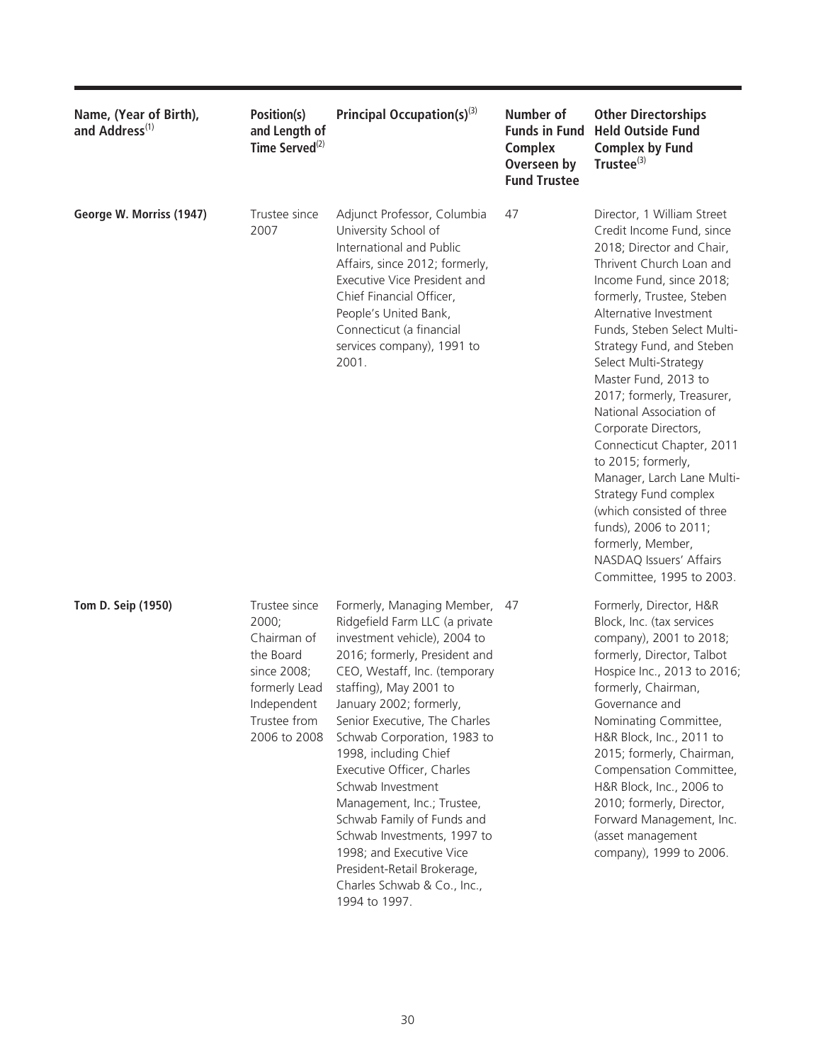| Name, (Year of Birth), and Address[(1)] | Position(s) and Length of Time Served[(2)] | Principal Occupation(s)[(3)] | Number of Funds in Fund Complex Overseen by Fund Trustee | Other Directorships Held Outside Fund Complex by Fund Trustee[(3)] |
|---|---|---|---|---|
| **George W. Morriss (1947)** | Trustee since 2007 | Adjunct Professor, Columbia University School of International and Public Affairs, since 2012; formerly, Executive Vice President and Chief Financial Officer, People's United Bank, Connecticut (a financial services company), 1991 to 2001. | 47 | Director, 1 William Street Credit Income Fund, since 2018; Director and Chair, Thrivent Church Loan and Income Fund, since 2018; formerly, Trustee, Steben Alternative Investment Funds, Steben Select Multi-Strategy Fund, and Steben Select Multi-Strategy Master Fund, 2013 to 2017; formerly, Treasurer, National Association of Corporate Directors, Connecticut Chapter, 2011 to 2015; formerly, Manager, Larch Lane Multi-Strategy Fund complex (which consisted of three funds), 2006 to 2011; formerly, Member, NASDAQ Issuers' Affairs Committee, 1995 to 2003. |
| **Tom D. Seip (1950)** | Trustee since 2000; Chairman of the Board since 2008; formerly Lead Independent Trustee from 2006 to 2008 | Formerly, Managing Member, Ridgefield Farm LLC (a private investment vehicle), 2004 to 2016; formerly, President and CEO, Westaff, Inc. (temporary staffing), May 2001 to January 2002; formerly, Senior Executive, The Charles Schwab Corporation, 1983 to 1998, including Chief Executive Officer, Charles Schwab Investment Management, Inc.; Trustee, Schwab Family of Funds and Schwab Investments, 1997 to 1998; and Executive Vice President-Retail Brokerage, Charles Schwab & Co., Inc., 1994 to 1997. | 47 | Formerly, Director, H&R Block, Inc. (tax services company), 2001 to 2018; formerly, Director, Talbot Hospice Inc., 2013 to 2016; formerly, Chairman, Governance and Nominating Committee, H&R Block, Inc., 2011 to 2015; formerly, Chairman, Compensation Committee, H&R Block, Inc., 2006 to 2010; formerly, Director, Forward Management, Inc. (asset management company), 1999 to 2006. |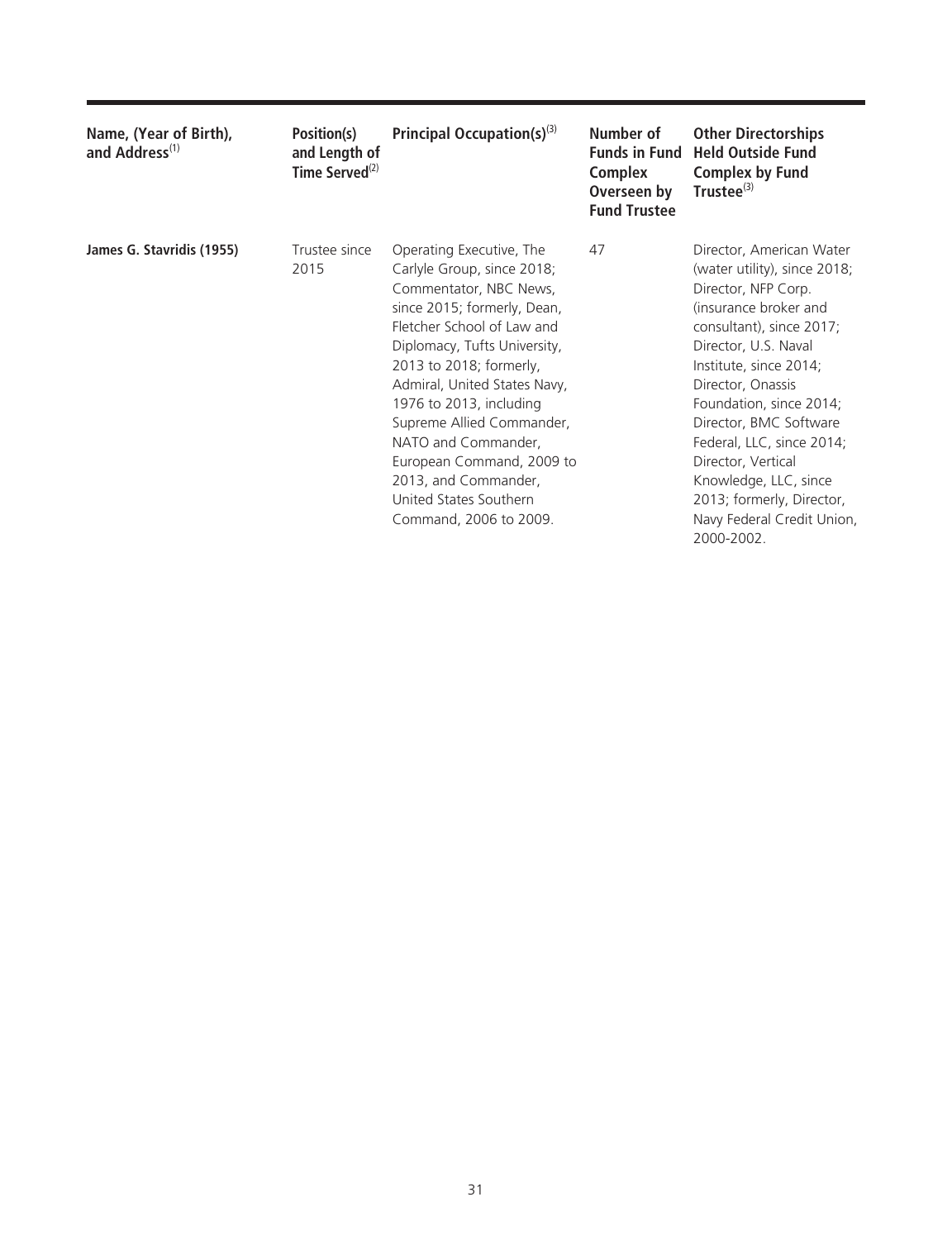| Name, (Year of Birth), and Address[1] | Position(s) and Length of Time Served[2] | Principal Occupation(s)[3] | Number of Funds in Fund Complex Overseen by Fund Trustee | Other Directorships Held Outside Fund Complex by Fund Trustee[3] |
|---|---|---|---|---|
| **James G. Stavridis (1955)** | Trustee since 2015 | Operating Executive, The Carlyle Group, since 2018; Commentator, NBC News, since 2015; formerly, Dean, Fletcher School of Law and Diplomacy, Tufts University, 2013 to 2018; formerly, Admiral, United States Navy, 1976 to 2013, including Supreme Allied Commander, NATO and Commander, European Command, 2009 to 2013, and Commander, United States Southern Command, 2006 to 2009. | 47 | Director, American Water (water utility), since 2018; Director, NFP Corp. (insurance broker and consultant), since 2017; Director, U.S. Naval Institute, since 2014; Director, Onassis Foundation, since 2014; Director, BMC Software Federal, LLC, since 2014; Director, Vertical Knowledge, LLC, since 2013; formerly, Director, Navy Federal Credit Union, 2000-2002. |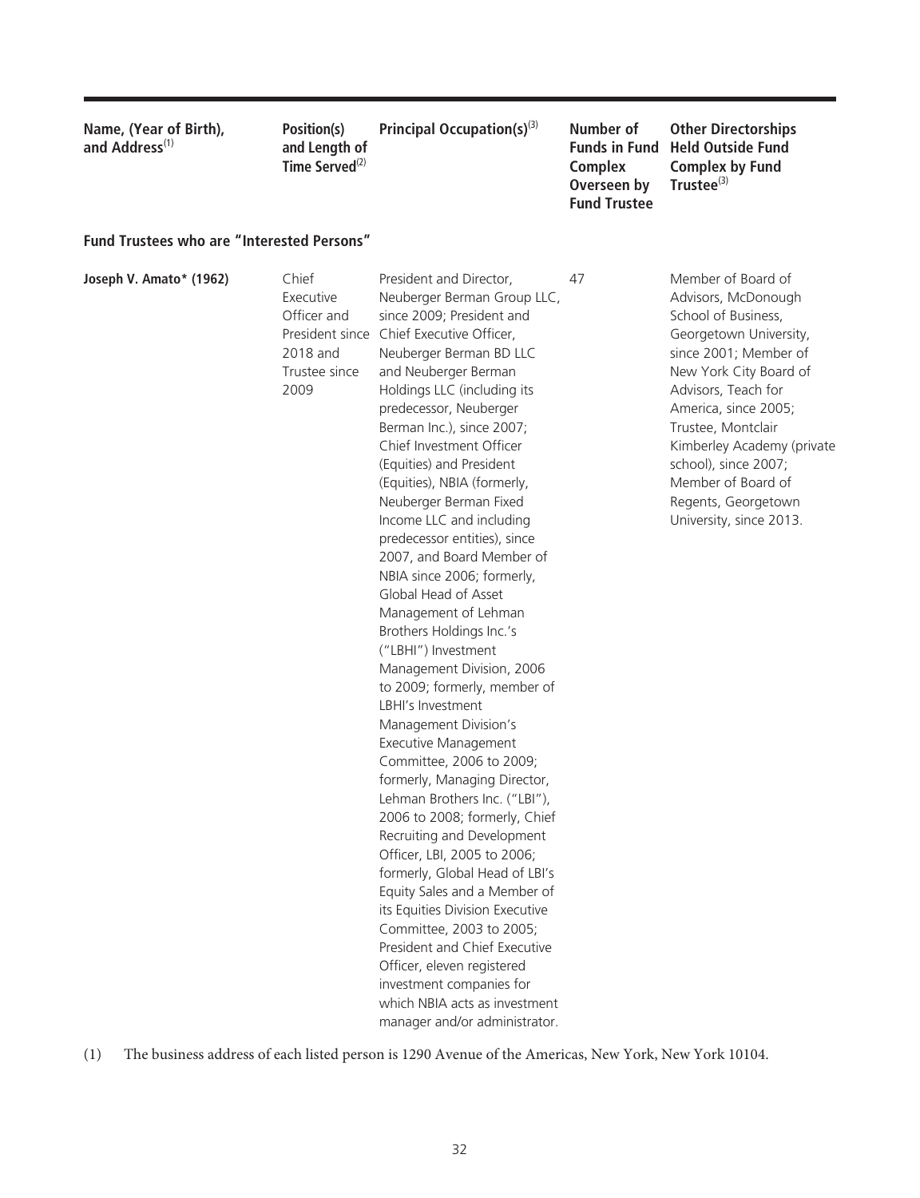| Name, (Year of Birth), and Address[1] | Position(s) and Length of Time Served[2] | Principal Occupation(s)[3] | Number of Funds in Fund Complex Overseen by Fund Trustee | Other Directorships Held Outside Fund Complex by Fund Trustee[3] |
|---|---|---|---|---|
| **Fund Trustees who are "Interested Persons"** | | | | |
| **Joseph V. Amato* (1962)** | Chief Executive Officer and President since 2018 and Trustee since 2009 | President and Director, Neuberger Berman Group LLC, since 2009; President and Chief Executive Officer, Neuberger Berman BD LLC and Neuberger Berman Holdings LLC (including its predecessor, Neuberger Berman Inc.), since 2007; Chief Investment Officer (Equities) and President (Equities), NBIA (formerly, Neuberger Berman Fixed Income LLC and including predecessor entities), since 2007, and Board Member of NBIA since 2006; formerly, Global Head of Asset Management of Lehman Brothers Holdings Inc.'s ("LBHI") Investment Management Division, 2006 to 2009; formerly, member of LBHI's Investment Management Division's Executive Management Committee, 2006 to 2009; formerly, Managing Director, Lehman Brothers Inc. ("LBI"), 2006 to 2008; formerly, Chief Recruiting and Development Officer, LBI, 2005 to 2006; formerly, Global Head of LBI's Equity Sales and a Member of its Equities Division Executive Committee, 2003 to 2005; President and Chief Executive Officer, eleven registered investment companies for which NBIA acts as investment manager and/or administrator. | 47 | Member of Board of Advisors, McDonough School of Business, Georgetown University, since 2001; Member of New York City Board of Advisors, Teach for America, since 2005; Trustee, Montclair Kimberley Academy (private school), since 2007; Member of Board of Regents, Georgetown University, since 2013. |

(1) The business address of each listed person is 1290 Avenue of the Americas, New York, New York 10104.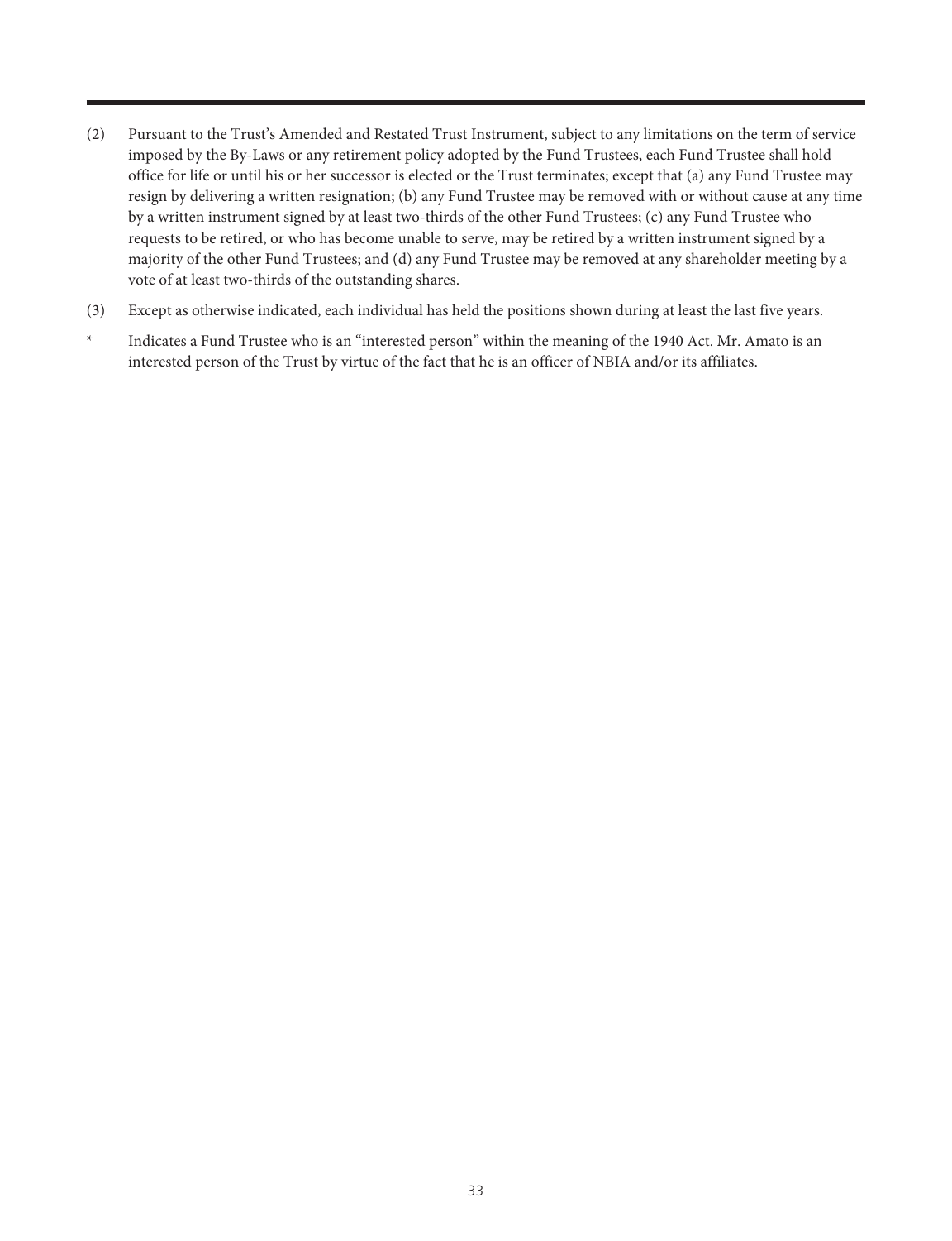(2) Pursuant to the Trust's Amended and Restated Trust Instrument, subject to any limitations on the term of service imposed by the By-Laws or any retirement policy adopted by the Fund Trustees, each Fund Trustee shall hold office for life or until his or her successor is elected or the Trust terminates; except that (a) any Fund Trustee may resign by delivering a written resignation; (b) any Fund Trustee may be removed with or without cause at any time by a written instrument signed by at least two-thirds of the other Fund Trustees; (c) any Fund Trustee who requests to be retired, or who has become unable to serve, may be retired by a written instrument signed by a majority of the other Fund Trustees; and (d) any Fund Trustee may be removed at any shareholder meeting by a vote of at least two-thirds of the outstanding shares.

(3) Except as otherwise indicated, each individual has held the positions shown during at least the last five years.

\* Indicates a Fund Trustee who is an "interested person" within the meaning of the 1940 Act. Mr. Amato is an interested person of the Trust by virtue of the fact that he is an officer of NBIA and/or its affiliates.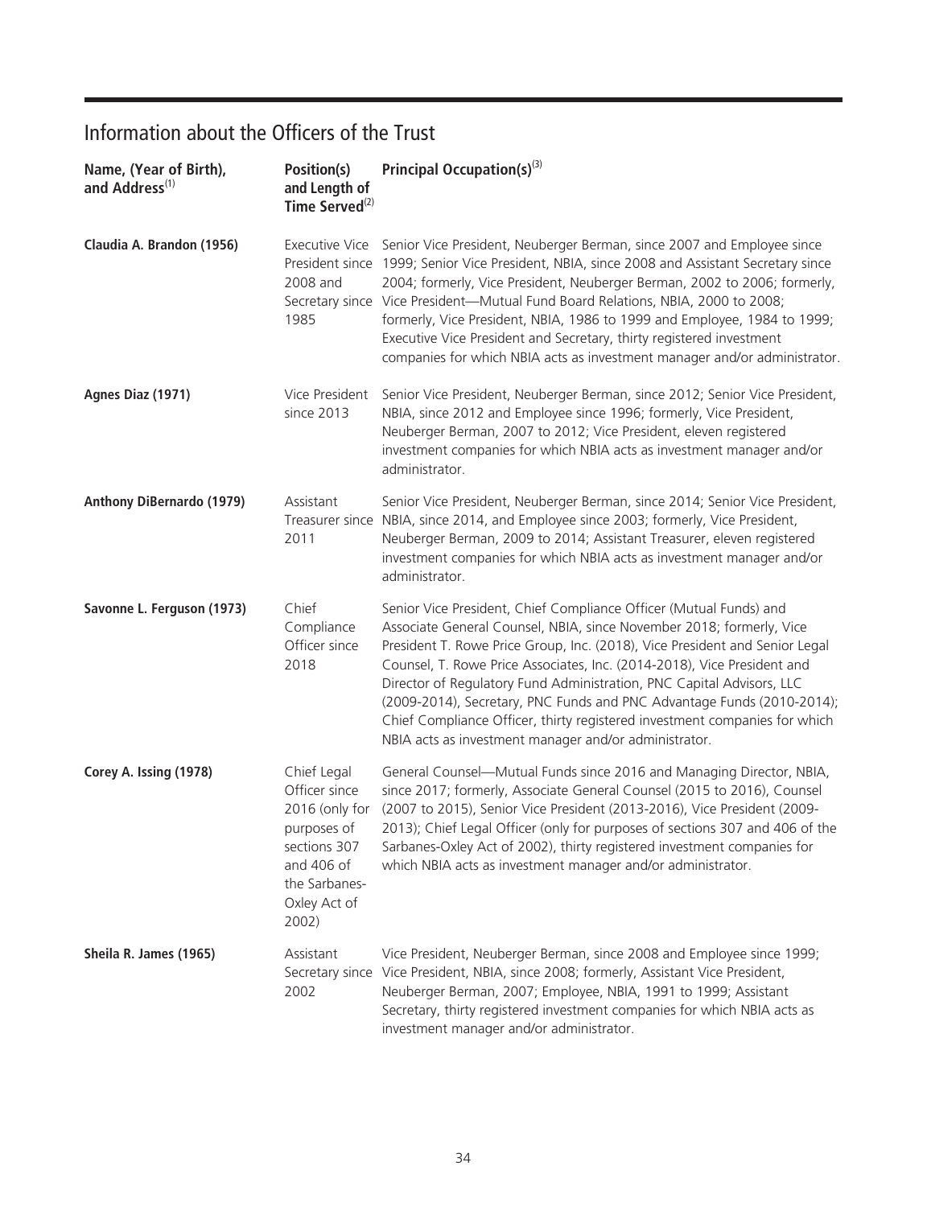## Information about the Officers of the Trust

| Name, (Year of Birth), and Address[1] | Position(s) and Length of Time Served[2] | Principal Occupation(s)[3] |
|---|---|---|
| **Claudia A. Brandon (1956)** | Executive Vice President since 2008 and Secretary since 1985 | Senior Vice President, Neuberger Berman, since 2007 and Employee since 1999; Senior Vice President, NBIA, since 2008 and Assistant Secretary since 2004; formerly, Vice President, Neuberger Berman, 2002 to 2006; formerly, Vice President—Mutual Fund Board Relations, NBIA, 2000 to 2008; formerly, Vice President, NBIA, 1986 to 1999 and Employee, 1984 to 1999; Executive Vice President and Secretary, thirty registered investment companies for which NBIA acts as investment manager and/or administrator. |
| **Agnes Diaz (1971)** | Vice President since 2013 | Senior Vice President, Neuberger Berman, since 2012; Senior Vice President, NBIA, since 2012 and Employee since 1996; formerly, Vice President, Neuberger Berman, 2007 to 2012; Vice President, eleven registered investment companies for which NBIA acts as investment manager and/or administrator. |
| **Anthony DiBernardo (1979)** | Assistant Treasurer since 2011 | Senior Vice President, Neuberger Berman, since 2014; Senior Vice President, NBIA, since 2014, and Employee since 2003; formerly, Vice President, Neuberger Berman, 2009 to 2014; Assistant Treasurer, eleven registered investment companies for which NBIA acts as investment manager and/or administrator. |
| **Savonne L. Ferguson (1973)** | Chief Compliance Officer since 2018 | Senior Vice President, Chief Compliance Officer (Mutual Funds) and Associate General Counsel, NBIA, since November 2018; formerly, Vice President T. Rowe Price Group, Inc. (2018), Vice President and Senior Legal Counsel, T. Rowe Price Associates, Inc. (2014-2018), Vice President and Director of Regulatory Fund Administration, PNC Capital Advisors, LLC (2009-2014), Secretary, PNC Funds and PNC Advantage Funds (2010-2014); Chief Compliance Officer, thirty registered investment companies for which NBIA acts as investment manager and/or administrator. |
| **Corey A. Issing (1978)** | Chief Legal Officer since 2016 (only for purposes of sections 307 and 406 of the Sarbanes-Oxley Act of 2002) | General Counsel—Mutual Funds since 2016 and Managing Director, NBIA, since 2017; formerly, Associate General Counsel (2015 to 2016), Counsel (2007 to 2015), Senior Vice President (2013-2016), Vice President (2009-2013); Chief Legal Officer (only for purposes of sections 307 and 406 of the Sarbanes-Oxley Act of 2002), thirty registered investment companies for which NBIA acts as investment manager and/or administrator. |
| **Sheila R. James (1965)** | Assistant Secretary since 2002 | Vice President, Neuberger Berman, since 2008 and Employee since 1999; Vice President, NBIA, since 2008; formerly, Assistant Vice President, Neuberger Berman, 2007; Employee, NBIA, 1991 to 1999; Assistant Secretary, thirty registered investment companies for which NBIA acts as investment manager and/or administrator. |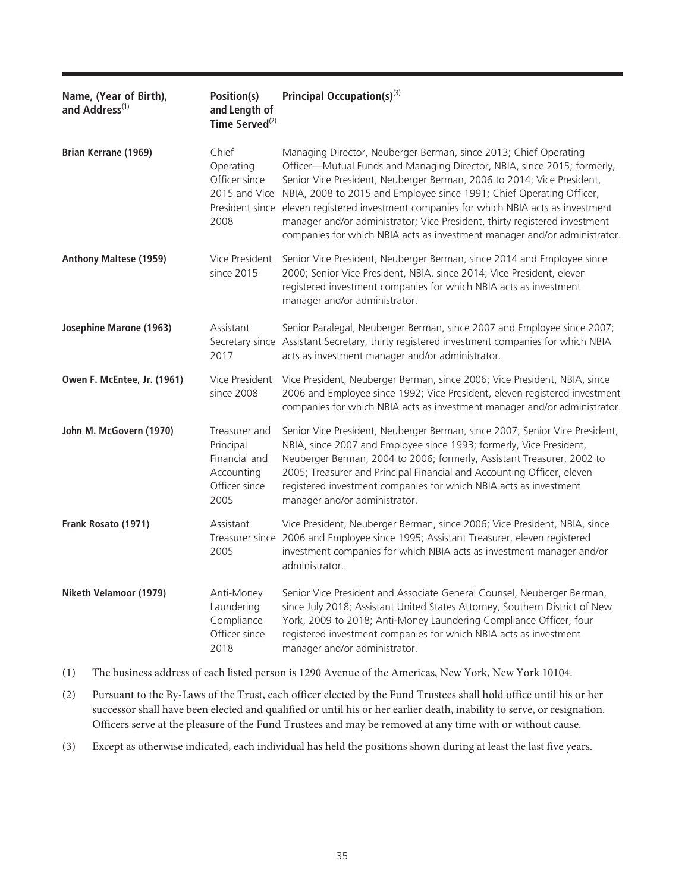| Name, (Year of Birth), and Address[(1)] | Position(s) and Length of Time Served[(2)] | Principal Occupation(s)[(3)] |
|---|---|---|
| **Brian Kerrane (1969)** | Chief Operating Officer since 2015 and Vice President since 2008 | Managing Director, Neuberger Berman, since 2013; Chief Operating Officer—Mutual Funds and Managing Director, NBIA, since 2015; formerly, Senior Vice President, Neuberger Berman, 2006 to 2014; Vice President, NBIA, 2008 to 2015 and Employee since 1991; Chief Operating Officer, eleven registered investment companies for which NBIA acts as investment manager and/or administrator; Vice President, thirty registered investment companies for which NBIA acts as investment manager and/or administrator. |
| **Anthony Maltese (1959)** | Vice President since 2015 | Senior Vice President, Neuberger Berman, since 2014 and Employee since 2000; Senior Vice President, NBIA, since 2014; Vice President, eleven registered investment companies for which NBIA acts as investment manager and/or administrator. |
| **Josephine Marone (1963)** | Assistant Secretary since 2017 | Senior Paralegal, Neuberger Berman, since 2007 and Employee since 2007; Assistant Secretary, thirty registered investment companies for which NBIA acts as investment manager and/or administrator. |
| **Owen F. McEntee, Jr. (1961)** | Vice President since 2008 | Vice President, Neuberger Berman, since 2006; Vice President, NBIA, since 2006 and Employee since 1992; Vice President, eleven registered investment companies for which NBIA acts as investment manager and/or administrator. |
| **John M. McGovern (1970)** | Treasurer and Principal Financial and Accounting Officer since 2005 | Senior Vice President, Neuberger Berman, since 2007; Senior Vice President, NBIA, since 2007 and Employee since 1993; formerly, Vice President, Neuberger Berman, 2004 to 2006; formerly, Assistant Treasurer, 2002 to 2005; Treasurer and Principal Financial and Accounting Officer, eleven registered investment companies for which NBIA acts as investment manager and/or administrator. |
| **Frank Rosato (1971)** | Assistant Treasurer since 2005 | Vice President, Neuberger Berman, since 2006; Vice President, NBIA, since 2006 and Employee since 1995; Assistant Treasurer, eleven registered investment companies for which NBIA acts as investment manager and/or administrator. |
| **Niketh Velamoor (1979)** | Anti-Money Laundering Compliance Officer since 2018 | Senior Vice President and Associate General Counsel, Neuberger Berman, since July 2018; Assistant United States Attorney, Southern District of New York, 2009 to 2018; Anti-Money Laundering Compliance Officer, four registered investment companies for which NBIA acts as investment manager and/or administrator. |

(1) The business address of each listed person is 1290 Avenue of the Americas, New York, New York 10104.

(2) Pursuant to the By-Laws of the Trust, each officer elected by the Fund Trustees shall hold office until his or her successor shall have been elected and qualified or until his or her earlier death, inability to serve, or resignation. Officers serve at the pleasure of the Fund Trustees and may be removed at any time with or without cause.

(3) Except as otherwise indicated, each individual has held the positions shown during at least the last five years.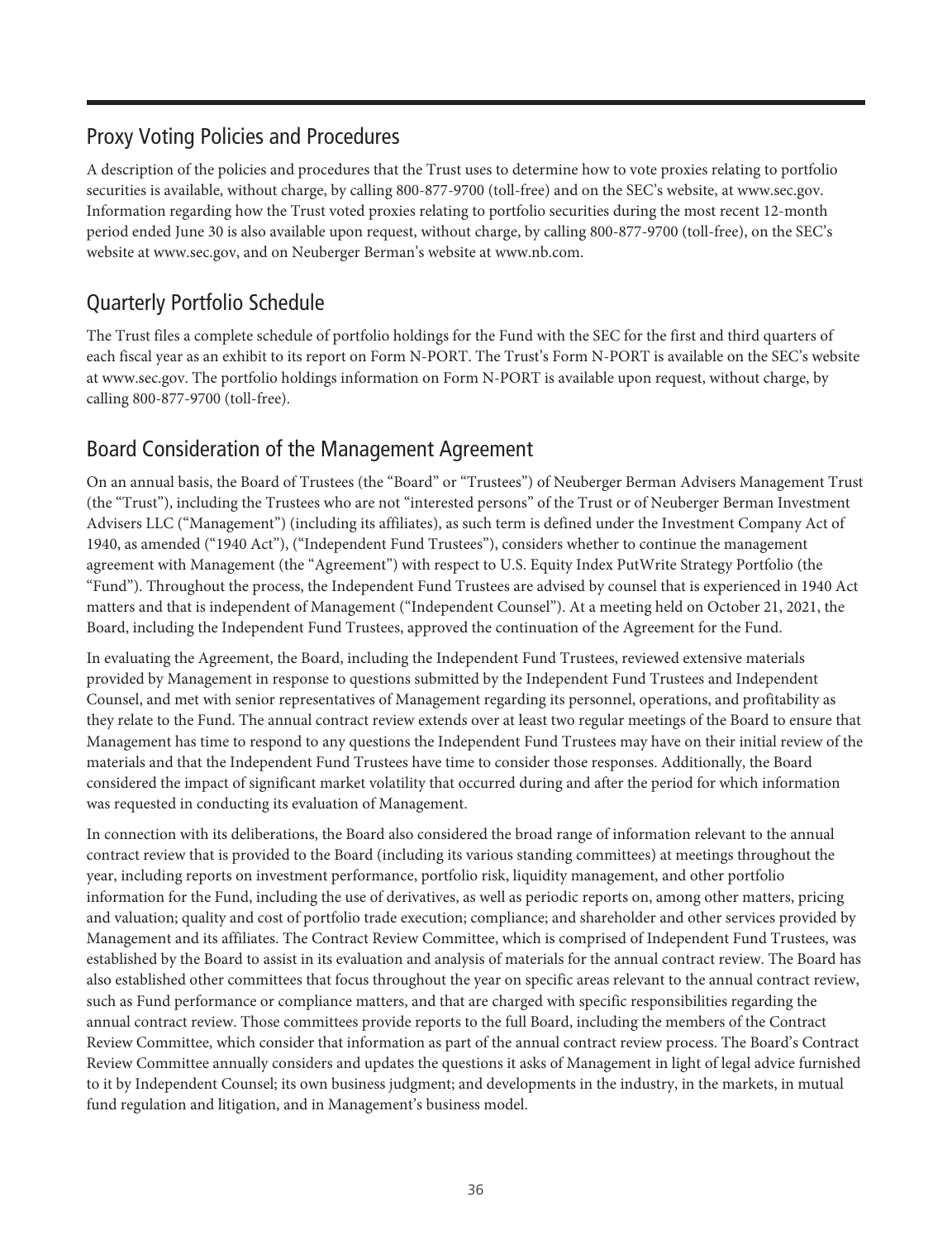## Proxy Voting Policies and Procedures

A description of the policies and procedures that the Trust uses to determine how to vote proxies relating to portfolio securities is available, without charge, by calling 800-877-9700 (toll-free) and on the SEC's website, at www.sec.gov. Information regarding how the Trust voted proxies relating to portfolio securities during the most recent 12-month period ended June 30 is also available upon request, without charge, by calling 800-877-9700 (toll-free), on the SEC's website at www.sec.gov, and on Neuberger Berman's website at www.nb.com.

## Quarterly Portfolio Schedule

The Trust files a complete schedule of portfolio holdings for the Fund with the SEC for the first and third quarters of each fiscal year as an exhibit to its report on Form N-PORT. The Trust's Form N-PORT is available on the SEC's website at www.sec.gov. The portfolio holdings information on Form N-PORT is available upon request, without charge, by calling 800-877-9700 (toll-free).

## Board Consideration of the Management Agreement

On an annual basis, the Board of Trustees (the "Board" or "Trustees") of Neuberger Berman Advisers Management Trust (the "Trust"), including the Trustees who are not "interested persons" of the Trust or of Neuberger Berman Investment Advisers LLC ("Management") (including its affiliates), as such term is defined under the Investment Company Act of 1940, as amended ("1940 Act"), ("Independent Fund Trustees"), considers whether to continue the management agreement with Management (the "Agreement") with respect to U.S. Equity Index PutWrite Strategy Portfolio (the "Fund"). Throughout the process, the Independent Fund Trustees are advised by counsel that is experienced in 1940 Act matters and that is independent of Management ("Independent Counsel"). At a meeting held on October 21, 2021, the Board, including the Independent Fund Trustees, approved the continuation of the Agreement for the Fund.

In evaluating the Agreement, the Board, including the Independent Fund Trustees, reviewed extensive materials provided by Management in response to questions submitted by the Independent Fund Trustees and Independent Counsel, and met with senior representatives of Management regarding its personnel, operations, and profitability as they relate to the Fund. The annual contract review extends over at least two regular meetings of the Board to ensure that Management has time to respond to any questions the Independent Fund Trustees may have on their initial review of the materials and that the Independent Fund Trustees have time to consider those responses. Additionally, the Board considered the impact of significant market volatility that occurred during and after the period for which information was requested in conducting its evaluation of Management.

In connection with its deliberations, the Board also considered the broad range of information relevant to the annual contract review that is provided to the Board (including its various standing committees) at meetings throughout the year, including reports on investment performance, portfolio risk, liquidity management, and other portfolio information for the Fund, including the use of derivatives, as well as periodic reports on, among other matters, pricing and valuation; quality and cost of portfolio trade execution; compliance; and shareholder and other services provided by Management and its affiliates. The Contract Review Committee, which is comprised of Independent Fund Trustees, was established by the Board to assist in its evaluation and analysis of materials for the annual contract review. The Board has also established other committees that focus throughout the year on specific areas relevant to the annual contract review, such as Fund performance or compliance matters, and that are charged with specific responsibilities regarding the annual contract review. Those committees provide reports to the full Board, including the members of the Contract Review Committee, which consider that information as part of the annual contract review process. The Board's Contract Review Committee annually considers and updates the questions it asks of Management in light of legal advice furnished to it by Independent Counsel; its own business judgment; and developments in the industry, in the markets, in mutual fund regulation and litigation, and in Management's business model.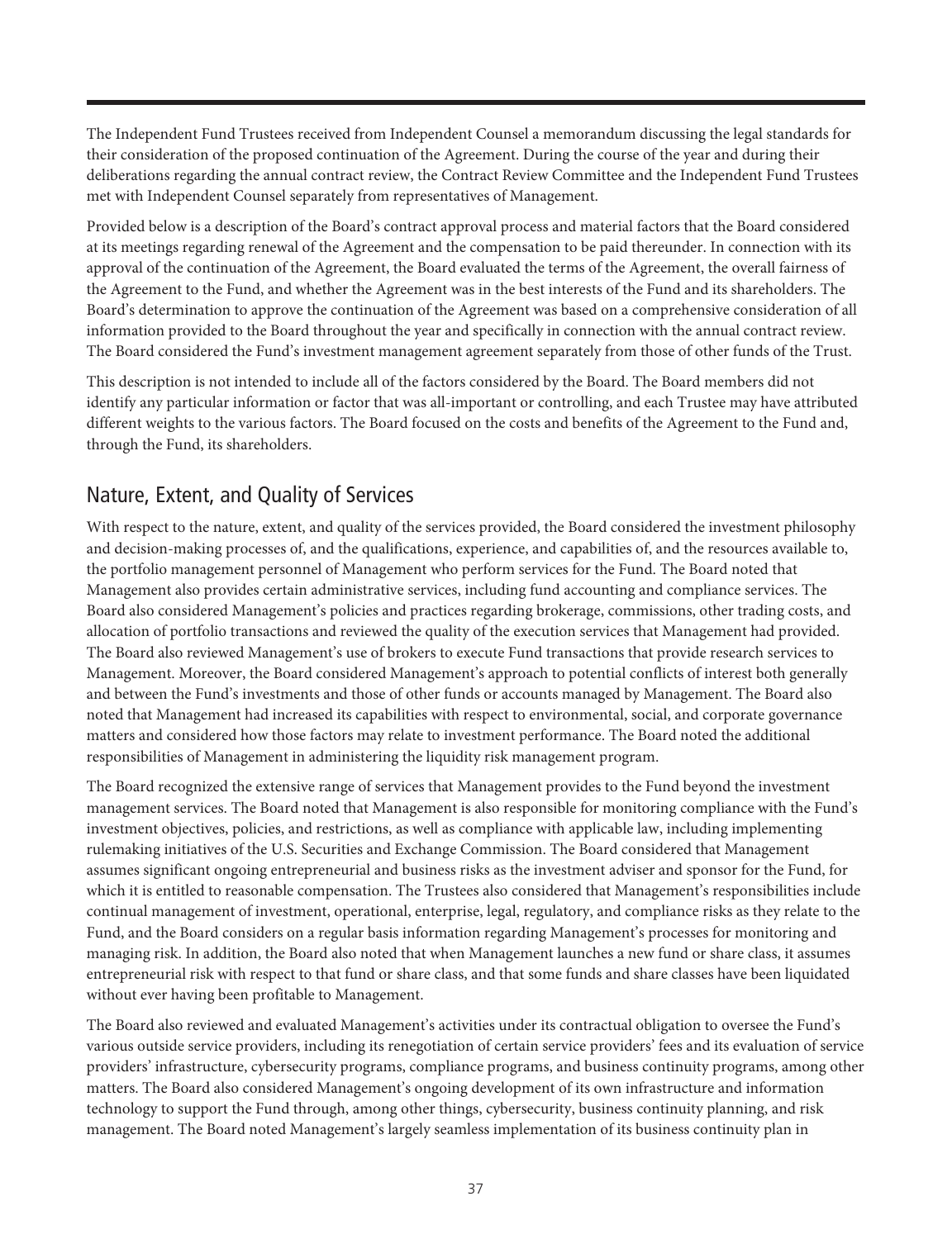The Independent Fund Trustees received from Independent Counsel a memorandum discussing the legal standards for their consideration of the proposed continuation of the Agreement. During the course of the year and during their deliberations regarding the annual contract review, the Contract Review Committee and the Independent Fund Trustees met with Independent Counsel separately from representatives of Management.

Provided below is a description of the Board's contract approval process and material factors that the Board considered at its meetings regarding renewal of the Agreement and the compensation to be paid thereunder. In connection with its approval of the continuation of the Agreement, the Board evaluated the terms of the Agreement, the overall fairness of the Agreement to the Fund, and whether the Agreement was in the best interests of the Fund and its shareholders. The Board's determination to approve the continuation of the Agreement was based on a comprehensive consideration of all information provided to the Board throughout the year and specifically in connection with the annual contract review. The Board considered the Fund's investment management agreement separately from those of other funds of the Trust.

This description is not intended to include all of the factors considered by the Board. The Board members did not identify any particular information or factor that was all-important or controlling, and each Trustee may have attributed different weights to the various factors. The Board focused on the costs and benefits of the Agreement to the Fund and, through the Fund, its shareholders.

## Nature, Extent, and Quality of Services

With respect to the nature, extent, and quality of the services provided, the Board considered the investment philosophy and decision-making processes of, and the qualifications, experience, and capabilities of, and the resources available to, the portfolio management personnel of Management who perform services for the Fund. The Board noted that Management also provides certain administrative services, including fund accounting and compliance services. The Board also considered Management's policies and practices regarding brokerage, commissions, other trading costs, and allocation of portfolio transactions and reviewed the quality of the execution services that Management had provided. The Board also reviewed Management's use of brokers to execute Fund transactions that provide research services to Management. Moreover, the Board considered Management's approach to potential conflicts of interest both generally and between the Fund's investments and those of other funds or accounts managed by Management. The Board also noted that Management had increased its capabilities with respect to environmental, social, and corporate governance matters and considered how those factors may relate to investment performance. The Board noted the additional responsibilities of Management in administering the liquidity risk management program.

The Board recognized the extensive range of services that Management provides to the Fund beyond the investment management services. The Board noted that Management is also responsible for monitoring compliance with the Fund's investment objectives, policies, and restrictions, as well as compliance with applicable law, including implementing rulemaking initiatives of the U.S. Securities and Exchange Commission. The Board considered that Management assumes significant ongoing entrepreneurial and business risks as the investment adviser and sponsor for the Fund, for which it is entitled to reasonable compensation. The Trustees also considered that Management's responsibilities include continual management of investment, operational, enterprise, legal, regulatory, and compliance risks as they relate to the Fund, and the Board considers on a regular basis information regarding Management's processes for monitoring and managing risk. In addition, the Board also noted that when Management launches a new fund or share class, it assumes entrepreneurial risk with respect to that fund or share class, and that some funds and share classes have been liquidated without ever having been profitable to Management.

The Board also reviewed and evaluated Management's activities under its contractual obligation to oversee the Fund's various outside service providers, including its renegotiation of certain service providers' fees and its evaluation of service providers' infrastructure, cybersecurity programs, compliance programs, and business continuity programs, among other matters. The Board also considered Management's ongoing development of its own infrastructure and information technology to support the Fund through, among other things, cybersecurity, business continuity planning, and risk management. The Board noted Management's largely seamless implementation of its business continuity plan in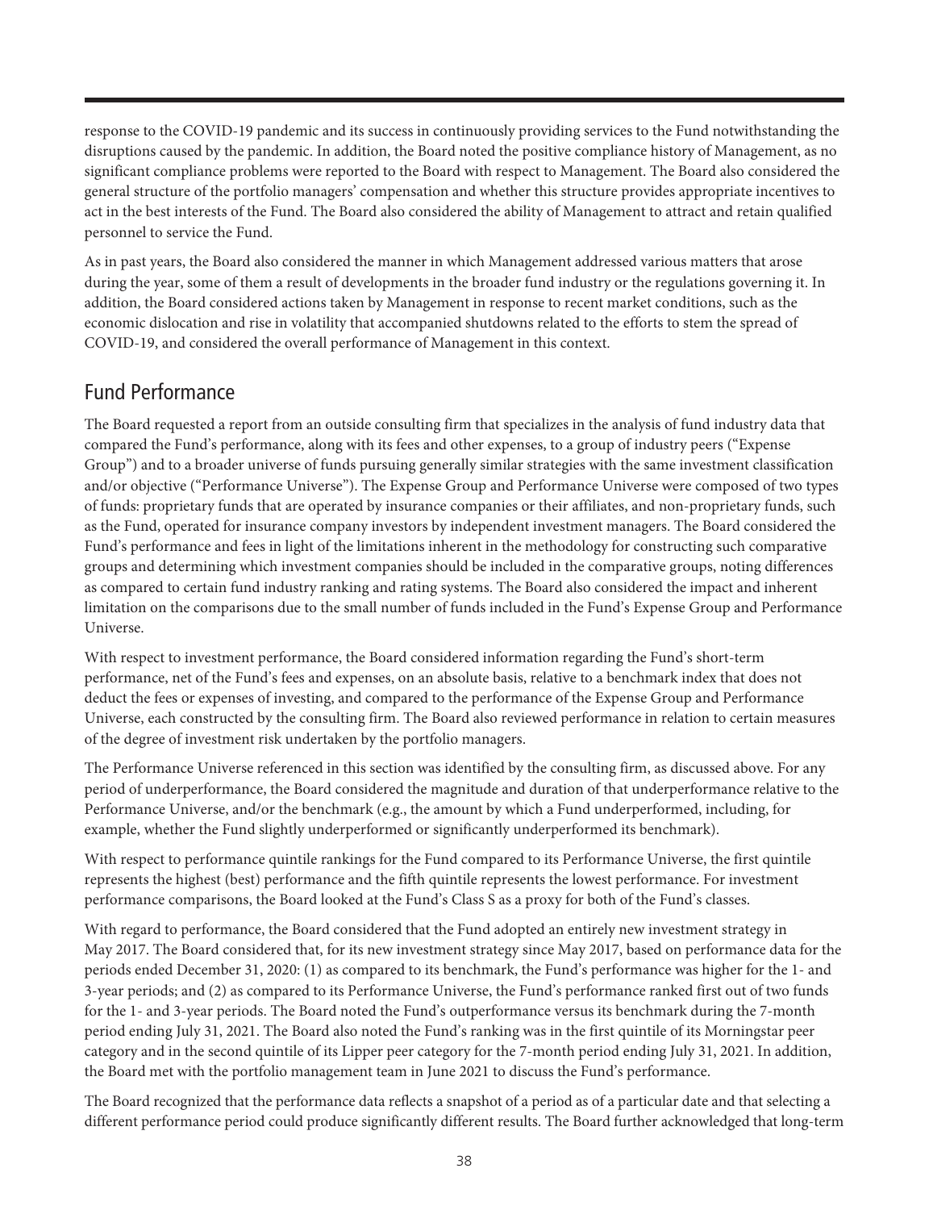response to the COVID-19 pandemic and its success in continuously providing services to the Fund notwithstanding the disruptions caused by the pandemic. In addition, the Board noted the positive compliance history of Management, as no significant compliance problems were reported to the Board with respect to Management. The Board also considered the general structure of the portfolio managers' compensation and whether this structure provides appropriate incentives to act in the best interests of the Fund. The Board also considered the ability of Management to attract and retain qualified personnel to service the Fund.

As in past years, the Board also considered the manner in which Management addressed various matters that arose during the year, some of them a result of developments in the broader fund industry or the regulations governing it. In addition, the Board considered actions taken by Management in response to recent market conditions, such as the economic dislocation and rise in volatility that accompanied shutdowns related to the efforts to stem the spread of COVID-19, and considered the overall performance of Management in this context.

## Fund Performance

The Board requested a report from an outside consulting firm that specializes in the analysis of fund industry data that compared the Fund's performance, along with its fees and other expenses, to a group of industry peers ("Expense Group") and to a broader universe of funds pursuing generally similar strategies with the same investment classification and/or objective ("Performance Universe"). The Expense Group and Performance Universe were composed of two types of funds: proprietary funds that are operated by insurance companies or their affiliates, and non-proprietary funds, such as the Fund, operated for insurance company investors by independent investment managers. The Board considered the Fund's performance and fees in light of the limitations inherent in the methodology for constructing such comparative groups and determining which investment companies should be included in the comparative groups, noting differences as compared to certain fund industry ranking and rating systems. The Board also considered the impact and inherent limitation on the comparisons due to the small number of funds included in the Fund's Expense Group and Performance Universe.

With respect to investment performance, the Board considered information regarding the Fund's short-term performance, net of the Fund's fees and expenses, on an absolute basis, relative to a benchmark index that does not deduct the fees or expenses of investing, and compared to the performance of the Expense Group and Performance Universe, each constructed by the consulting firm. The Board also reviewed performance in relation to certain measures of the degree of investment risk undertaken by the portfolio managers.

The Performance Universe referenced in this section was identified by the consulting firm, as discussed above. For any period of underperformance, the Board considered the magnitude and duration of that underperformance relative to the Performance Universe, and/or the benchmark (e.g., the amount by which a Fund underperformed, including, for example, whether the Fund slightly underperformed or significantly underperformed its benchmark).

With respect to performance quintile rankings for the Fund compared to its Performance Universe, the first quintile represents the highest (best) performance and the fifth quintile represents the lowest performance. For investment performance comparisons, the Board looked at the Fund's Class S as a proxy for both of the Fund's classes.

With regard to performance, the Board considered that the Fund adopted an entirely new investment strategy in May 2017. The Board considered that, for its new investment strategy since May 2017, based on performance data for the periods ended December 31, 2020: (1) as compared to its benchmark, the Fund's performance was higher for the 1- and 3-year periods; and (2) as compared to its Performance Universe, the Fund's performance ranked first out of two funds for the 1- and 3-year periods. The Board noted the Fund's outperformance versus its benchmark during the 7-month period ending July 31, 2021. The Board also noted the Fund's ranking was in the first quintile of its Morningstar peer category and in the second quintile of its Lipper peer category for the 7-month period ending July 31, 2021. In addition, the Board met with the portfolio management team in June 2021 to discuss the Fund's performance.

The Board recognized that the performance data reflects a snapshot of a period as of a particular date and that selecting a different performance period could produce significantly different results. The Board further acknowledged that long-term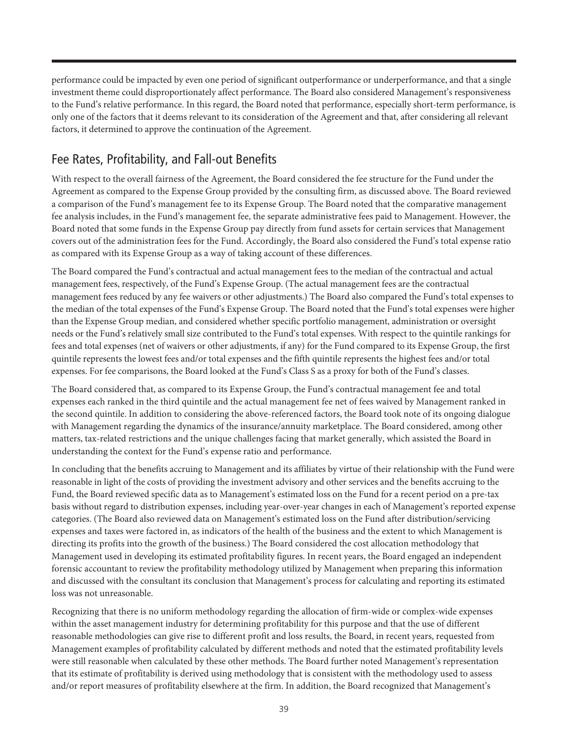performance could be impacted by even one period of significant outperformance or underperformance, and that a single investment theme could disproportionately affect performance. The Board also considered Management's responsiveness to the Fund's relative performance. In this regard, the Board noted that performance, especially short-term performance, is only one of the factors that it deems relevant to its consideration of the Agreement and that, after considering all relevant factors, it determined to approve the continuation of the Agreement.

## Fee Rates, Profitability, and Fall-out Benefits

With respect to the overall fairness of the Agreement, the Board considered the fee structure for the Fund under the Agreement as compared to the Expense Group provided by the consulting firm, as discussed above. The Board reviewed a comparison of the Fund's management fee to its Expense Group. The Board noted that the comparative management fee analysis includes, in the Fund's management fee, the separate administrative fees paid to Management. However, the Board noted that some funds in the Expense Group pay directly from fund assets for certain services that Management covers out of the administration fees for the Fund. Accordingly, the Board also considered the Fund's total expense ratio as compared with its Expense Group as a way of taking account of these differences.

The Board compared the Fund's contractual and actual management fees to the median of the contractual and actual management fees, respectively, of the Fund's Expense Group. (The actual management fees are the contractual management fees reduced by any fee waivers or other adjustments.) The Board also compared the Fund's total expenses to the median of the total expenses of the Fund's Expense Group. The Board noted that the Fund's total expenses were higher than the Expense Group median, and considered whether specific portfolio management, administration or oversight needs or the Fund's relatively small size contributed to the Fund's total expenses. With respect to the quintile rankings for fees and total expenses (net of waivers or other adjustments, if any) for the Fund compared to its Expense Group, the first quintile represents the lowest fees and/or total expenses and the fifth quintile represents the highest fees and/or total expenses. For fee comparisons, the Board looked at the Fund's Class S as a proxy for both of the Fund's classes.

The Board considered that, as compared to its Expense Group, the Fund's contractual management fee and total expenses each ranked in the third quintile and the actual management fee net of fees waived by Management ranked in the second quintile. In addition to considering the above-referenced factors, the Board took note of its ongoing dialogue with Management regarding the dynamics of the insurance/annuity marketplace. The Board considered, among other matters, tax-related restrictions and the unique challenges facing that market generally, which assisted the Board in understanding the context for the Fund's expense ratio and performance.

In concluding that the benefits accruing to Management and its affiliates by virtue of their relationship with the Fund were reasonable in light of the costs of providing the investment advisory and other services and the benefits accruing to the Fund, the Board reviewed specific data as to Management's estimated loss on the Fund for a recent period on a pre-tax basis without regard to distribution expenses, including year-over-year changes in each of Management's reported expense categories. (The Board also reviewed data on Management's estimated loss on the Fund after distribution/servicing expenses and taxes were factored in, as indicators of the health of the business and the extent to which Management is directing its profits into the growth of the business.) The Board considered the cost allocation methodology that Management used in developing its estimated profitability figures. In recent years, the Board engaged an independent forensic accountant to review the profitability methodology utilized by Management when preparing this information and discussed with the consultant its conclusion that Management's process for calculating and reporting its estimated loss was not unreasonable.

Recognizing that there is no uniform methodology regarding the allocation of firm-wide or complex-wide expenses within the asset management industry for determining profitability for this purpose and that the use of different reasonable methodologies can give rise to different profit and loss results, the Board, in recent years, requested from Management examples of profitability calculated by different methods and noted that the estimated profitability levels were still reasonable when calculated by these other methods. The Board further noted Management's representation that its estimate of profitability is derived using methodology that is consistent with the methodology used to assess and/or report measures of profitability elsewhere at the firm. In addition, the Board recognized that Management's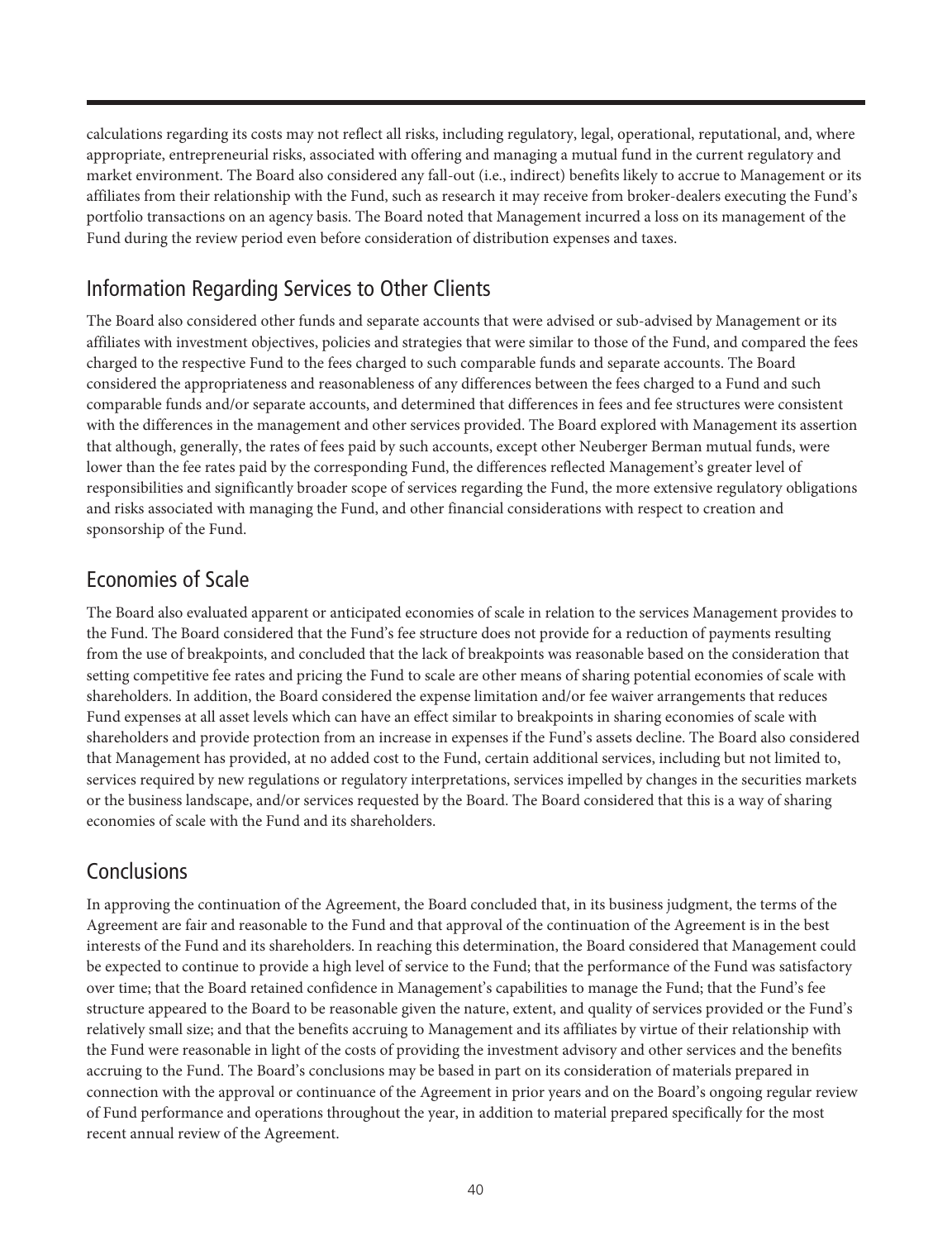calculations regarding its costs may not reflect all risks, including regulatory, legal, operational, reputational, and, where appropriate, entrepreneurial risks, associated with offering and managing a mutual fund in the current regulatory and market environment. The Board also considered any fall-out (i.e., indirect) benefits likely to accrue to Management or its affiliates from their relationship with the Fund, such as research it may receive from broker-dealers executing the Fund's portfolio transactions on an agency basis. The Board noted that Management incurred a loss on its management of the Fund during the review period even before consideration of distribution expenses and taxes.

## Information Regarding Services to Other Clients

The Board also considered other funds and separate accounts that were advised or sub-advised by Management or its affiliates with investment objectives, policies and strategies that were similar to those of the Fund, and compared the fees charged to the respective Fund to the fees charged to such comparable funds and separate accounts. The Board considered the appropriateness and reasonableness of any differences between the fees charged to a Fund and such comparable funds and/or separate accounts, and determined that differences in fees and fee structures were consistent with the differences in the management and other services provided. The Board explored with Management its assertion that although, generally, the rates of fees paid by such accounts, except other Neuberger Berman mutual funds, were lower than the fee rates paid by the corresponding Fund, the differences reflected Management's greater level of responsibilities and significantly broader scope of services regarding the Fund, the more extensive regulatory obligations and risks associated with managing the Fund, and other financial considerations with respect to creation and sponsorship of the Fund.

## Economies of Scale

The Board also evaluated apparent or anticipated economies of scale in relation to the services Management provides to the Fund. The Board considered that the Fund's fee structure does not provide for a reduction of payments resulting from the use of breakpoints, and concluded that the lack of breakpoints was reasonable based on the consideration that setting competitive fee rates and pricing the Fund to scale are other means of sharing potential economies of scale with shareholders. In addition, the Board considered the expense limitation and/or fee waiver arrangements that reduces Fund expenses at all asset levels which can have an effect similar to breakpoints in sharing economies of scale with shareholders and provide protection from an increase in expenses if the Fund's assets decline. The Board also considered that Management has provided, at no added cost to the Fund, certain additional services, including but not limited to, services required by new regulations or regulatory interpretations, services impelled by changes in the securities markets or the business landscape, and/or services requested by the Board. The Board considered that this is a way of sharing economies of scale with the Fund and its shareholders.

## Conclusions

In approving the continuation of the Agreement, the Board concluded that, in its business judgment, the terms of the Agreement are fair and reasonable to the Fund and that approval of the continuation of the Agreement is in the best interests of the Fund and its shareholders. In reaching this determination, the Board considered that Management could be expected to continue to provide a high level of service to the Fund; that the performance of the Fund was satisfactory over time; that the Board retained confidence in Management's capabilities to manage the Fund; that the Fund's fee structure appeared to the Board to be reasonable given the nature, extent, and quality of services provided or the Fund's relatively small size; and that the benefits accruing to Management and its affiliates by virtue of their relationship with the Fund were reasonable in light of the costs of providing the investment advisory and other services and the benefits accruing to the Fund. The Board's conclusions may be based in part on its consideration of materials prepared in connection with the approval or continuance of the Agreement in prior years and on the Board's ongoing regular review of Fund performance and operations throughout the year, in addition to material prepared specifically for the most recent annual review of the Agreement.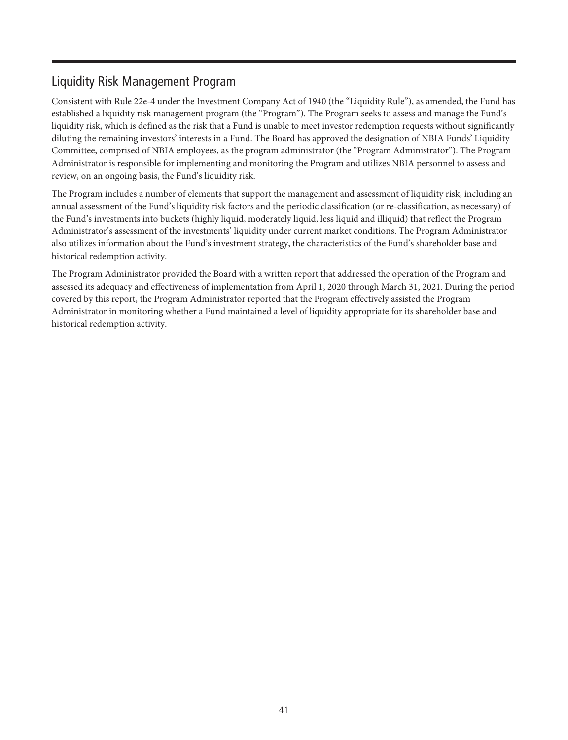## Liquidity Risk Management Program

Consistent with Rule 22e-4 under the Investment Company Act of 1940 (the "Liquidity Rule"), as amended, the Fund has established a liquidity risk management program (the "Program"). The Program seeks to assess and manage the Fund's liquidity risk, which is defined as the risk that a Fund is unable to meet investor redemption requests without significantly diluting the remaining investors' interests in a Fund. The Board has approved the designation of NBIA Funds' Liquidity Committee, comprised of NBIA employees, as the program administrator (the "Program Administrator"). The Program Administrator is responsible for implementing and monitoring the Program and utilizes NBIA personnel to assess and review, on an ongoing basis, the Fund's liquidity risk.

The Program includes a number of elements that support the management and assessment of liquidity risk, including an annual assessment of the Fund's liquidity risk factors and the periodic classification (or re-classification, as necessary) of the Fund's investments into buckets (highly liquid, moderately liquid, less liquid and illiquid) that reflect the Program Administrator's assessment of the investments' liquidity under current market conditions. The Program Administrator also utilizes information about the Fund's investment strategy, the characteristics of the Fund's shareholder base and historical redemption activity.

The Program Administrator provided the Board with a written report that addressed the operation of the Program and assessed its adequacy and effectiveness of implementation from April 1, 2020 through March 31, 2021. During the period covered by this report, the Program Administrator reported that the Program effectively assisted the Program Administrator in monitoring whether a Fund maintained a level of liquidity appropriate for its shareholder base and historical redemption activity.